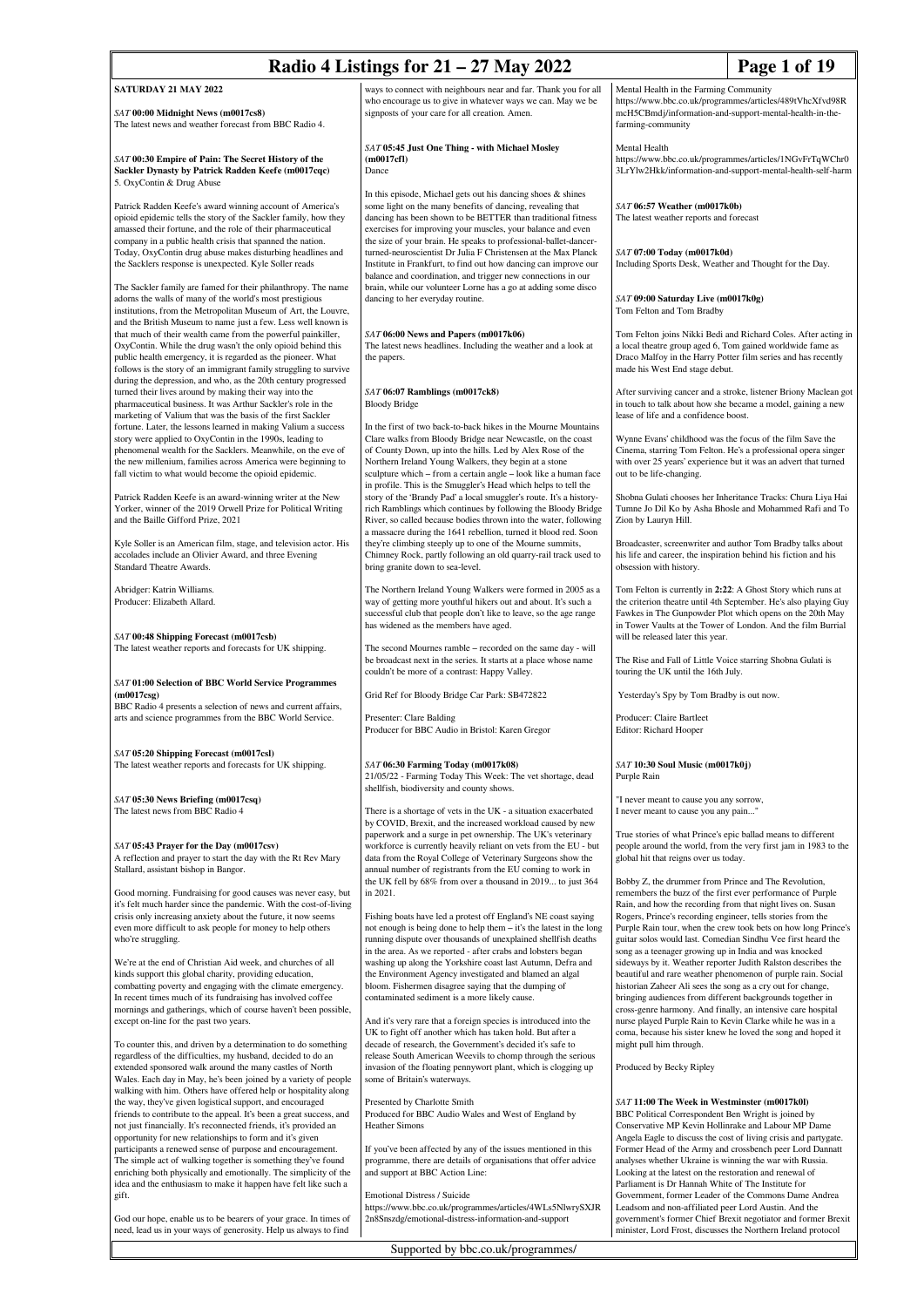# Radio 4 Listings for 21 – 27 May 2022

## SATURDAY 21 MAY 2022

### *SAT* 00:00 Midnight News (m0017cs8)
The latest news and weather forecast from BBC Radio 4.

### *SAT* 00:30 Empire of Pain: The Secret History of the Sackler Dynasty by Patrick Radden Keefe (m0017cqc)
5. OxyContin & Drug Abuse

Patrick Radden Keefe's award winning account of America's opioid epidemic tells the story of the Sackler family, how they amassed their fortune, and the role of their pharmaceutical company in a public health crisis that spanned the nation. Today, OxyContin drug abuse makes disturbing headlines and the Sacklers response is unexpected. Kyle Soller reads

The Sackler family are famed for their philanthropy. The name adorns the walls of many of the world's most prestigious institutions, from the Metropolitan Museum of Art, the Louvre, and the British Museum to name just a few. Less well known is that much of their wealth came from the powerful painkiller, OxyContin. While the drug wasn't the only opioid behind this public health emergency, it is regarded as the pioneer. What follows is the story of an immigrant family struggling to survive during the depression, and who, as the 20th century progressed turned their lives around by making their way into the pharmaceutical business. It was Arthur Sackler's role in the marketing of Valium that was the basis of the first Sackler fortune. Later, the lessons learned in making Valium a success story were applied to OxyContin in the 1990s, leading to phenomenal wealth for the Sacklers. Meanwhile, on the eve of the new millenium, families across America were beginning to fall victim to what would become the opioid epidemic.

Patrick Radden Keefe is an award-winning writer at the New Yorker, winner of the 2019 Orwell Prize for Political Writing and the Baille Gifford Prize, 2021

Kyle Soller is an American film, stage, and television actor. His accolades include an Olivier Award, and three Evening Standard Theatre Awards.

Abridger: Katrin Williams.
Producer: Elizabeth Allard.

### *SAT* 00:48 Shipping Forecast (m0017csb)
The latest weather reports and forecasts for UK shipping.

### *SAT* 01:00 Selection of BBC World Service Programmes (m0017csg)
BBC Radio 4 presents a selection of news and current affairs, arts and science programmes from the BBC World Service.

### *SAT* 05:20 Shipping Forecast (m0017csl)
The latest weather reports and forecasts for UK shipping.

### *SAT* 05:30 News Briefing (m0017csq)
The latest news from BBC Radio 4

### *SAT* 05:43 Prayer for the Day (m0017csv)
A reflection and prayer to start the day with the Rt Rev Mary Stallard, assistant bishop in Bangor.

Good morning. Fundraising for good causes was never easy, but it's felt much harder since the pandemic. With the cost-of-living crisis only increasing anxiety about the future, it now seems even more difficult to ask people for money to help others who're struggling.

We're at the end of Christian Aid week, and churches of all kinds support this global charity, providing education, combatting poverty and engaging with the climate emergency. In recent times much of its fundraising has involved coffee mornings and gatherings, which of course haven't been possible, except on-line for the past two years.

To counter this, and driven by a determination to do something regardless of the difficulties, my husband, decided to do an extended sponsored walk around the many castles of North Wales. Each day in May, he's been joined by a variety of people walking with him. Others have offered help or hospitality along the way, they've given logistical support, and encouraged friends to contribute to the appeal. It's been a great success, and not just financially. It's reconnected friends, it's provided an opportunity for new relationships to form and it's given participants a renewed sense of purpose and encouragement. The simple act of walking together is something they've found enriching both physically and emotionally. The simplicity of the idea and the enthusiasm to make it happen have felt like such a gift.

God our hope, enable us to be bearers of your grace. In times of need, lead us in your ways of generosity. Help us always to find ways to connect with neighbours near and far. Thank you for all who encourage us to give in whatever ways we can. May we be signposts of your care for all creation. Amen.

### *SAT* 05:45 Just One Thing - with Michael Mosley (m0017cfl)
Dance

In this episode, Michael gets out his dancing shoes & shines some light on the many benefits of dancing, revealing that dancing has been shown to be BETTER than traditional fitness exercises for improving your muscles, your balance and even the size of your brain. He speaks to professional-ballet-dancer-turned-neuroscientist Dr Julia F Christensen at the Max Planck Institute in Frankfurt, to find out how dancing can improve our balance and coordination, and trigger new connections in our brain, while our volunteer Lorne has a go at adding some disco dancing to her everyday routine.

### *SAT* 06:00 News and Papers (m0017k06)
The latest news headlines. Including the weather and a look at the papers.

### *SAT* 06:07 Ramblings (m0017ck8)
Bloody Bridge

In the first of two back-to-back hikes in the Mourne Mountains Clare walks from Bloody Bridge near Newcastle, on the coast of County Down, up into the hills. Led by Alex Rose of the Northern Ireland Young Walkers, they begin at a stone sculpture which – from a certain angle – look like a human face in profile. This is the Smuggler's Head which helps to tell the story of the 'Brandy Pad' a local smuggler's route. It's a history-rich Ramblings which continues by following the Bloody Bridge River, so called because bodies thrown into the water, following a massacre during the 1641 rebellion, turned it blood red. Soon they're climbing steeply up to one of the Mourne summits, Chimney Rock, partly following an old quarry-rail track used to bring granite down to sea-level.

The Northern Ireland Young Walkers were formed in 2005 as a way of getting more youthful hikers out and about. It's such a successful club that people don't like to leave, so the age range has widened as the members have aged.

The second Mournes ramble – recorded on the same day - will be broadcast next in the series. It starts at a place whose name couldn't be more of a contrast: Happy Valley.

Grid Ref for Bloody Bridge Car Park: SB472822

Presenter: Clare Balding
Producer for BBC Audio in Bristol: Karen Gregor

### *SAT* 06:30 Farming Today (m0017k08)
21/05/22 - Farming Today This Week: The vet shortage, dead shellfish, biodiversity and county shows.

There is a shortage of vets in the UK - a situation exacerbated by COVID, Brexit, and the increased workload caused by new paperwork and a surge in pet ownership. The UK's veterinary workforce is currently heavily reliant on vets from the EU - but data from the Royal College of Veterinary Surgeons show the annual number of registrants from the EU coming to work in the UK fell by 68% from over a thousand in 2019... to just 364 in 2021.

Fishing boats have led a protest off England's NE coast saying not enough is being done to help them – it's the latest in the long running dispute over thousands of unexplained shellfish deaths in the area. As we reported - after crabs and lobsters began washing up along the Yorkshire coast last Autumn, Defra and the Environment Agency investigated and blamed an algal bloom. Fishermen disagree saying that the dumping of contaminated sediment is a more likely cause.

And it's very rare that a foreign species is introduced into the UK to fight off another which has taken hold. But after a decade of research, the Government's decided it's safe to release South American Weevils to chomp through the serious invasion of the floating pennywort plant, which is clogging up some of Britain's waterways.

Presented by Charlotte Smith
Produced for BBC Audio Wales and West of England by Heather Simons

If you've been affected by any of the issues mentioned in this programme, there are details of organisations that offer advice and support at BBC Action Line:

Emotional Distress / Suicide
https://www.bbc.co.uk/programmes/articles/4WLs5NlwrySXJR2n8Snszdg/emotional-distress-information-and-support

Mental Health in the Farming Community
https://www.bbc.co.uk/programmes/articles/489tVhcXfvd98RmcH5CBmdj/information-and-support-mental-health-in-the-farming-community

Mental Health
https://www.bbc.co.uk/programmes/articles/1NGvFrTqWChr03LrYlw2Hkk/information-and-support-mental-health-self-harm

### *SAT* 06:57 Weather (m0017k0b)
The latest weather reports and forecast

### *SAT* 07:00 Today (m0017k0d)
Including Sports Desk, Weather and Thought for the Day.

### *SAT* 09:00 Saturday Live (m0017k0g)
Tom Felton and Tom Bradby

Tom Felton joins Nikki Bedi and Richard Coles. After acting in a local theatre group aged 6, Tom gained worldwide fame as Draco Malfoy in the Harry Potter film series and has recently made his West End stage debut.

After surviving cancer and a stroke, listener Briony Maclean got in touch to talk about how she became a model, gaining a new lease of life and a confidence boost.

Wynne Evans' childhood was the focus of the film Save the Cinema, starring Tom Felton. He's a professional opera singer with over 25 years' experience but it was an advert that turned out to be life-changing.

Shobna Gulati chooses her Inheritance Tracks: Chura Liya Hai Tumne Jo Dil Ko by Asha Bhosle and Mohammed Rafi and To Zion by Lauryn Hill.

Broadcaster, screenwriter and author Tom Bradby talks about his life and career, the inspiration behind his fiction and his obsession with history.

Tom Felton is currently in **2:22**: A Ghost Story which runs at the criterion theatre until 4th September. He's also playing Guy Fawkes in The Gunpowder Plot which opens on the 20th May in Tower Vaults at the Tower of London. And the film Burrial will be released later this year.

The Rise and Fall of Little Voice starring Shobna Gulati is touring the UK until the 16th July.

Yesterday's Spy by Tom Bradby is out now.

Producer: Claire Bartleet
Editor: Richard Hooper

### *SAT* 10:30 Soul Music (m0017k0j)
Purple Rain

"I never meant to cause you any sorrow,
I never meant to cause you any pain..."

True stories of what Prince's epic ballad means to different people around the world, from the very first jam in 1983 to the global hit that reigns over us today.

Bobby Z, the drummer from Prince and The Revolution, remembers the buzz of the first ever performance of Purple Rain, and how the recording from that night lives on. Susan Rogers, Prince's recording engineer, tells stories from the Purple Rain tour, when the crew took bets on how long Prince's guitar solos would last. Comedian Sindhu Vee first heard the song as a teenager growing up in India and was knocked sideways by it. Weather reporter Judith Ralston describes the beautiful and rare weather phenomenon of purple rain. Social historian Zaheer Ali sees the song as a cry out for change, bringing audiences from different backgrounds together in cross-genre harmony. And finally, an intensive care hospital nurse played Purple Rain to Kevin Clarke while he was in a coma, because his sister knew he loved the song and hoped it might pull him through.

Produced by Becky Ripley

### *SAT* 11:00 The Week in Westminster (m0017k0l)
BBC Political Correspondent Ben Wright is joined by Conservative MP Kevin Hollinrake and Labour MP Dame Angela Eagle to discuss the cost of living crisis and partygate. Former Head of the Army and crossbench peer Lord Dannatt analyses whether Ukraine is winning the war with Russia. Looking at the latest on the restoration and renewal of Parliament is Dr Hannah White of The Institute for Government, former Leader of the Commons Dame Andrea Leadsom and non-affiliated peer Lord Austin. And the government's former Chief Brexit negotiator and former Brexit minister, Lord Frost, discusses the Northern Ireland protocol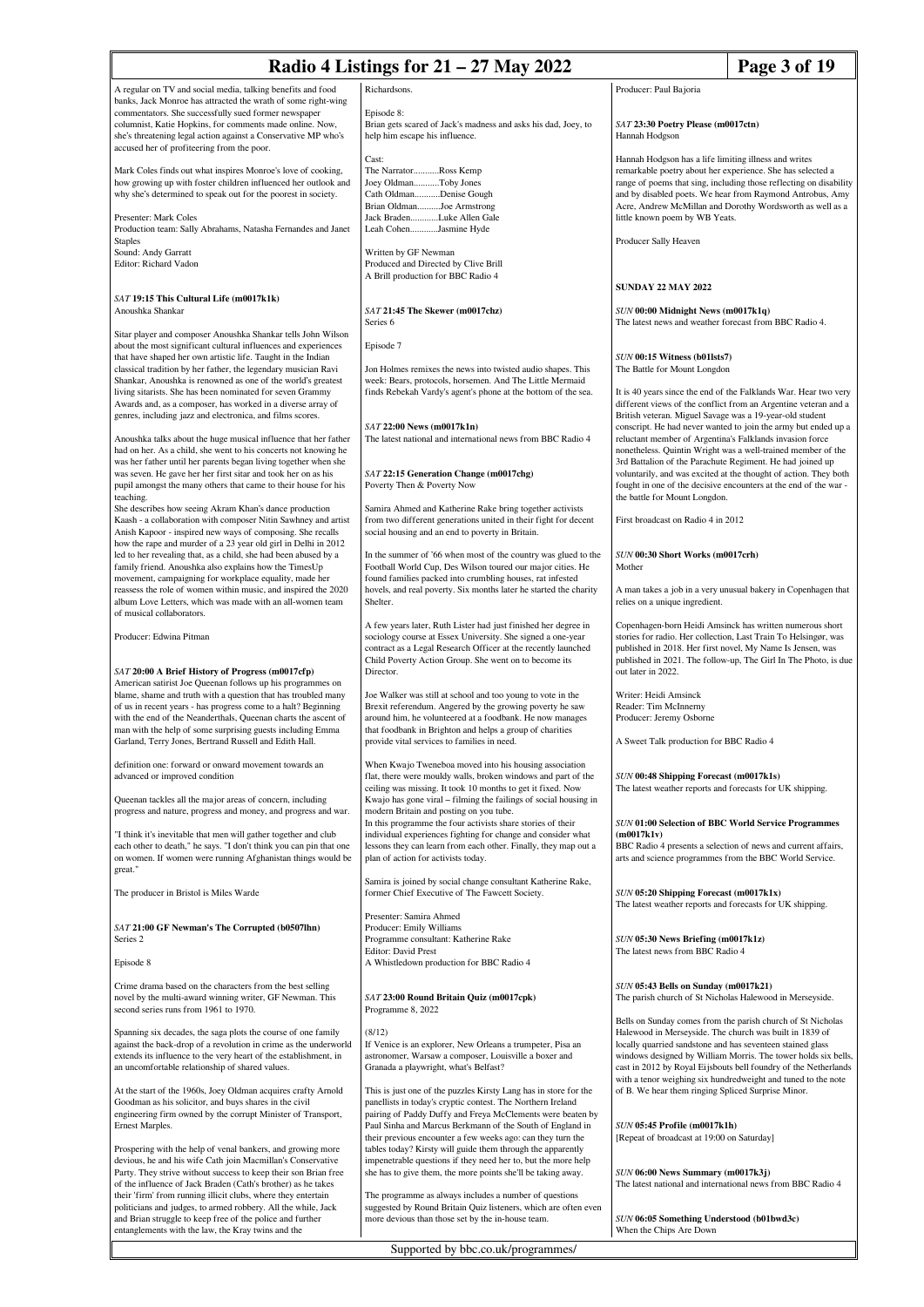A regular on TV and social media, talking benefits and food banks, Jack Monroe has attracted the wrath of some right-wing commentators. She successfully sued former newspaper columnist, Katie Hopkins, for comments made online. Now, she's threatening legal action against a Conservative MP who's accused her of profiteering from the poor.

Mark Coles finds out what inspires Monroe's love of cooking, how growing up with foster children influenced her outlook and why she's determined to speak out for the poorest in society.

Presenter: Mark Coles
Production team: Sally Abrahams, Natasha Fernandes and Janet Staples
Sound: Andy Garratt
Editor: Richard Vadon

*SAT* **19:15 This Cultural Life (m0017k1k)**
Anoushka Shankar

Sitar player and composer Anoushka Shankar tells John Wilson about the most significant cultural influences and experiences that have shaped her own artistic life. Taught in the Indian classical tradition by her father, the legendary musician Ravi Shankar, Anoushka is renowned as one of the world's greatest living sitarists. She has been nominated for seven Grammy Awards and, as a composer, has worked in a diverse array of genres, including jazz and electronica, and films scores.

Anoushka talks about the huge musical influence that her father had on her. As a child, she went to his concerts not knowing he was her father until her parents began living together when she was seven. He gave her her first sitar and took her on as his pupil amongst the many others that came to their house for his teaching.
She describes how seeing Akram Khan's dance production Kaash - a collaboration with composer Nitin Sawhney and artist Anish Kapoor - inspired new ways of composing. She recalls how the rape and murder of a 23 year old girl in Delhi in 2012 led to her revealing that, as a child, she had been abused by a family friend. Anoushka also explains how the TimesUp movement, campaigning for workplace equality, made her reassess the role of women within music, and inspired the 2020 album Love Letters, which was made with an all-women team of musical collaborators.

Producer: Edwina Pitman

*SAT* **20:00 A Brief History of Progress (m0017cfp)**
American satirist Joe Queenan follows up his programmes on blame, shame and truth with a question that has troubled many of us in recent years - has progress come to a halt? Beginning with the end of the Neanderthals, Queenan charts the ascent of man with the help of some surprising guests including Emma Garland, Terry Jones, Bertrand Russell and Edith Hall.

definition one: forward or onward movement towards an advanced or improved condition

Queenan tackles all the major areas of concern, including progress and nature, progress and money, and progress and war.

"I think it's inevitable that men will gather together and club each other to death," he says. "I don't think you can pin that one on women. If women were running Afghanistan things would be great."

The producer in Bristol is Miles Warde

*SAT* **21:00 GF Newman's The Corrupted (b0507lhn)**
Series 2

Episode 8

Crime drama based on the characters from the best selling novel by the multi-award winning writer, GF Newman. This second series runs from 1961 to 1970.

Spanning six decades, the saga plots the course of one family against the back-drop of a revolution in crime as the underworld extends its influence to the very heart of the establishment, in an uncomfortable relationship of shared values.

At the start of the 1960s, Joey Oldman acquires crafty Arnold Goodman as his solicitor, and buys shares in the civil engineering firm owned by the corrupt Minister of Transport, Ernest Marples.

Prospering with the help of venal bankers, and growing more devious, he and his wife Cath join Macmillan's Conservative Party. They strive without success to keep their son Brian free of the influence of Jack Braden (Cath's brother) as he takes their 'firm' from running illicit clubs, where they entertain politicians and judges, to armed robbery. All the while, Jack and Brian struggle to keep free of the police and further entanglements with the law, the Kray twins and the Richardsons.

Episode 8:
Brian gets scared of Jack's madness and asks his dad, Joey, to help him escape his influence.

Cast:
The Narrator...........Ross Kemp
Joey Oldman...........Toby Jones
Cath Oldman...........Denise Gough
Brian Oldman..........Joe Armstrong
Jack Braden............Luke Allen Gale
Leah Cohen............Jasmine Hyde

Written by GF Newman
Produced and Directed by Clive Brill
A Brill production for BBC Radio 4

*SAT* **21:45 The Skewer (m0017chz)**
Series 6

Episode 7

Jon Holmes remixes the news into twisted audio shapes. This week: Bears, protocols, horsemen. And The Little Mermaid finds Rebekah Vardy's agent's phone at the bottom of the sea.

*SAT* **22:00 News (m0017k1n)**
The latest national and international news from BBC Radio 4

*SAT* **22:15 Generation Change (m0017chg)**
Poverty Then & Poverty Now

Samira Ahmed and Katherine Rake bring together activists from two different generations united in their fight for decent social housing and an end to poverty in Britain.

In the summer of '66 when most of the country was glued to the Football World Cup, Des Wilson toured our major cities. He found families packed into crumbling houses, rat infested hovels, and real poverty. Six months later he started the charity Shelter.

A few years later, Ruth Lister had just finished her degree in sociology course at Essex University. She signed a one-year contract as a Legal Research Officer at the recently launched Child Poverty Action Group. She went on to become its Director.

Joe Walker was still at school and too young to vote in the Brexit referendum. Angered by the growing poverty he saw around him, he volunteered at a foodbank. He now manages that foodbank in Brighton and helps a group of charities provide vital services to families in need.

When Kwajo Tweneboa moved into his housing association flat, there were mouldy walls, broken windows and part of the ceiling was missing. It took 10 months to get it fixed. Now Kwajo has gone viral – filming the failings of social housing in modern Britain and posting on you tube.
In this programme the four activists share stories of their individual experiences fighting for change and consider what lessons they can learn from each other. Finally, they map out a plan of action for activists today.

Samira is joined by social change consultant Katherine Rake, former Chief Executive of The Fawcett Society.

Presenter: Samira Ahmed
Producer: Emily Williams
Programme consultant: Katherine Rake
Editor: David Prest
A Whistledown production for BBC Radio 4

*SAT* **23:00 Round Britain Quiz (m0017cpk)**
Programme 8, 2022

(8/12)
If Venice is an explorer, New Orleans a trumpeter, Pisa an astronomer, Warsaw a composer, Louisville a boxer and Granada a playwright, what's Belfast?

This is just one of the puzzles Kirsty Lang has in store for the panellists in today's cryptic contest. The Northern Ireland pairing of Paddy Duffy and Freya McClements were beaten by Paul Sinha and Marcus Berkmann of the South of England in their previous encounter a few weeks ago: can they turn the tables today? Kirsty will guide them through the apparently impenetrable questions if they need her to, but the more help she has to give them, the more points she'll be taking away.

The programme as always includes a number of questions suggested by Round Britain Quiz listeners, which are often even more devious than those set by the in-house team.

Producer: Paul Bajoria

*SAT* **23:30 Poetry Please (m0017ctn)**
Hannah Hodgson

Hannah Hodgson has a life limiting illness and writes remarkable poetry about her experience. She has selected a range of poems that sing, including those reflecting on disability and by disabled poets. We hear from Raymond Antrobus, Amy Acre, Andrew McMillan and Dorothy Wordsworth as well as a little known poem by WB Yeats.

Producer Sally Heaven

## SUNDAY 22 MAY 2022

*SUN* **00:00 Midnight News (m0017k1q)**
The latest news and weather forecast from BBC Radio 4.

*SUN* **00:15 Witness (b01lsts7)**
The Battle for Mount Longdon

It is 40 years since the end of the Falklands War. Hear two very different views of the conflict from an Argentine veteran and a British veteran. Miguel Savage was a 19-year-old student conscript. He had never wanted to join the army but ended up a reluctant member of Argentina's Falklands invasion force nonetheless. Quintin Wright was a well-trained member of the 3rd Battalion of the Parachute Regiment. He had joined up voluntarily, and was excited at the thought of action. They both fought in one of the decisive encounters at the end of the war - the battle for Mount Longdon.

First broadcast on Radio 4 in 2012

*SUN* **00:30 Short Works (m0017crh)**
Mother

A man takes a job in a very unusual bakery in Copenhagen that relies on a unique ingredient.

Copenhagen-born Heidi Amsinck has written numerous short stories for radio. Her collection, Last Train To Helsingør, was published in 2018. Her first novel, My Name Is Jensen, was published in 2021. The follow-up, The Girl In The Photo, is due out later in 2022.

Writer: Heidi Amsinck
Reader: Tim McInnerny
Producer: Jeremy Osborne

A Sweet Talk production for BBC Radio 4

*SUN* **00:48 Shipping Forecast (m0017k1s)**
The latest weather reports and forecasts for UK shipping.

*SUN* **01:00 Selection of BBC World Service Programmes (m0017k1v)**
BBC Radio 4 presents a selection of news and current affairs, arts and science programmes from the BBC World Service.

*SUN* **05:20 Shipping Forecast (m0017k1x)**
The latest weather reports and forecasts for UK shipping.

*SUN* **05:30 News Briefing (m0017k1z)**
The latest news from BBC Radio 4

*SUN* **05:43 Bells on Sunday (m0017k21)**
The parish church of St Nicholas Halewood in Merseyside.

Bells on Sunday comes from the parish church of St Nicholas Halewood in Merseyside. The church was built in 1839 of locally quarried sandstone and has seventeen stained glass windows designed by William Morris. The tower holds six bells, cast in 2012 by Royal Eijsbouts bell foundry of the Netherlands with a tenor weighing six hundredweight and tuned to the note of B. We hear them ringing Spliced Surprise Minor.

*SUN* **05:45 Profile (m0017k1h)**
[Repeat of broadcast at 19:00 on Saturday]

*SUN* **06:00 News Summary (m0017k3j)**
The latest national and international news from BBC Radio 4

*SUN* **06:05 Something Understood (b01bwd3c)**
When the Chips Are Down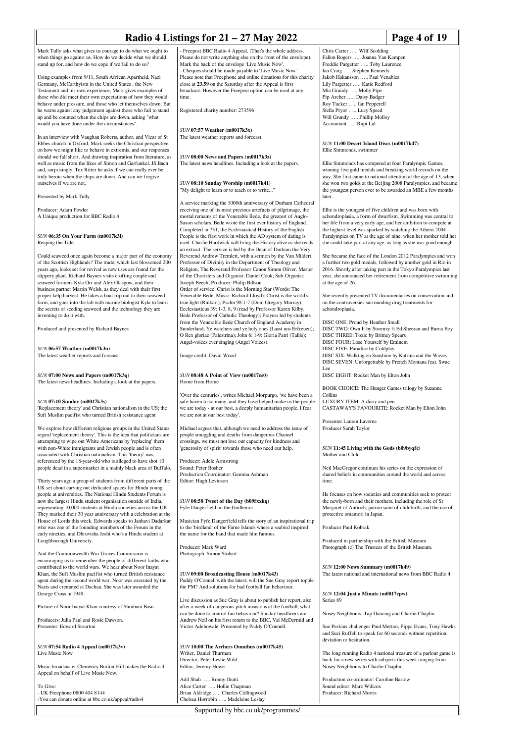Mark Tully asks what gives us courage to do what we ought to when things go against us. How do we decide what we should stand up for, and how do we cope if we fail to do so?

Using examples from 9/11, South African Apartheid, Nazi Germany, McCarthyism in the United States , the New Testament and his own experience, Mark gives examples of those who did meet their own expectations of how they would behave under pressure, and those who let themselves down. But he warns against any judgement against those who fail to stand up and be counted when the chips are down, asking "what would you have done under the circumstances".

In an interview with Vaughan Roberts, author, and Vicar of St Ebbes church in Oxford, Mark seeks the Christian perspective on how we might like to behave in extremis, and our responses should we fall short. And drawing inspiration from literature, as well as music from the likes of Simon and Garfunkel, JS Bach and, surprisingly, Tex Ritter he asks if we can really ever be truly heroic when the chips are down. And can we forgive ourselves if we are not.

Presented by Mark Tully

Producer: Adam Fowler
A Unique production for BBC Radio 4

### *SUN* 06:35 On Your Farm (m0017k3l)
Reaping the Tide

Could seaweed once again become a major part of the economy of the Scottish Highlands? The trade, which last blossomed 200 years ago, looks set for revival as new uses are found for the slippery plant. Richard Baynes visits crofting couple and seaweed farmers Kyla Orr and Alex Glasgow, and their business partner Martin Welsh, as they deal with their first proper kelp harvest. He takes a boat trip out to their seaweed farm, and goes into the lab with marine biologist Kyla to learn the secrets of seeding seaweed and the technology they are inventing to do it with.

Produced and presented by Richard Baynes

### *SUN* 06:57 Weather (m0017k3n)
The latest weather reports and forecast

### *SUN* 07:00 News and Papers (m0017k3q)
The latest news headlines. Including a look at the papers.

### *SUN* 07:10 Sunday (m0017k3s)
'Replacement theory' and Christian nationalism in the US; the Sufi Muslim pacifist who turned British resistance agent

We explore how different religious groups in the United States regard 'replacement theory'. This is the idea that politicians are attempting to wipe out White Americans by 'replacing' them with non-White immigrants and Jewish people and is often associated with Christian nationalism. This 'theory' was referenced by the 18-year-old who is alleged to have shot 10 people dead in a supermarket in a mainly black area of Buffalo.

Thirty years ago a group of students from different parts of the UK set about carving out dedicated spaces for Hindu young people at universities. The National Hindu Students Forum is now the largest Hindu student organisation outside of India, representing 10,000 students at Hindu societies across the UK. They marked their 30 year anniversary with a celebration at the House of Lords this week. Edwards speaks to Janhavi Dadarkar who was one of the founding members of the Forum in the early nineties, and Dhruvisha Joshi who's a Hindu student at Loughborough University.

And the Commonwealth War Graves Commission is encouraging us to remember the people of different faiths who contributed to the world wars. We hear about Noor Inayat Khan, the Sufi Muslim pacifist who turned British resistance agent during the second world war. Noor was executed by the Nazis and cremated at Dachau. She was later awarded the George Cross in 1949.

Picture of Noor Inayat Khan courtesy of Shrabani Basu.

Producers: Julia Paul and Rosie Dawson.
Presenter: Edward Stourton

### *SUN* 07:54 Radio 4 Appeal (m0017k3v)
Live Music Now

Music broadcaster Clemency Burton-Hill makes the Radio 4 Appeal on behalf of Live Music Now.

To Give:
- UK Freephone 0800 404 8144
-You can donate online at bbc.co.uk/appeal/radio4
- Freepost BBC Radio 4 Appeal. (That's the whole address. Please do not write anything else on the front of the envelope). Mark the back of the envelope 'Live Music Now'.
- Cheques should be made payable to 'Live Music Now'.
Please note that Freephone and online donations for this charity close at **23.59** on the Saturday after the Appeal is first broadcast. However the Freepost option can be used at any time.

Registered charity number: 273596

### *SUN* 07:57 Weather (m0017k3x)
The latest weather reports and forecast

### *SUN* 08:00 News and Papers (m0017k3z)
The latest news headlines. Including a look at the papers.

### *SUN* 08:10 Sunday Worship (m0017k41)
"My delight to learn or to teach or to write..."

A service marking the 1000th anniversary of Durham Cathedral receiving one of its most precious artefacts of pilgrimage, the mortal remains of the Venerable Bede, the greatest of Anglo-Saxon scholars. Bede wrote the first ever history of England. Completed in 731, the Ecclesiastical History of the English People is the first work in which the AD system of dating is used. Charlie Hardwick will bring the History alive as she reads an extract. The service is led by the Dean of Durham the Very Reverend Andrew Tremlett, with a sermon by the Van Mildert Professor of Divinity in the Department of Theology and Religion, The Reverend Professor Canon Simon Oliver. Master of the Choristers and Organist: Daniel Cook; Sub-Organist: Joseph Beech; Producer: Philip Billson.
Order of service: Christ is the Morning Star (Words: The Venerable Bede, Music: Richard Lloyd); Christ is the world's true light (Rinkart); Psalm 98:1-7 (Dom Gregory Murray); Ecclesiasticus 39: 1-3, 8, 9 (read by Professor Karen Kilby, Bede Professor of Catholic Theology); Prayers led by students from the Venerable Bede Church of England Academy in Sunderland; Ye watchers and ye holy ones (Lasst uns Erfreuen); O Rex gloriae (Palestrina); John 6: 1-9; Gloria Patri (Tallis); Angel-voices ever singing (Angel Voices).

Image credit: David Wood

### *SUN* 08:48 A Point of View (m0017cs0)
Home from Home

'Over the centuries', writes Michael Morpurgo, 'we have been a safe haven to so many, and they have helped make us the people we are today - at our best, a deeply humanitarian people. I fear we are not at our best today'.

Michael argues that, although we need to address the issue of people smuggling and deaths from dangerous Channel crossings, we must not lose our capacity for kindness and 'generosity of spirit' towards those who need our help.

Producer: Adele Armstrong
Sound: Peter Bosher
Production Coordinator: Gemma Ashman
Editor: Hugh Levinson

### *SUN* 08:58 Tweet of the Day (b09fxxkq)
Fyfe Dangerfield on the Guillemot

Musician Fyfe Dangerfield tells the story of an inspirational trip to the 'birdland' of the Farne Islands where a seabird inspired the name for the band that made him famous.

Producer: Mark Ward
Photograph: Simon Stobart.

### *SUN* 09:00 Broadcasting House (m0017k43)
Paddy O'Connell with the latest; will the Sue Gray report topple the PM? And solutions for bad football fan behaviour.

Live discussion as Sue Gray is about to publish her report, also after a week of dangerous pitch invasions at the football, what can be done to control fan behaviour? Sunday headliners are Andrew Neil on his first return to the BBC, Val McDermid and Victor Adebowale. Presented by Paddy O'Connell.

### *SUN* 10:00 The Archers Omnibus (m0017k45)
Writer, Daniel Thurman
Director, Peter Leslie Wild
Editor, Jeremy Howe

Adil Shah ….. Ronny Jhutti
Alice Carter ….. Hollie Chapman
Brian Aldridge ….. Charles Collingwood
Chelsea Horrobin ….. Madeleine Leslay
Chris Carter ….. Wilf Scolding
Fallon Rogers ….. Joanna Van Kampen
Freddie Pargetter ….. Toby Laurence
Ian Craig ….. Stephen Kennedy
Jakob Hakansson ….. Paul Venables
Lily Pargetter ….. Katie Redford
Mia Grundy ….. Molly Pipe
Pip Archer ….. Daisy Badger
Roy Tucker ….. Ian Pepperell
Stella Pryor ….. Lucy Speed
Will Grundy ….. Phillip Molloy
Accountant ….. Rupi Lal

### *SUN* 11:00 Desert Island Discs (m0017k47)
Ellie Simmonds, swimmer

Ellie Simmonds has competed at four Paralympic Games, winning five gold medals and breaking world records on the way. She first came to national attention at the age of 13, when she won two golds at the Beijing 2008 Paralympics, and became the youngest person ever to be awarded an MBE a few months later.

Ellie is the youngest of five children and was born with achondroplasia, a form of dwarfism. Swimming was central to her life from a very early age, and her ambition to compete at the highest level was sparked by watching the Athens 2004 Paralympics on TV at the age of nine, when her mother told her she could take part at any age, as long as she was good enough.

She became the face of the London 2012 Paralympics and won a further two gold medals, followed by another gold in Rio in 2016. Shortly after taking part in the Tokyo Paralympics last year, she announced her retirement from competitive swimming at the age of 26.

She recently presented TV documentaries on conservation and on the controversies surrounding drug treatments for achondroplasia.

DISC ONE: Proud by Heather Small
DISC TWO: Own It by Stormzy ft Ed Sheeran and Burna Boy
DISC THREE: Toxic by Britney Spears
DISC FOUR: Lose Yourself by Eminem
DISC FIVE: Paradise by Coldplay
DISC SIX: Walking on Sunshine by Katrina and the Waves
DISC SEVEN: Unforgettable by French Montana feat. Swae Lee
DISC EIGHT: Rocket Man by Elton John

BOOK CHOICE: The Hunger Games trilogy by Suzanne Collins
LUXURY ITEM: A diary and pen
CASTAWAY'S FAVOURITE: Rocket Man by Elton John

Presenter Lauren Laverne
Producer Sarah Taylor

### *SUN* 11:45 Living with the Gods (b09byqfc)
Mother and Child

Neil MacGregor continues his series on the expression of shared beliefs in communities around the world and across time.

He focuses on how societies and communities seek to protect the newly-born and their mothers, including the role of St Margaret of Antioch, patron saint of childbirth, and the use of protective omamori in Japan.

Producer Paul Kobrak

Produced in partnership with the British Museum
Photograph (c) The Trustees of the British Museum.

### *SUN* 12:00 News Summary (m0017k49)
The latest national and international news from BBC Radio 4.

### *SUN* 12:04 Just a Minute (m0017cpw)
Series 89

Nosey Neighbours, Tap Dancing and Charlie Chaplin

Sue Perkins challenges Paul Merton, Pippa Evans, Tony Hawks and Suzi Ruffell to speak for 60 seconds without repetition, deviation or hesitation.

The long running Radio 4 national treasure of a parlour game is back for a new series with subjects this week ranging from Nosey Neighbours to Charlie Chaplin.

Production co-ordinator: Caroline Barlow
Sound editor: Marc Willcox
Producer: Richard Morris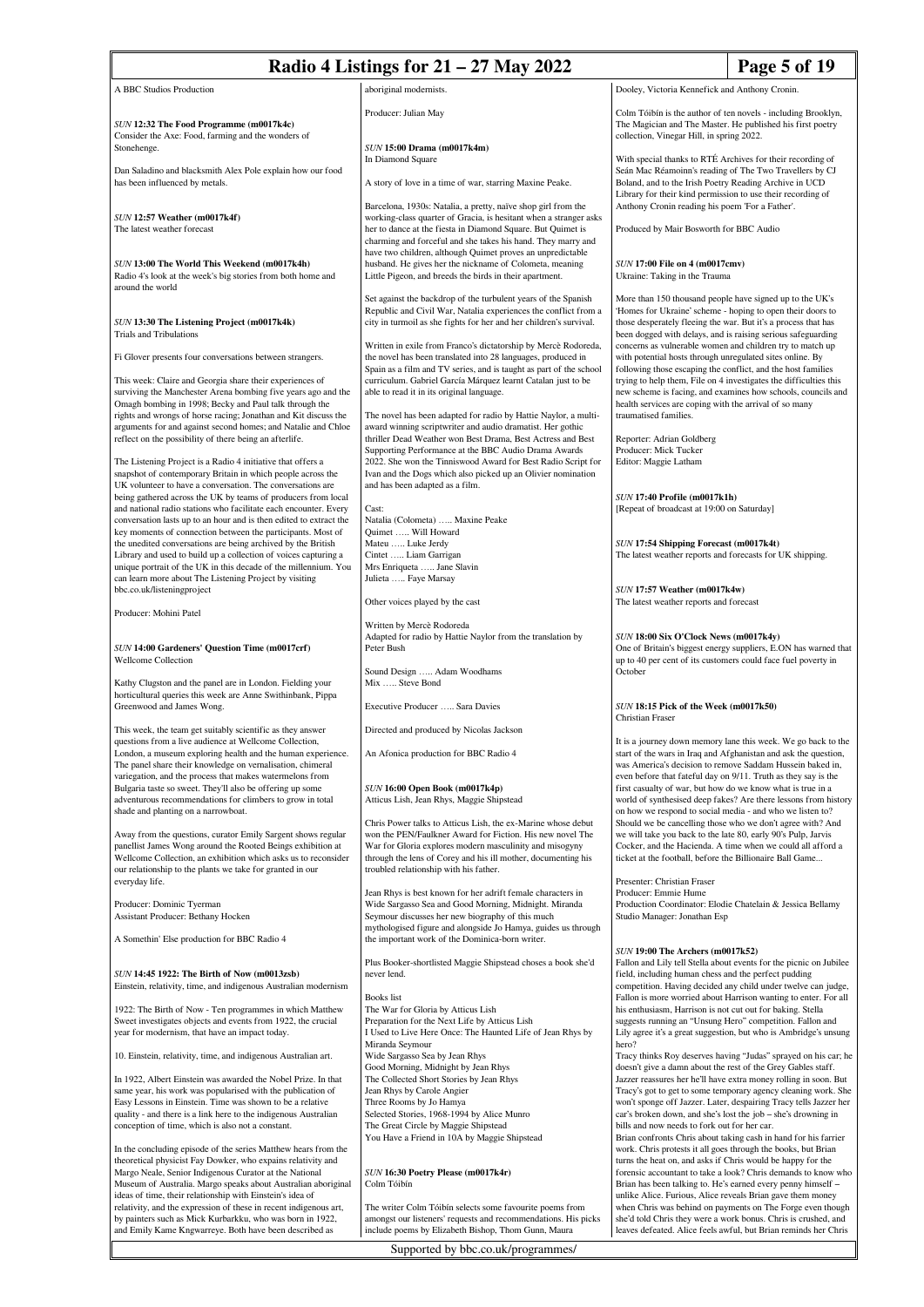A BBC Studios Production

*SUN* **12:32 The Food Programme (m0017k4c)**
Consider the Axe: Food, farming and the wonders of Stonehenge.

Dan Saladino and blacksmith Alex Pole explain how our food has been influenced by metals.

*SUN* **12:57 Weather (m0017k4f)**
The latest weather forecast

*SUN* **13:00 The World This Weekend (m0017k4h)**
Radio 4's look at the week's big stories from both home and around the world

*SUN* **13:30 The Listening Project (m0017k4k)**
Trials and Tribulations

Fi Glover presents four conversations between strangers.

This week: Claire and Georgia share their experiences of surviving the Manchester Arena bombing five years ago and the Omagh bombing in 1998; Becky and Paul talk through the rights and wrongs of horse racing; Jonathan and Kit discuss the arguments for and against second homes; and Natalie and Chloe reflect on the possibility of there being an afterlife.

The Listening Project is a Radio 4 initiative that offers a snapshot of contemporary Britain in which people across the UK volunteer to have a conversation. The conversations are being gathered across the UK by teams of producers from local and national radio stations who facilitate each encounter. Every conversation lasts up to an hour and is then edited to extract the key moments of connection between the participants. Most of the unedited conversations are being archived by the British Library and used to build up a collection of voices capturing a unique portrait of the UK in this decade of the millennium. You can learn more about The Listening Project by visiting bbc.co.uk/listeningproject

Producer: Mohini Patel

*SUN* **14:00 Gardeners' Question Time (m0017crf)**
Wellcome Collection

Kathy Clugston and the panel are in London. Fielding your horticultural queries this week are Anne Swithinbank, Pippa Greenwood and James Wong.

This week, the team get suitably scientific as they answer questions from a live audience at Wellcome Collection, London, a museum exploring health and the human experience. The panel share their knowledge on vernalisation, chimeral variegation, and the process that makes watermelons from Bulgaria taste so sweet. They'll also be offering up some adventurous recommendations for climbers to grow in total shade and planting on a narrowboat.

Away from the questions, curator Emily Sargent shows regular panellist James Wong around the Rooted Beings exhibition at Wellcome Collection, an exhibition which asks us to reconsider our relationship to the plants we take for granted in our everyday life.

Producer: Dominic Tyerman
Assistant Producer: Bethany Hocken

A Somethin' Else production for BBC Radio 4

*SUN* **14:45 1922: The Birth of Now (m0013zsb)**
Einstein, relativity, time, and indigenous Australian modernism

1922: The Birth of Now - Ten programmes in which Matthew Sweet investigates objects and events from 1922, the crucial year for modernism, that have an impact today.

10. Einstein, relativity, time, and indigenous Australian art.

In 1922, Albert Einstein was awarded the Nobel Prize. In that same year, his work was popularised with the publication of Easy Lessons in Einstein. Time was shown to be a relative quality - and there is a link here to the indigenous Australian conception of time, which is also not a constant.

In the concluding episode of the series Matthew hears from the theoretical physicist Fay Dowker, who expains relativity and Margo Neale, Senior Indigenous Curator at the National Museum of Australia. Margo speaks about Australian aboriginal ideas of time, their relationship with Einstein's idea of relativity, and the expression of these in recent indigenous art, by painters such as Mick Kurbarkku, who was born in 1922, and Emily Kame Kngwarreye. Both have been described as aboriginal modernists.

Producer: Julian May

*SUN* **15:00 Drama (m0017k4m)**
In Diamond Square

A story of love in a time of war, starring Maxine Peake.

Barcelona, 1930s: Natalia, a pretty, naïve shop girl from the working-class quarter of Gracia, is hesitant when a stranger asks her to dance at the fiesta in Diamond Square. But Quimet is charming and forceful and she takes his hand. They marry and have two children, although Quimet proves an unpredictable husband. He gives her the nickname of Colometa, meaning Little Pigeon, and breeds the birds in their apartment.

Set against the backdrop of the turbulent years of the Spanish Republic and Civil War, Natalia experiences the conflict from a city in turmoil as she fights for her and her children's survival.

Written in exile from Franco's dictatorship by Mercè Rodoreda, the novel has been translated into 28 languages, produced in Spain as a film and TV series, and is taught as part of the school curriculum. Gabriel García Márquez learnt Catalan just to be able to read it in its original language.

The novel has been adapted for radio by Hattie Naylor, a multi-award winning scriptwriter and audio dramatist. Her gothic thriller Dead Weather won Best Drama, Best Actress and Best Supporting Performance at the BBC Audio Drama Awards 2022. She won the Tinniswood Award for Best Radio Script for Ivan and the Dogs which also picked up an Olivier nomination and has been adapted as a film.

Cast:
Natalia (Colometa) ….. Maxine Peake
Quimet ….. Will Howard
Mateu ….. Luke Jerdy
Cintet ….. Liam Garrigan
Mrs Enriqueta ….. Jane Slavin
Julieta ….. Faye Marsay

Other voices played by the cast

Written by Mercè Rodoreda
Adapted for radio by Hattie Naylor from the translation by Peter Bush

Sound Design ….. Adam Woodhams
Mix ….. Steve Bond

Executive Producer ….. Sara Davies

Directed and produced by Nicolas Jackson

An Afonica production for BBC Radio 4

*SUN* **16:00 Open Book (m0017k4p)**
Atticus Lish, Jean Rhys, Maggie Shipstead

Chris Power talks to Atticus Lish, the ex-Marine whose debut won the PEN/Faulkner Award for Fiction. His new novel The War for Gloria explores modern masculinity and misogyny through the lens of Corey and his ill mother, documenting his troubled relationship with his father.

Jean Rhys is best known for her adrift female characters in Wide Sargasso Sea and Good Morning, Midnight. Miranda Seymour discusses her new biography of this much mythologised figure and alongside Jo Hamya, guides us through the important work of the Dominica-born writer.

Plus Booker-shortlisted Maggie Shipstead choses a book she'd never lend.

Books list
The War for Gloria by Atticus Lish
Preparation for the Next Life by Atticus Lish
I Used to Live Here Once: The Haunted Life of Jean Rhys by Miranda Seymour
Wide Sargasso Sea by Jean Rhys
Good Morning, Midnight by Jean Rhys
The Collected Short Stories by Jean Rhys
Jean Rhys by Carole Angier
Three Rooms by Jo Hamya
Selected Stories, 1968-1994 by Alice Munro
The Great Circle by Maggie Shipstead
You Have a Friend in 10A by Maggie Shipstead

*SUN* **16:30 Poetry Please (m0017k4r)**
Colm Tóibín

The writer Colm Tóibín selects some favourite poems from amongst our listeners' requests and recommendations. His picks include poems by Elizabeth Bishop, Thom Gunn, Maura Dooley, Victoria Kennefick and Anthony Cronin.

Colm Tóibín is the author of ten novels - including Brooklyn, The Magician and The Master. He published his first poetry collection, Vinegar Hill, in spring 2022.

With special thanks to RTÉ Archives for their recording of Seán Mac Réamoinn's reading of The Two Travellers by CJ Boland, and to the Irish Poetry Reading Archive in UCD Library for their kind permission to use their recording of Anthony Cronin reading his poem 'For a Father'.

Produced by Mair Bosworth for BBC Audio

*SUN* **17:00 File on 4 (m0017cmv)**
Ukraine: Taking in the Trauma

More than 150 thousand people have signed up to the UK's 'Homes for Ukraine' scheme - hoping to open their doors to those desperately fleeing the war. But it's a process that has been dogged with delays, and is raising serious safeguarding concerns as vulnerable women and children try to match up with potential hosts through unregulated sites online. By following those escaping the conflict, and the host families trying to help them, File on 4 investigates the difficulties this new scheme is facing, and examines how schools, councils and health services are coping with the arrival of so many traumatised families.

Reporter: Adrian Goldberg
Producer: Mick Tucker
Editor: Maggie Latham

*SUN* **17:40 Profile (m0017k1h)**
[Repeat of broadcast at 19:00 on Saturday]

*SUN* **17:54 Shipping Forecast (m0017k4t)**
The latest weather reports and forecasts for UK shipping.

*SUN* **17:57 Weather (m0017k4w)**
The latest weather reports and forecast

*SUN* **18:00 Six O'Clock News (m0017k4y)**
One of Britain's biggest energy suppliers, E.ON has warned that up to 40 per cent of its customers could face fuel poverty in October

*SUN* **18:15 Pick of the Week (m0017k50)**
Christian Fraser

It is a journey down memory lane this week. We go back to the start of the wars in Iraq and Afghanistan and ask the question, was America's decision to remove Saddam Hussein baked in, even before that fateful day on 9/11. Truth as they say is the first casualty of war, but how do we know what is true in a world of synthesised deep fakes? Are there lessons from history on how we respond to social media - and who we listen to? Should we be cancelling those who we don't agree with? And we will take you back to the late 80, early 90's Pulp, Jarvis Cocker, and the Hacienda. A time when we could all afford a ticket at the football, before the Billionaire Ball Game...

Presenter: Christian Fraser
Producer: Emmie Hume
Production Coordinator: Elodie Chatelain & Jessica Bellamy
Studio Manager: Jonathan Esp

*SUN* **19:00 The Archers (m0017k52)**
Fallon and Lily tell Stella about events for the picnic on Jubilee field, including human chess and the perfect pudding competition. Having decided any child under twelve can judge, Fallon is more worried about Harrison wanting to enter. For all his enthusiasm, Harrison is not cut out for baking. Stella suggests running an "Unsung Hero" competition. Fallon and Lily agree it's a great suggestion, but who is Ambridge's unsung hero?
Tracy thinks Roy deserves having "Judas" sprayed on his car; he doesn't give a damn about the rest of the Grey Gables staff. Jazzer reassures her he'll have extra money rolling in soon. But Tracy's got to get to some temporary agency cleaning work. She won't sponge off Jazzer. Later, despairing Tracy tells Jazzer her car's broken down, and she's lost the job – she's drowning in bills and now needs to fork out for her car.
Brian confronts Chris about taking cash in hand for his farrier work. Chris protests it all goes through the books, but Brian turns the heat on, and asks if Chris would be happy for the forensic accountant to take a look? Chris demands to know who Brian has been talking to. He's earned every penny himself – unlike Alice. Furious, Alice reveals Brian gave them money when Chris was behind on payments on The Forge even though she'd told Chris they were a work bonus. Chris is crushed, and leaves defeated. Alice feels awful, but Brian reminds her Chris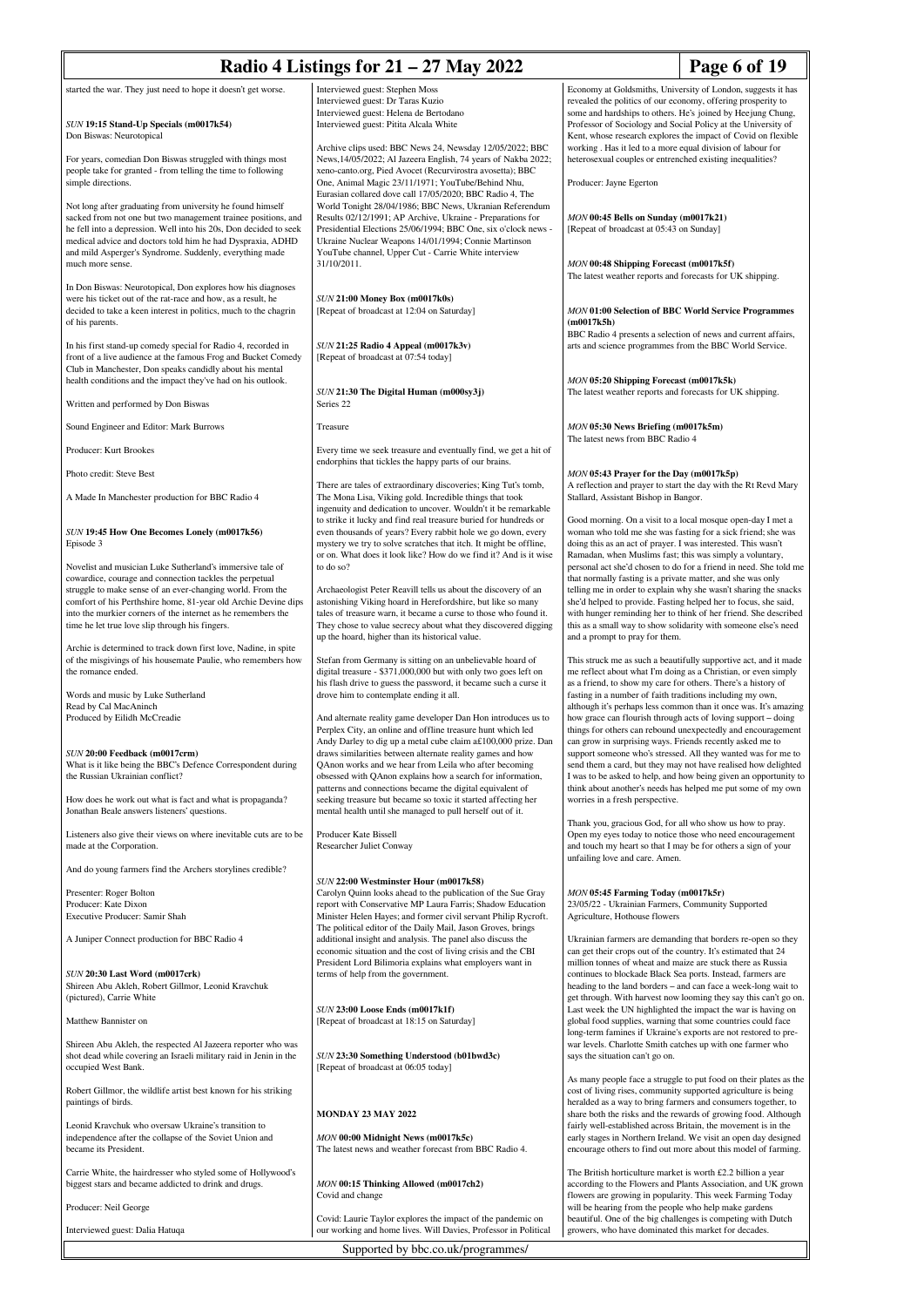started the war. They just need to hope it doesn't get worse.

*SUN* **19:15 Stand-Up Specials (m0017k54)**
Don Biswas: Neurotopical

For years, comedian Don Biswas struggled with things most people take for granted - from telling the time to following simple directions.

Not long after graduating from university he found himself sacked from not one but two management trainee positions, and he fell into a depression. Well into his 20s, Don decided to seek medical advice and doctors told him he had Dyspraxia, ADHD and mild Asperger's Syndrome. Suddenly, everything made much more sense.

In Don Biswas: Neurotopical, Don explores how his diagnoses were his ticket out of the rat-race and how, as a result, he decided to take a keen interest in politics, much to the chagrin of his parents.

In his first stand-up comedy special for Radio 4, recorded in front of a live audience at the famous Frog and Bucket Comedy Club in Manchester, Don speaks candidly about his mental health conditions and the impact they've had on his outlook.

Written and performed by Don Biswas

Sound Engineer and Editor: Mark Burrows

Producer: Kurt Brookes

Photo credit: Steve Best

A Made In Manchester production for BBC Radio 4

*SUN* **19:45 How One Becomes Lonely (m0017k56)**
Episode 3

Novelist and musician Luke Sutherland's immersive tale of cowardice, courage and connection tackles the perpetual struggle to make sense of an ever-changing world. From the comfort of his Perthshire home, 81-year old Archie Devine dips into the murkier corners of the internet as he remembers the time he let true love slip through his fingers.

Archie is determined to track down first love, Nadine, in spite of the misgivings of his housemate Paulie, who remembers how the romance ended.

Words and music by Luke Sutherland
Read by Cal MacAninch
Produced by Eilidh McCreadie

*SUN* **20:00 Feedback (m0017crm)**
What is it like being the BBC's Defence Correspondent during the Russian Ukrainian conflict?

How does he work out what is fact and what is propaganda? Jonathan Beale answers listeners' questions.

Listeners also give their views on where inevitable cuts are to be made at the Corporation.

And do young farmers find the Archers storylines credible?

Presenter: Roger Bolton
Producer: Kate Dixon
Executive Producer: Samir Shah

A Juniper Connect production for BBC Radio 4

*SUN* **20:30 Last Word (m0017crk)**
Shireen Abu Akleh, Robert Gillmor, Leonid Kravchuk (pictured), Carrie White

Matthew Bannister on

Shireen Abu Akleh, the respected Al Jazeera reporter who was shot dead while covering an Israeli military raid in Jenin in the occupied West Bank.

Robert Gillmor, the wildlife artist best known for his striking paintings of birds.

Leonid Kravchuk who oversaw Ukraine's transition to independence after the collapse of the Soviet Union and became its President.

Carrie White, the hairdresser who styled some of Hollywood's biggest stars and became addicted to drink and drugs.

Producer: Neil George

Interviewed guest: Dalia Hatuqa
Interviewed guest: Stephen Moss
Interviewed guest: Dr Taras Kuzio
Interviewed guest: Helena de Bertodano
Interviewed guest: Pitita Alcala White

Archive clips used: BBC News 24, Newsday 12/05/2022; BBC News,14/05/2022; Al Jazeera English, 74 years of Nakba 2022; xeno-canto.org, Pied Avocet (Recurvirostra avosetta); BBC One, Animal Magic 23/11/1971; YouTube/Behind Nhu, Eurasian collared dove call 17/05/2020; BBC Radio 4, The World Tonight 28/04/1986; BBC News, Ukranian Referendum Results 02/12/1991; AP Archive, Ukraine - Preparations for Presidential Elections 25/06/1994; BBC One, six o'clock news - Ukraine Nuclear Weapons 14/01/1994; Connie Martinson YouTube channel, Upper Cut - Carrie White interview 31/10/2011.

*SUN* **21:00 Money Box (m0017k0s)**
[Repeat of broadcast at 12:04 on Saturday]

*SUN* **21:25 Radio 4 Appeal (m0017k3v)**
[Repeat of broadcast at 07:54 today]

*SUN* **21:30 The Digital Human (m000sy3j)**
Series 22

Treasure

Every time we seek treasure and eventually find, we get a hit of endorphins that tickles the happy parts of our brains.

There are tales of extraordinary discoveries; King Tut's tomb, The Mona Lisa, Viking gold. Incredible things that took ingenuity and dedication to uncover. Wouldn't it be remarkable to strike it lucky and find real treasure buried for hundreds or even thousands of years? Every rabbit hole we go down, every mystery we try to solve scratches that itch. It might be offline, or on. What does it look like? How do we find it? And is it wise to do so?

Archaeologist Peter Reavill tells us about the discovery of an astonishing Viking hoard in Herefordshire, but like so many tales of treasure warn, it became a curse to those who found it. They chose to value secrecy about what they discovered digging up the hoard, higher than its historical value.

Stefan from Germany is sitting on an unbelievable hoard of digital treasure - $371,000,000 but with only two goes left on his flash drive to guess the password, it became such a curse it drove him to contemplate ending it all.

And alternate reality game developer Dan Hon introduces us to Perplex City, an online and offline treasure hunt which led Andy Darley to dig up a metal cube claim a£100,000 prize. Dan draws similarities between alternate reality games and how QAnon works and we hear from Leila who after becoming obsessed with QAnon explains how a search for information, patterns and connections became the digital equivalent of seeking treasure but became so toxic it started affecting her mental health until she managed to pull herself out of it.

Producer Kate Bissell
Researcher Juliet Conway

*SUN* **22:00 Westminster Hour (m0017k58)**
Carolyn Quinn looks ahead to the publication of the Sue Gray report with Conservative MP Laura Farris; Shadow Education Minister Helen Hayes; and former civil servant Philip Rycroft. The political editor of the Daily Mail, Jason Groves, brings additional insight and analysis. The panel also discuss the economic situation and the cost of living crisis and the CBI President Lord Bilimoria explains what employers want in terms of help from the government.

*SUN* **23:00 Loose Ends (m0017k1f)**
[Repeat of broadcast at 18:15 on Saturday]

*SUN* **23:30 Something Understood (b01bwd3c)**
[Repeat of broadcast at 06:05 today]

## MONDAY 23 MAY 2022

*MON* **00:00 Midnight News (m0017k5c)**
The latest news and weather forecast from BBC Radio 4.

*MON* **00:15 Thinking Allowed (m0017ch2)**
Covid and change

Covid: Laurie Taylor explores the impact of the pandemic on our working and home lives. Will Davies, Professor in Political Economy at Goldsmiths, University of London, suggests it has revealed the politics of our economy, offering prosperity to some and hardships to others. He's joined by Heejung Chung, Professor of Sociology and Social Policy at the University of Kent, whose research explores the impact of Covid on flexible working . Has it led to a more equal division of labour for heterosexual couples or entrenched existing inequalities?

Producer: Jayne Egerton

*MON* **00:45 Bells on Sunday (m0017k21)**
[Repeat of broadcast at 05:43 on Sunday]

*MON* **00:48 Shipping Forecast (m0017k5f)**
The latest weather reports and forecasts for UK shipping.

*MON* **01:00 Selection of BBC World Service Programmes (m0017k5h)**
BBC Radio 4 presents a selection of news and current affairs, arts and science programmes from the BBC World Service.

*MON* **05:20 Shipping Forecast (m0017k5k)**
The latest weather reports and forecasts for UK shipping.

*MON* **05:30 News Briefing (m0017k5m)**
The latest news from BBC Radio 4

*MON* **05:43 Prayer for the Day (m0017k5p)**
A reflection and prayer to start the day with the Rt Revd Mary Stallard, Assistant Bishop in Bangor.

Good morning. On a visit to a local mosque open-day I met a woman who told me she was fasting for a sick friend; she was doing this as an act of prayer. I was interested. This wasn't Ramadan, when Muslims fast; this was simply a voluntary, personal act she'd chosen to do for a friend in need. She told me that normally fasting is a private matter, and she was only telling me in order to explain why she wasn't sharing the snacks she'd helped to provide. Fasting helped her to focus, she said, with hunger reminding her to think of her friend. She described this as a small way to show solidarity with someone else's need and a prompt to pray for them.

This struck me as such a beautifully supportive act, and it made me reflect about what I'm doing as a Christian, or even simply as a friend, to show my care for others. There's a history of fasting in a number of faith traditions including my own, although it's perhaps less common than it once was. It's amazing how grace can flourish through acts of loving support – doing things for others can rebound unexpectedly and encouragement can grow in surprising ways. Friends recently asked me to support someone who's stressed. All they wanted was for me to send them a card, but they may not have realised how delighted I was to be asked to help, and how being given an opportunity to think about another's needs has helped me put some of my own worries in a fresh perspective.

Thank you, gracious God, for all who show us how to pray. Open my eyes today to notice those who need encouragement and touch my heart so that I may be for others a sign of your unfailing love and care. Amen.

*MON* **05:45 Farming Today (m0017k5r)**
23/05/22 - Ukrainian Farmers, Community Supported Agriculture, Hothouse flowers

Ukrainian farmers are demanding that borders re-open so they can get their crops out of the country. It's estimated that 24 million tonnes of wheat and maize are stuck there as Russia continues to blockade Black Sea ports. Instead, farmers are heading to the land borders – and can face a week-long wait to get through. With harvest now looming they say this can't go on. Last week the UN highlighted the impact the war is having on global food supplies, warning that some countries could face long-term famines if Ukraine's exports are not restored to pre-war levels. Charlotte Smith catches up with one farmer who says the situation can't go on.

As many people face a struggle to put food on their plates as the cost of living rises, community supported agriculture is being heralded as a way to bring farmers and consumers together, to share both the risks and the rewards of growing food. Although fairly well-established across Britain, the movement is in the early stages in Northern Ireland. We visit an open day designed encourage others to find out more about this model of farming.

The British horticulture market is worth £2.2 billion a year according to the Flowers and Plants Association, and UK grown flowers are growing in popularity. This week Farming Today will be hearing from the people who help make gardens beautiful. One of the big challenges is competing with Dutch growers, who have dominated this market for decades.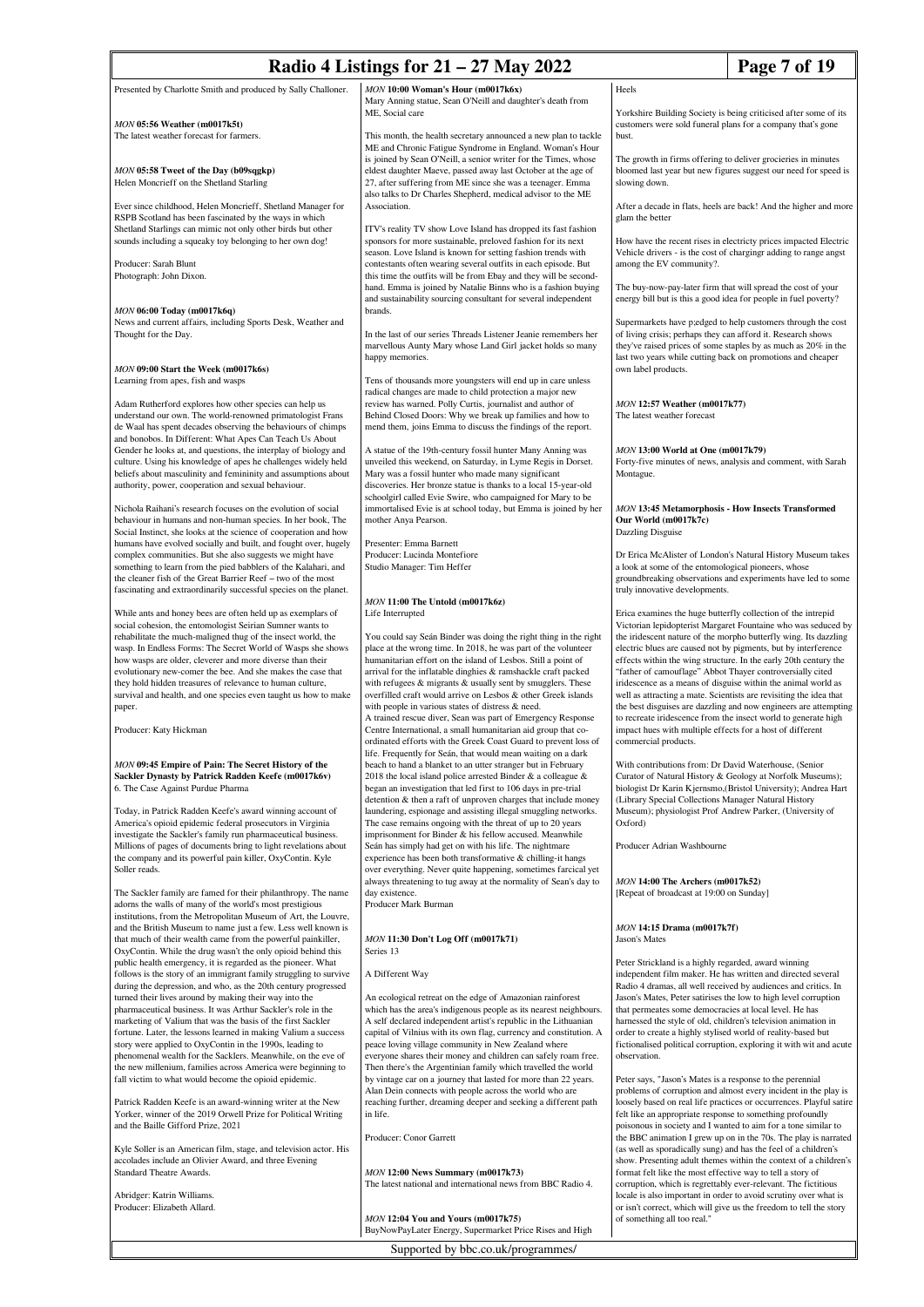Presented by Charlotte Smith and produced by Sally Challoner.

*MON* **05:56 Weather (m0017k5t)**
The latest weather forecast for farmers.

*MON* **05:58 Tweet of the Day (b09sqgkp)**
Helen Moncrieff on the Shetland Starling

Ever since childhood, Helen Moncrieff, Shetland Manager for RSPB Scotland has been fascinated by the ways in which Shetland Starlings can mimic not only other birds but other sounds including a squeaky toy belonging to her own dog!

Producer: Sarah Blunt
Photograph: John Dixon.

*MON* **06:00 Today (m0017k6q)**
News and current affairs, including Sports Desk, Weather and Thought for the Day.

*MON* **09:00 Start the Week (m0017k6s)**
Learning from apes, fish and wasps

Adam Rutherford explores how other species can help us understand our own. The world-renowned primatologist Frans de Waal has spent decades observing the behaviours of chimps and bonobos. In Different: What Apes Can Teach Us About Gender he looks at, and questions, the interplay of biology and culture. Using his knowledge of apes he challenges widely held beliefs about masculinity and femininity and assumptions about authority, power, cooperation and sexual behaviour.

Nichola Raihani's research focuses on the evolution of social behaviour in humans and non-human species. In her book, The Social Instinct, she looks at the science of cooperation and how humans have evolved socially and built, and fought over, hugely complex communities. But she also suggests we might have something to learn from the pied babblers of the Kalahari, and the cleaner fish of the Great Barrier Reef – two of the most fascinating and extraordinarily successful species on the planet.

While ants and honey bees are often held up as exemplars of social cohesion, the entomologist Seirian Sumner wants to rehabilitate the much-maligned thug of the insect world, the wasp. In Endless Forms: The Secret World of Wasps she shows how wasps are older, cleverer and more diverse than their evolutionary new-comer the bee. And she makes the case that they hold hidden treasures of relevance to human culture, survival and health, and one species even taught us how to make paper.

Producer: Katy Hickman

*MON* **09:45 Empire of Pain: The Secret History of the Sackler Dynasty by Patrick Radden Keefe (m0017k6v)**
6. The Case Against Purdue Pharma

Today, in Patrick Radden Keefe's award winning account of America's opioid epidemic federal prosecutors in Virginia investigate the Sackler's family run pharmaceutical business. Millions of pages of documents bring to light revelations about the company and its powerful pain killer, OxyContin. Kyle Soller reads.

The Sackler family are famed for their philanthropy. The name adorns the walls of many of the world's most prestigious institutions, from the Metropolitan Museum of Art, the Louvre, and the British Museum to name just a few. Less well known is that much of their wealth came from the powerful painkiller, OxyContin. While the drug wasn't the only opioid behind this public health emergency, it is regarded as the pioneer. What follows is the story of an immigrant family struggling to survive during the depression, and who, as the 20th century progressed turned their lives around by making their way into the pharmaceutical business. It was Arthur Sackler's role in the marketing of Valium that was the basis of the first Sackler fortune. Later, the lessons learned in making Valium a success story were applied to OxyContin in the 1990s, leading to phenomenal wealth for the Sacklers. Meanwhile, on the eve of the new millenium, families across America were beginning to fall victim to what would become the opioid epidemic.

Patrick Radden Keefe is an award-winning writer at the New Yorker, winner of the 2019 Orwell Prize for Political Writing and the Baille Gifford Prize, 2021

Kyle Soller is an American film, stage, and television actor. His accolades include an Olivier Award, and three Evening Standard Theatre Awards.

Abridger: Katrin Williams.
Producer: Elizabeth Allard.

*MON* **10:00 Woman's Hour (m0017k6x)**
Mary Anning statue, Sean O'Neill and daughter's death from ME, Social care

This month, the health secretary announced a new plan to tackle ME and Chronic Fatigue Syndrome in England. Woman's Hour is joined by Sean O'Neill, a senior writer for the Times, whose eldest daughter Maeve, passed away last October at the age of 27, after suffering from ME since she was a teenager. Emma also talks to Dr Charles Shepherd, medical advisor to the ME Association.

ITV's reality TV show Love Island has dropped its fast fashion sponsors for more sustainable, preloved fashion for its next season. Love Island is known for setting fashion trends with contestants often wearing several outfits in each episode. But this time the outfits will be from Ebay and they will be second-hand. Emma is joined by Natalie Binns who is a fashion buying and sustainability sourcing consultant for several independent brands.

In the last of our series Threads Listener Jeanie remembers her marvellous Aunty Mary whose Land Girl jacket holds so many happy memories.

Tens of thousands more youngsters will end up in care unless radical changes are made to child protection a major new review has warned. Polly Curtis, journalist and author of Behind Closed Doors: Why we break up families and how to mend them, joins Emma to discuss the findings of the report.

A statue of the 19th-century fossil hunter Mary Anning was unveiled this weekend, on Saturday, in Lyme Regis in Dorset. Mary was a fossil hunter who made many significant discoveries. Her bronze statue is thanks to a local 15-year-old schoolgirl called Evie Swire, who campaigned for Mary to be immortalised Evie is at school today, but Emma is joined by her mother Anya Pearson.

Presenter: Emma Barnett
Producer: Lucinda Montefiore
Studio Manager: Tim Heffer

*MON* **11:00 The Untold (m0017k6z)**
Life Interrupted

You could say Seán Binder was doing the right thing in the right place at the wrong time. In 2018, he was part of the volunteer humanitarian effort on the island of Lesbos. Still a point of arrival for the inflatable dinghies & ramshackle craft packed with refugees & migrants & usually sent by smugglers. These overfilled craft would arrive on Lesbos & other Greek islands with people in various states of distress & need.
A trained rescue diver, Sean was part of Emergency Response Centre International, a small humanitarian aid group that co-ordinated efforts with the Greek Coast Guard to prevent loss of life. Frequently for Seán, that would mean waiting on a dark beach to hand a blanket to an utter stranger but in February 2018 the local island police arrested Binder & a colleague & began an investigation that led first to 106 days in pre-trial detention & then a raft of unproven charges that include money laundering, espionage and assisting illegal smuggling networks. The case remains ongoing with the threat of up to 20 years imprisonment for Binder & his fellow accused. Meanwhile Seán has simply had get on with his life. The nightmare experience has been both transformative & chilling-it hangs over everything. Never quite happening, sometimes farcical yet always threatening to tug away at the normality of Sean's day to day existence.
Producer Mark Burman

*MON* **11:30 Don't Log Off (m0017k71)**
Series 13

A Different Way

An ecological retreat on the edge of Amazonian rainforest which has the area's indigenous people as its nearest neighbours. A self declared independent artist's republic in the Lithuanian capital of Vilnius with its own flag, currency and constitution. A peace loving village community in New Zealand where everyone shares their money and children can safely roam free. Then there's the Argentinian family which travelled the world by vintage car on a journey that lasted for more than 22 years. Alan Dein connects with people across the world who are reaching further, dreaming deeper and seeking a different path in life.

Producer: Conor Garrett

*MON* **12:00 News Summary (m0017k73)**
The latest national and international news from BBC Radio 4.

*MON* **12:04 You and Yours (m0017k75)**
BuyNowPayLater Energy, Supermarket Price Rises and High Heels

Yorkshire Building Society is being criticised after some of its customers were sold funeral plans for a company that's gone bust.

The growth in firms offering to deliver groceries in minutes bloomed last year but new figures suggest our need for speed is slowing down.

After a decade in flats, heels are back! And the higher and more glam the better

How have the recent rises in electricity prices impacted Electric Vehicle drivers - is the cost of chargingr adding to range angst among the EV community?.

The buy-now-pay-later firm that will spread the cost of your energy bill but is this a good idea for people in fuel poverty?

Supermarkets have p;edged to help customers through the cost of living crisis; perhaps they can afford it. Research shows they've raised prices of some staples by as much as 20% in the last two years while cutting back on promotions and cheaper own label products.

*MON* **12:57 Weather (m0017k77)**
The latest weather forecast

*MON* **13:00 World at One (m0017k79)**
Forty-five minutes of news, analysis and comment, with Sarah Montague.

*MON* **13:45 Metamorphosis - How Insects Transformed Our World (m0017k7c)**
Dazzling Disguise

Dr Erica McAlister of London's Natural History Museum takes a look at some of the entomological pioneers, whose groundbreaking observations and experiments have led to some truly innovative developments.

Erica examines the huge butterfly collection of the intrepid Victorian lepidopterist Margaret Fountaine who was seduced by the iridescent nature of the morpho butterfly wing. Its dazzling electric blues are caused not by pigments, but by interference effects within the wing structure. In the early 20th century the "father of camouflage" Abbot Thayer controversially cited iridescence as a means of disguise within the animal world as well as attracting a mate. Scientists are revisiting the idea that the best disguises are dazzling and now engineers are attempting to recreate iridescence from the insect world to generate high impact hues with multiple effects for a host of different commercial products.

With contributions from: Dr David Waterhouse, (Senior Curator of Natural History & Geology at Norfolk Museums); biologist Dr Karin Kjernsmo,(Bristol University); Andrea Hart (Library Special Collections Manager Natural History Museum); physiologist Prof Andrew Parker, (University of Oxford)

Producer Adrian Washbourne

*MON* **14:00 The Archers (m0017k52)**
[Repeat of broadcast at 19:00 on Sunday]

*MON* **14:15 Drama (m0017k7f)**
Jason's Mates

Peter Strickland is a highly regarded, award winning independent film maker. He has written and directed several Radio 4 dramas, all well received by audiences and critics. In Jason's Mates, Peter satirises the low to high level corruption that permeates some democracies at local level. He has harnessed the style of old, children's television animation in order to create a highly stylised world of reality-based but fictionalised political corruption, exploring it with wit and acute observation.

Peter says, "Jason's Mates is a response to the perennial problems of corruption and almost every incident in the play is loosely based on real life practices or occurrences. Playful satire felt like an appropriate response to something profoundly poisonous in society and I wanted to aim for a tone similar to the BBC animation I grew up on in the 70s. The play is narrated (as well as sporadically sung) and has the feel of a children's show. Presenting adult themes within the context of a children's format felt like the most effective way to tell a story of corruption, which is regrettably ever-relevant. The fictitious locale is also important in order to avoid scrutiny over what is or isn't correct, which will give us the freedom to tell the story of something all too real."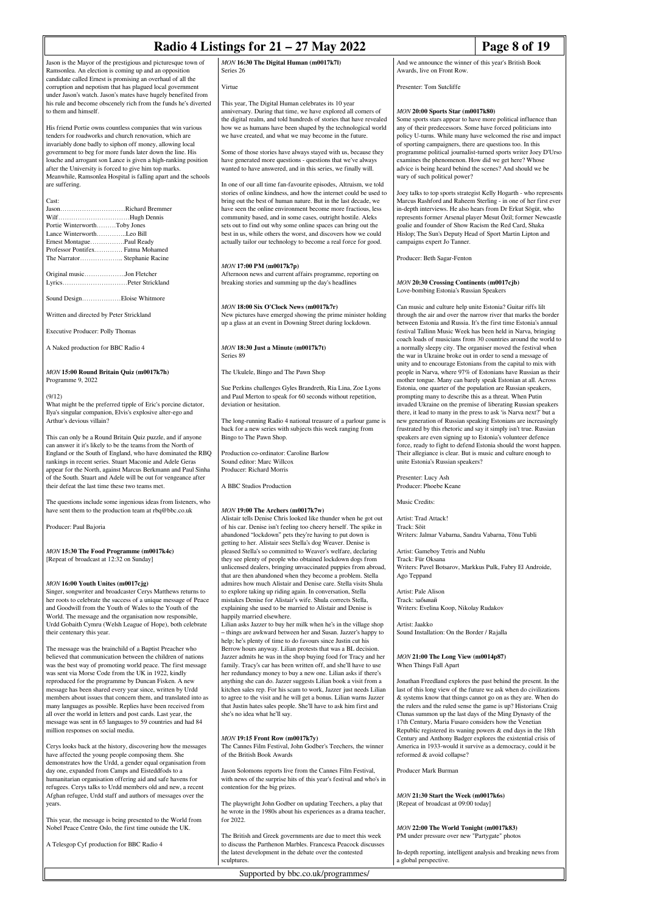Jason is the Mayor of the prestigious and picturesque town of Ramsonlea. An election is coming up and an opposition candidate called Ernest is promising an overhaul of all the corruption and nepotism that has plagued local government under Jason's watch. Jason's mates have hugely benefited from his rule and become obscenely rich from the funds he's diverted to them and himself.

His friend Portie owns countless companies that win various tenders for roadworks and church renovation, which are invariably done badly to siphon off money, allowing local government to beg for more funds later down the line. His louche and arrogant son Lance is given a high-ranking position after the University is forced to give him top marks. Meanwhile, Ramsonlea Hospital is falling apart and the schools are suffering.

Cast:
Jason…………………………Richard Bremmer
Wilf……………………………Hugh Dennis
Portie Winterworth………Toby Jones
Lance Winterworth…………..Leo Bill
Ernest Montague…………….Paul Ready
Professor Pontifex…………. Fatma Mohamed
The Narrator……………….. Stephanie Racine

Original music………………Jon Fletcher
Lyrics…………………………Peter Strickland

Sound Design………………Eloise Whitmore

Written and directed by Peter Strickland

Executive Producer: Polly Thomas

A Naked production for BBC Radio 4

### *MON* 15:00 Round Britain Quiz (m0017k7h)
Programme 9, 2022

(9/12)
What might be the preferred tipple of Eric's porcine dictator, Ilya's singular companion, Elvis's explosive alter-ego and Arthur's devious villain?

This can only be a Round Britain Quiz puzzle, and if anyone can answer it it's likely to be the teams from the North of England or the South of England, who have dominated the RBQ rankings in recent series. Stuart Maconie and Adele Geras appear for the North, against Marcus Berkmann and Paul Sinha of the South. Stuart and Adele will be out for vengeance after their defeat the last time these two teams met.

The questions include some ingenious ideas from listeners, who have sent them to the production team at rbq@bbc.co.uk

Producer: Paul Bajoria

### *MON* 15:30 The Food Programme (m0017k4c)
[Repeat of broadcast at 12:32 on Sunday]

### *MON* 16:00 Youth Unites (m0017cjg)
Singer, songwriter and broadcaster Cerys Matthews returns to her roots to celebrate the success of a unique message of Peace and Goodwill from the Youth of Wales to the Youth of the World. The message and the organisation now responsible, Urdd Gobaith Cymru (Welsh League of Hope), both celebrate their centenary this year.

The message was the brainchild of a Baptist Preacher who believed that communication between the children of nations was the best way of promoting world peace. The first message was sent via Morse Code from the UK in 1922, kindly reproduced for the programme by Duncan Fisken. A new message has been shared every year since, written by Urdd members about issues that concern them, and translated into as many languages as possible. Replies have been received from all over the world in letters and post cards. Last year, the message was sent in 65 languages to 59 countries and had 84 million responses on social media.

Cerys looks back at the history, discovering how the messages have affected the young people composing them. She demonstrates how the Urdd, a gender equal organisation from day one, expanded from Camps and Eisteddfods to a humanitarian organisation offering aid and safe havens for refugees. Cerys talks to Urdd members old and new, a recent Afghan refugee, Urdd staff and authors of messages over the years.

This year, the message is being presented to the World from Nobel Peace Centre Oslo, the first time outside the UK.

A Telesgop Cyf production for BBC Radio 4

### *MON* 16:30 The Digital Human (m0017k7l)
Series 26

Virtue

This year, The Digital Human celebrates its 10 year anniversary. During that time, we have explored all corners of the digital realm, and told hundreds of stories that have revealed how we as humans have been shaped by the technological world we have created, and what we may become in the future.

Some of those stories have always stayed with us, because they have generated more questions - questions that we've always wanted to have answered, and in this series, we finally will.

In one of our all time fan-favourite episodes, Altruism, we told stories of online kindness, and how the internet could be used to bring out the best of human nature. But in the last decade, we have seen the online environment become more fractious, less community based, and in some cases, outright hostile. Aleks sets out to find out why some online spaces can bring out the best in us, while others the worst, and discovers how we could actually tailor our technology to become a real force for good.

### *MON* 17:00 PM (m0017k7p)
Afternoon news and current affairs programme, reporting on breaking stories and summing up the day's headlines

### *MON* 18:00 Six O'Clock News (m0017k7r)
New pictures have emerged showing the prime minister holding up a glass at an event in Downing Street during lockdown.

### *MON* 18:30 Just a Minute (m0017k7t)
Series 89

The Ukulele, Bingo and The Pawn Shop

Sue Perkins challenges Gyles Brandreth, Ria Lina, Zoe Lyons and Paul Merton to speak for 60 seconds without repetition, deviation or hesitation.

The long-running Radio 4 national treasure of a parlour game is back for a new series with subjects this week ranging from Bingo to The Pawn Shop.

Production co-ordinator: Caroline Barlow
Sound editor: Marc Willcox
Producer: Richard Morris

A BBC Studios Production

### *MON* 19:00 The Archers (m0017k7w)
Alistair tells Denise Chris looked like thunder when he got out of his car. Denise isn't feeling too cheery herself. The spike in abandoned "lockdown" pets they're having to put down is getting to her. Alistair sees Stella's dog Weaver. Denise is pleased Stella's so committed to Weaver's welfare, declaring they see plenty of people who obtained lockdown dogs from unlicensed dealers, bringing unvaccinated puppies from abroad, that are then abandoned when they become a problem. Stella admires how much Alistair and Denise care. Stella visits Shula to explore taking up riding again. In conversation, Stella mistakes Denise for Alistair's wife. Shula corrects Stella, explaining she used to be married to Alistair and Denise is happily married elsewhere.
Lilian asks Jazzer to buy her milk when he's in the village shop – things are awkward between her and Susan. Jazzer's happy to help; he's plenty of time to do favours since Justin cut his Berrow hours anyway. Lilian protests that was a BL decision. Jazzer admits he was in the shop buying food for Tracy and her family. Tracy's car has been written off, and she'll have to use her redundancy money to buy a new one. Lilian asks if there's anything she can do. Jazzer suggests Lilian book a visit from a kitchen sales rep. For his scam to work, Jazzer just needs Lilian to agree to the visit and he will get a bonus. Lilian warns Jazzer that Justin hates sales people. She'll have to ask him first and she's no idea what he'll say.

### *MON* 19:15 Front Row (m0017k7y)
The Cannes Film Festival, John Godber's Teechers, the winner of the British Book Awards

Jason Solomons reports live from the Cannes Film Festival, with news of the surprise hits of this year's festival and who's in contention for the big prizes.

The playwright John Godber on updating Teechers, a play that he wrote in the 1980s about his experiences as a drama teacher, for 2022.

The British and Greek governments are due to meet this week to discuss the Parthenon Marbles. Francesca Peacock discusses the latest development in the debate over the contested sculptures.

And we announce the winner of this year's British Book Awards, live on Front Row.

Presenter: Tom Sutcliffe

### *MON* 20:00 Sports Star (m0017k80)
Some sports stars appear to have more political influence than any of their predecessors. Some have forced politicians into policy U-turns. While many may have welcomed the rise and impact of sporting campaigners, there are questions too. In this programme political journalist-turned sports writer Joey D'Urso examines the phenomenon. How did we get here? Whose advice is being heard behind the scenes? And should we be wary of such political power?

Joey talks to top sports strategist Kelly Hogarth - who represents Marcus Rashford and Raheem Sterling - in one of her first ever in-depth interviews. He also hears from Dr Erkut Sögüt, who represents former Arsenal player Mesut Özil; former Newcastle goalie and founder of Show Racism the Red Card, Shaka Hislop; The Sun's Deputy Head of Sport Martin Lipton and campaigns expert Jo Tanner.

Producer: Beth Sagar-Fenton

### *MON* 20:30 Crossing Continents (m0017cjb)
Love-bombing Estonia's Russian Speakers

Can music and culture help unite Estonia? Guitar riffs lilt through the air and over the narrow river that marks the border between Estonia and Russia. It's the first time Estonia's annual festival Tallinn Music Week has been held in Narva, bringing coach loads of musicians from 30 countries around the world to a normally sleepy city. The organiser moved the festival when the war in Ukraine broke out in order to send a message of unity and to encourage Estonians from the capital to mix with people in Narva, where 97% of Estonians have Russian as their mother tongue. Many can barely speak Estonian at all. Across Estonia, one quarter of the population are Russian speakers, prompting many to describe this as a threat. When Putin invaded Ukraine on the premise of liberating Russian speakers there, it lead to many in the press to ask 'is Narva next?' but a new generation of Russian speaking Estonians are increasingly frustrated by this rhetoric and say it simply isn't true. Russian speakers are even signing up to Estonia's volunteer defence force, ready to fight to defend Estonia should the worst happen. Their allegiance is clear. But is music and culture enough to unite Estonia's Russian speakers?

Presenter: Lucy Ash
Producer: Phoebe Keane

Music Credits:

Artist: Trad Attack!
Track: Sõit
Writers: Jalmar Vabarna, Sandra Vabarna, Tõnu Tubli

Artist: Gameboy Tetris and Nublu
Track: Für Oksana
Writers: Pavel Botsarov, Markkus Pulk, Fabry El Androide, Ago Teppand

Artist: Pale Alison
Track: забывай
Writers: Evelina Koop, Nikolay Rudakov

Artist: Jaakko
Sound Installation: On the Border / Rajalla

### *MON* 21:00 The Long View (m0014p87)
When Things Fall Apart

Jonathan Freedland explores the past behind the present. In the last of this long view of the future we ask when do civilizations & systems know that things cannot go on as they are. When do the rulers and the ruled sense the game is up? Historians Craig Clunas summon up the last days of the Ming Dynasty of the 17th Century, Maria Fusaro considers how the Venetian Republic registered its waning powers & end days in the 18th Century and Anthony Badger explores the existential crisis of America in 1933-would it survive as a democracy, could it be reformed & avoid collapse?

Producer Mark Burman

### *MON* 21:30 Start the Week (m0017k6s)
[Repeat of broadcast at 09:00 today]

### *MON* 22:00 The World Tonight (m0017k83)
PM under pressure over new "Partygate" photos

In-depth reporting, intelligent analysis and breaking news from a global perspective.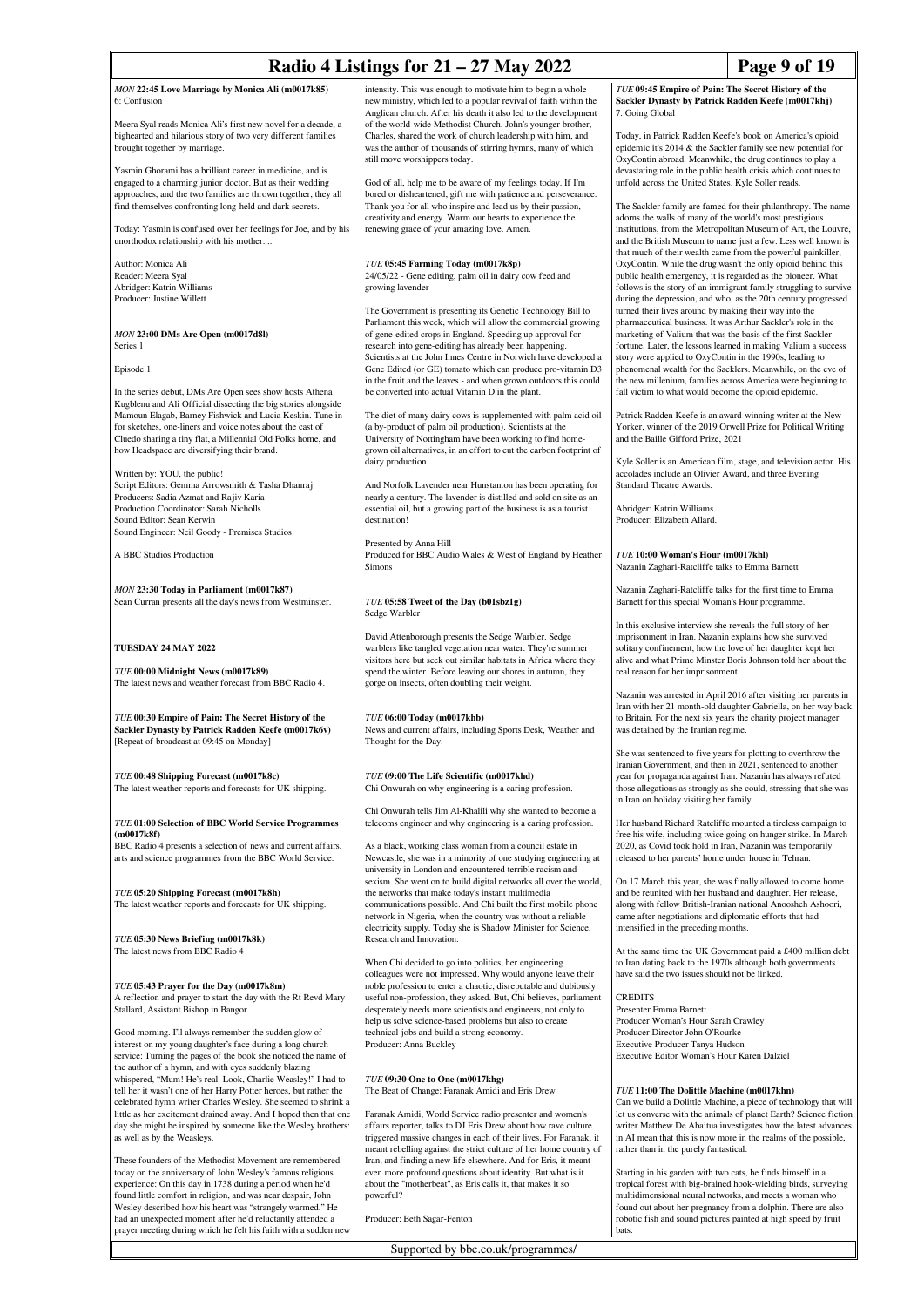*MON* **22:45 Love Marriage by Monica Ali (m0017k85)**
6: Confusion

Meera Syal reads Monica Ali's first new novel for a decade, a bighearted and hilarious story of two very different families brought together by marriage.

Yasmin Ghorami has a brilliant career in medicine, and is engaged to a charming junior doctor. But as their wedding approaches, and the two families are thrown together, they all find themselves confronting long-held and dark secrets.

Today: Yasmin is confused over her feelings for Joe, and by his unorthodox relationship with his mother....

Author: Monica Ali
Reader: Meera Syal
Abridger: Katrin Williams
Producer: Justine Willett

*MON* **23:00 DMs Are Open (m0017d8l)**
Series 1

Episode 1

In the series debut, DMs Are Open sees show hosts Athena Kugblenu and Ali Official dissecting the big stories alongside Mamoun Elagab, Barney Fishwick and Lucia Keskin. Tune in for sketches, one-liners and voice notes about the cast of Cluedo sharing a tiny flat, a Millennial Old Folks home, and how Headspace are diversifying their brand.

Written by: YOU, the public!
Script Editors: Gemma Arrowsmith & Tasha Dhanraj
Producers: Sadia Azmat and Rajiv Karia
Production Coordinator: Sarah Nicholls
Sound Editor: Sean Kerwin
Sound Engineer: Neil Goody - Premises Studios

A BBC Studios Production

*MON* **23:30 Today in Parliament (m0017k87)**
Sean Curran presents all the day's news from Westminster.

**TUESDAY 24 MAY 2022**

*TUE* **00:00 Midnight News (m0017k89)**
The latest news and weather forecast from BBC Radio 4.

*TUE* **00:30 Empire of Pain: The Secret History of the Sackler Dynasty by Patrick Radden Keefe (m0017k6v)**
[Repeat of broadcast at 09:45 on Monday]

*TUE* **00:48 Shipping Forecast (m0017k8c)**
The latest weather reports and forecasts for UK shipping.

*TUE* **01:00 Selection of BBC World Service Programmes (m0017k8f)**
BBC Radio 4 presents a selection of news and current affairs, arts and science programmes from the BBC World Service.

*TUE* **05:20 Shipping Forecast (m0017k8h)**
The latest weather reports and forecasts for UK shipping.

*TUE* **05:30 News Briefing (m0017k8k)**
The latest news from BBC Radio 4

*TUE* **05:43 Prayer for the Day (m0017k8m)**
A reflection and prayer to start the day with the Rt Revd Mary Stallard, Assistant Bishop in Bangor.

Good morning. I'll always remember the sudden glow of interest on my young daughter's face during a long church service: Turning the pages of the book she noticed the name of the author of a hymn, and with eyes suddenly blazing whispered, "Mum! He's real. Look, Charlie Weasley!" I had to tell her it wasn't one of her Harry Potter heroes, but rather the celebrated hymn writer Charles Wesley. She seemed to shrink a little as her excitement drained away. And I hoped then that one day she might be inspired by someone like the Wesley brothers: as well as by the Weasleys.

These founders of the Methodist Movement are remembered today on the anniversary of John Wesley's famous religious experience: On this day in 1738 during a period when he'd found little comfort in religion, and was near despair, John Wesley described how his heart was "strangely warmed." He had an unexpected moment after he'd reluctantly attended a prayer meeting during which he felt his faith with a sudden new intensity. This was enough to motivate him to begin a whole new ministry, which led to a popular revival of faith within the Anglican church. After his death it also led to the development of the world-wide Methodist Church. John's younger brother, Charles, shared the work of church leadership with him, and was the author of thousands of stirring hymns, many of which still move worshippers today.

God of all, help me to be aware of my feelings today. If I'm bored or disheartened, gift me with patience and perseverance. Thank you for all who inspire and lead us by their passion, creativity and energy. Warm our hearts to experience the renewing grace of your amazing love. Amen.

*TUE* **05:45 Farming Today (m0017k8p)**
24/05/22 - Gene editing, palm oil in dairy cow feed and growing lavender

The Government is presenting its Genetic Technology Bill to Parliament this week, which will allow the commercial growing of gene-edited crops in England. Speeding up approval for research into gene-editing has already been happening. Scientists at the John Innes Centre in Norwich have developed a Gene Edited (or GE) tomato which can produce pro-vitamin D3 in the fruit and the leaves - and when grown outdoors this could be converted into actual Vitamin D in the plant.

The diet of many dairy cows is supplemented with palm acid oil (a by-product of palm oil production). Scientists at the University of Nottingham have been working to find home-grown oil alternatives, in an effort to cut the carbon footprint of dairy production.

And Norfolk Lavender near Hunstanton has been operating for nearly a century. The lavender is distilled and sold on site as an essential oil, but a growing part of the business is as a tourist destination!

Presented by Anna Hill
Produced for BBC Audio Wales & West of England by Heather Simons

*TUE* **05:58 Tweet of the Day (b01sbz1g)**
Sedge Warbler

David Attenborough presents the Sedge Warbler. Sedge warblers like tangled vegetation near water. They're summer visitors here but seek out similar habitats in Africa where they spend the winter. Before leaving our shores in autumn, they gorge on insects, often doubling their weight.

*TUE* **06:00 Today (m0017khb)**
News and current affairs, including Sports Desk, Weather and Thought for the Day.

*TUE* **09:00 The Life Scientific (m0017khd)**
Chi Onwurah on why engineering is a caring profession.

Chi Onwurah tells Jim Al-Khalili why she wanted to become a telecoms engineer and why engineering is a caring profession.

As a black, working class woman from a council estate in Newcastle, she was in a minority of one studying engineering at university in London and encountered terrible racism and sexism. She went on to build digital networks all over the world, the networks that make today's instant multimedia communications possible. And Chi built the first mobile phone network in Nigeria, when the country was without a reliable electricity supply. Today she is Shadow Minister for Science, Research and Innovation.

When Chi decided to go into politics, her engineering colleagues were not impressed. Why would anyone leave their noble profession to enter a chaotic, disreputable and dubiously useful non-profession, they asked. But, Chi believes, parliament desperately needs more scientists and engineers, not only to help us solve science-based problems but also to create technical jobs and build a strong economy.
Producer: Anna Buckley

*TUE* **09:30 One to One (m0017khg)**
The Beat of Change: Faranak Amidi and Eris Drew

Faranak Amidi, World Service radio presenter and women's affairs reporter, talks to DJ Eris Drew about how rave culture triggered massive changes in each of their lives. For Faranak, it meant rebelling against the strict culture of her home country of Iran, and finding a new life elsewhere. And for Eris, it meant even more profound questions about identity. But what is it about the "motherbeat", as Eris calls it, that makes it so powerful?

Producer: Beth Sagar-Fenton

*TUE* **09:45 Empire of Pain: The Secret History of the Sackler Dynasty by Patrick Radden Keefe (m0017khj)**
7. Going Global

Today, in Patrick Radden Keefe's book on America's opioid epidemic it's 2014 & the Sackler family see new potential for OxyContin abroad. Meanwhile, the drug continues to play a devastating role in the public health crisis which continues to unfold across the United States. Kyle Soller reads.

The Sackler family are famed for their philanthropy. The name adorns the walls of many of the world's most prestigious institutions, from the Metropolitan Museum of Art, the Louvre, and the British Museum to name just a few. Less well known is that much of their wealth came from the powerful painkiller, OxyContin. While the drug wasn't the only opioid behind this public health emergency, it is regarded as the pioneer. What follows is the story of an immigrant family struggling to survive during the depression, and who, as the 20th century progressed turned their lives around by making their way into the pharmaceutical business. It was Arthur Sackler's role in the marketing of Valium that was the basis of the first Sackler fortune. Later, the lessons learned in making Valium a success story were applied to OxyContin in the 1990s, leading to phenomenal wealth for the Sacklers. Meanwhile, on the eve of the new millenium, families across America were beginning to fall victim to what would become the opioid epidemic.

Patrick Radden Keefe is an award-winning writer at the New Yorker, winner of the 2019 Orwell Prize for Political Writing and the Baille Gifford Prize, 2021

Kyle Soller is an American film, stage, and television actor. His accolades include an Olivier Award, and three Evening Standard Theatre Awards.

Abridger: Katrin Williams.
Producer: Elizabeth Allard.

*TUE* **10:00 Woman's Hour (m0017khl)**
Nazanin Zaghari-Ratcliffe talks to Emma Barnett

Nazanin Zaghari-Ratcliffe talks for the first time to Emma Barnett for this special Woman's Hour programme.

In this exclusive interview she reveals the full story of her imprisonment in Iran. Nazanin explains how she survived solitary confinement, how the love of her daughter kept her alive and what Prime Minster Boris Johnson told her about the real reason for her imprisonment.

Nazanin was arrested in April 2016 after visiting her parents in Iran with her 21 month-old daughter Gabriella, on her way back to Britain. For the next six years the charity project manager was detained by the Iranian regime.

She was sentenced to five years for plotting to overthrow the Iranian Government, and then in 2021, sentenced to another year for propaganda against Iran. Nazanin has always refuted those allegations as strongly as she could, stressing that she was in Iran on holiday visiting her family.

Her husband Richard Ratcliffe mounted a tireless campaign to free his wife, including twice going on hunger strike. In March 2020, as Covid took hold in Iran, Nazanin was temporarily released to her parents' home under house in Tehran.

On 17 March this year, she was finally allowed to come home and be reunited with her husband and daughter. Her release, along with fellow British-Iranian national Anoosheh Ashoori, came after negotiations and diplomatic efforts that had intensified in the preceding months.

At the same time the UK Government paid a £400 million debt to Iran dating back to the 1970s although both governments have said the two issues should not be linked.

CREDITS
Presenter Emma Barnett
Producer Woman's Hour Sarah Crawley
Producer Director John O'Rourke
Executive Producer Tanya Hudson
Executive Editor Woman's Hour Karen Dalziel

*TUE* **11:00 The Dolittle Machine (m0017khn)**
Can we build a Dolittle Machine, a piece of technology that will let us converse with the animals of planet Earth? Science fiction writer Matthew De Abaitua investigates how the latest advances in AI mean that this is now more in the realms of the possible, rather than in the purely fantastical.

Starting in his garden with two cats, he finds himself in a tropical forest with big-brained hook-wielding birds, surveying multidimensional neural networks, and meets a woman who found out about her pregnancy from a dolphin. There are also robotic fish and sound pictures painted at high speed by fruit bats.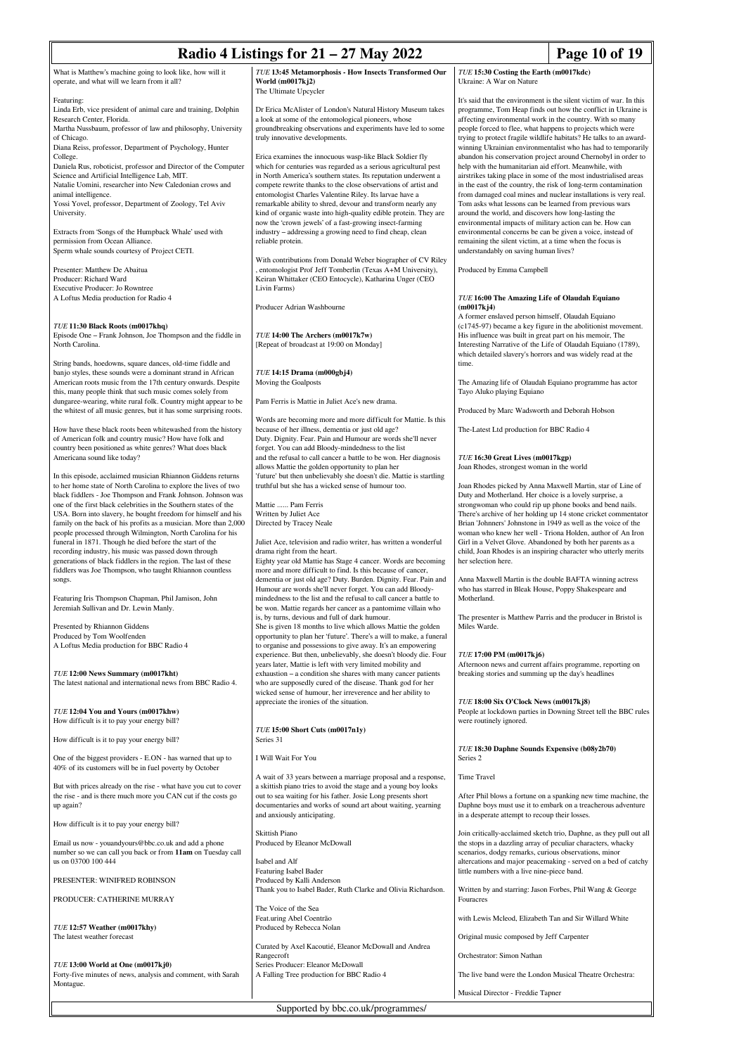What is Matthew's machine going to look like, how will it operate, and what will we learn from it all?

Featuring:
Linda Erb, vice president of animal care and training, Dolphin Research Center, Florida.
Martha Nussbaum, professor of law and philosophy, University of Chicago.
Diana Reiss, professor, Department of Psychology, Hunter College.
Daniela Rus, roboticist, professor and Director of the Computer Science and Artificial Intelligence Lab, MIT.
Natalie Uomini, researcher into New Caledonian crows and animal intelligence.
Yossi Yovel, professor, Department of Zoology, Tel Aviv University.

Extracts from 'Songs of the Humpback Whale' used with permission from Ocean Alliance.
Sperm whale sounds courtesy of Project CETI.

Presenter: Matthew De Abaitua
Producer: Richard Ward
Executive Producer: Jo Rowntree
A Loftus Media production for Radio 4

### *TUE* **11:30 Black Roots (m0017khq)**
Episode One – Frank Johnson, Joe Thompson and the fiddle in North Carolina.

String bands, hoedowns, square dances, old-time fiddle and banjo styles, these sounds were a dominant strand in African American roots music from the 17th century onwards. Despite this, many people think that such music comes solely from dungaree-wearing, white rural folk. Country might appear to be the whitest of all music genres, but it has some surprising roots.

How have these black roots been whitewashed from the history of American folk and country music? How have folk and country music been positioned as white genres? What does black Americana sound like today?

In this episode, acclaimed musician Rhiannon Giddens returns to her home state of North Carolina to explore the lives of two black fiddlers - Joe Thompson and Frank Johnson. Johnson was one of the first black celebrities in the Southern states of the USA. Born into slavery, he bought freedom for himself and his family on the back of his profits as a musician. More than 2,000 people processed through Wilmington, North Carolina for his funeral in 1871. Though he died before the start of the recording industry, his music was passed down through generations of black fiddlers in the region. The last of these fiddlers was Joe Thompson, who taught Rhiannon countless songs.

Featuring Iris Thompson Chapman, Phil Jamison, John Jeremiah Sullivan and Dr. Lewin Manly.

Presented by Rhiannon Giddens
Produced by Tom Woolfenden
A Loftus Media production for BBC Radio 4

### *TUE* **12:00 News Summary (m0017kht)**
The latest national and international news from BBC Radio 4.

### *TUE* **12:04 You and Yours (m0017khw)**
How difficult is it to pay your energy bill?

How difficult is it to pay your energy bill?

One of the biggest providers - E.ON - has warned that up to 40% of its customers will be in fuel poverty by October

But with prices already on the rise - what have you cut to cover the rise - and is there much more you CAN cut if the costs go up again?

How difficult is it to pay your energy bill?

Email us now - youandyours@bbc.co.uk and add a phone number so we can call you back or from **11am** on Tuesday call us on 03700 100 444

PRESENTER: WINIFRED ROBINSON

PRODUCER: CATHERINE MURRAY

### *TUE* **12:57 Weather (m0017khy)**
The latest weather forecast

### *TUE* **13:00 World at One (m0017kj0)**
Forty-five minutes of news, analysis and comment, with Sarah Montague.

### *TUE* **13:45 Metamorphosis - How Insects Transformed Our World (m0017kj2)**
The Ultimate Upcycler

Dr Erica McAlister of London's Natural History Museum takes a look at some of the entomological pioneers, whose groundbreaking observations and experiments have led to some truly innovative developments.

Erica examines the innocuous wasp-like Black Soldier fly which for centuries was regarded as a serious agricultural pest in North America's southern states. Its reputation underwent a compete rewrite thanks to the close observations of artist and entomologist Charles Valentine Riley. Its larvae have a remarkable ability to shred, devour and transform nearly any kind of organic waste into high-quality edible protein. They are now the 'crown jewels' of a fast-growing insect-farming industry – addressing a growing need to find cheap, clean reliable protein.

With contributions from Donald Weber biographer of CV Riley , entomologist Prof Jeff Tomberlin (Texas A+M University), Keiran Whittaker (CEO Entocycle), Katharina Unger (CEO Livin Farms)

Producer Adrian Washbourne

### *TUE* **14:00 The Archers (m0017k7w)**
[Repeat of broadcast at 19:00 on Monday]

### *TUE* **14:15 Drama (m000gbj4)**
Moving the Goalposts

Pam Ferris is Mattie in Juliet Ace's new drama.

Words are becoming more and more difficult for Mattie. Is this because of her illness, dementia or just old age?
Duty. Dignity. Fear. Pain and Humour are words she'll never forget. You can add Bloody-mindedness to the list
and the refusal to call cancer a battle to be won. Her diagnosis allows Mattie the golden opportunity to plan her
'future' but then unbelievably she doesn't die. Mattie is startling truthful but she has a wicked sense of humour too.

Mattie ...... Pam Ferris
Written by Juliet Ace
Directed by Tracey Neale

Juliet Ace, television and radio writer, has written a wonderful drama right from the heart.
Eighty year old Mattie has Stage 4 cancer. Words are becoming more and more difficult to find. Is this because of cancer, dementia or just old age? Duty. Burden. Dignity. Fear. Pain and Humour are words she'll never forget. You can add Bloody-mindedness to the list and the refusal to call cancer a battle to be won. Mattie regards her cancer as a pantomime villain who is, by turns, devious and full of dark humour.
She is given 18 months to live which allows Mattie the golden opportunity to plan her 'future'. There's a will to make, a funeral to organise and possessions to give away. It's an empowering experience. But then, unbelievably, she doesn't bloody die. Four years later, Mattie is left with very limited mobility and exhaustion – a condition she shares with many cancer patients who are supposedly cured of the disease. Thank god for her wicked sense of humour, her irreverence and her ability to appreciate the ironies of the situation.

### *TUE* **15:00 Short Cuts (m0017n1y)**
Series 31

I Will Wait For You

A wait of 33 years between a marriage proposal and a response, a skittish piano tries to avoid the stage and a young boy looks out to sea waiting for his father. Josie Long presents short documentaries and works of sound art about waiting, yearning and anxiously anticipating.

Skittish Piano
Produced by Eleanor McDowall

Isabel and Alf
Featuring Isabel Bader
Produced by Kalli Anderson
Thank you to Isabel Bader, Ruth Clarke and Olivia Richardson.

The Voice of the Sea
Feat.uring Abel Coentrão
Produced by Rebecca Nolan

Curated by Axel Kacoutié, Eleanor McDowall and Andrea Rangecroft
Series Producer: Eleanor McDowall
A Falling Tree production for BBC Radio 4

### *TUE* **15:30 Costing the Earth (m0017kdc)**
Ukraine: A War on Nature

It's said that the environment is the silent victim of war. In this programme, Tom Heap finds out how the conflict in Ukraine is affecting environmental work in the country. With so many people forced to flee, what happens to projects which were trying to protect fragile wildlife habitats? He talks to an award-winning Ukrainian environmentalist who has had to temporarily abandon his conservation project around Chernobyl in order to help with the humanitarian aid effort. Meanwhile, with airstrikes taking place in some of the most industrialised areas in the east of the country, the risk of long-term contamination from damaged coal mines and nuclear installations is very real. Tom asks what lessons can be learned from previous wars around the world, and discovers how long-lasting the environmental impacts of military action can be. How can environmental concerns be can be given a voice, instead of remaining the silent victim, at a time when the focus is understandably on saving human lives?

Produced by Emma Campbell

### *TUE* **16:00 The Amazing Life of Olaudah Equiano (m0017kj4)**
A former enslaved person himself, Olaudah Equiano (c1745-97) became a key figure in the abolitionist movement. His influence was built in great part on his memoir, The Interesting Narrative of the Life of Olaudah Equiano (1789), which detailed slavery's horrors and was widely read at the time.

The Amazing life of Olaudah Equiano programme has actor Tayo Aluko playing Equiano

Produced by Marc Wadsworth and Deborah Hobson

The-Latest Ltd production for BBC Radio 4

### *TUE* **16:30 Great Lives (m0017kgp)**
Joan Rhodes, strongest woman in the world

Joan Rhodes picked by Anna Maxwell Martin, star of Line of Duty and Motherland. Her choice is a lovely surprise, a strongwoman who could rip up phone books and bend nails. There's archive of her holding up 14 stone cricket commentator Brian 'Johnners' Johnstone in 1949 as well as the voice of the woman who knew her well - Triona Holden, author of An Iron Girl in a Velvet Glove. Abandoned by both her parents as a child, Joan Rhodes is an inspiring character who utterly merits her selection here.

Anna Maxwell Martin is the double BAFTA winning actress who has starred in Bleak House, Poppy Shakespeare and Motherland.

The presenter is Matthew Parris and the producer in Bristol is Miles Warde.

### *TUE* **17:00 PM (m0017kj6)**
Afternoon news and current affairs programme, reporting on breaking stories and summing up the day's headlines

### *TUE* **18:00 Six O'Clock News (m0017kj8)**
People at lockdown parties in Downing Street tell the BBC rules were routinely ignored.

### *TUE* **18:30 Daphne Sounds Expensive (b08y2b70)**
Series 2

Time Travel

After Phil blows a fortune on a spanking new time machine, the Daphne boys must use it to embark on a treacherous adventure in a desperate attempt to recoup their losses.

Join critically-acclaimed sketch trio, Daphne, as they pull out all the stops in a dazzling array of peculiar characters, whacky scenarios, dodgy remarks, curious observations, minor altercations and major peacemaking - served on a bed of catchy little numbers with a live nine-piece band.

Written by and starring: Jason Forbes, Phil Wang & George Fouracres

with Lewis Mcleod, Elizabeth Tan and Sir Willard White

Original music composed by Jeff Carpenter

Orchestrator: Simon Nathan

The live band were the London Musical Theatre Orchestra:

Musical Director - Freddie Tapner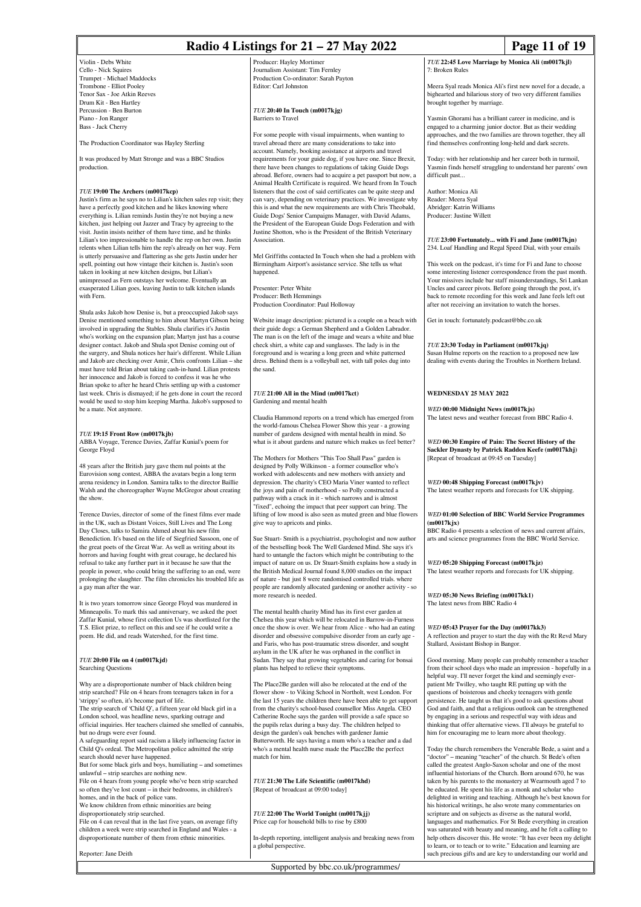Violin - Debs White
Cello - Nick Squires
Trumpet - Michael Maddocks
Trombone - Elliot Pooley
Tenor Sax - Joe Atkin Reeves
Drum Kit - Ben Hartley
Percussion - Ben Burton
Piano - Jon Ranger
Bass - Jack Cherry

The Production Coordinator was Hayley Sterling

It was produced by Matt Stronge and was a BBC Studios production.

### *TUE* **19:00 The Archers (m0017kcp)**

Justin's firm as he says no to Lilian's kitchen sales rep visit; they have a perfectly good kitchen and he likes knowing where everything is. Lilian reminds Justin they're not buying a new kitchen, just helping out Jazzer and Tracy by agreeing to the visit. Justin insists neither of them have time, and he thinks Lilian's too impressionable to handle the rep on her own. Justin relents when Lilian tells him the rep's already on her way. Fern is utterly persuasive and flattering as she gets Justin under her spell, pointing out how vintage their kitchen is. Justin's soon taken in looking at new kitchen designs, but Lilian's unimpressed as Fern outstays her welcome. Eventually an exasperated Lilian goes, leaving Justin to talk kitchen islands with Fern.

Shula asks Jakob how Denise is, but a preoccupied Jakob says Denise mentioned something to him about Martyn Gibson being involved in upgrading the Stables. Shula clarifies it's Justin who's working on the expansion plan; Martyn just has a course designer contact. Jakob and Shula spot Denise coming out of the surgery, and Shula notices her hair's different. While Lilian and Jakob are checking over Amir, Chris confronts Lilian – she must have told Brian about taking cash-in-hand. Lilian protests her innocence and Jakob is forced to confess it was he who Brian spoke to after he heard Chris settling up with a customer last week. Chris is dismayed; if he gets done in court the record would be used to stop him keeping Martha. Jakob's supposed to be a mate. Not anymore.

### *TUE* **19:15 Front Row (m0017kjb)**

ABBA Voyage, Terence Davies, Zaffar Kunial's poem for George Floyd

48 years after the British jury gave them nul points at the Eurovision song contest, ABBA the avatars begin a long term arena residency in London. Samira talks to the director Baillie Walsh and the choreographer Wayne McGregor about creating the show.

Terence Davies, director of some of the finest films ever made in the UK, such as Distant Voices, Still Lives and The Long Day Closes, talks to Samira Ahmed about his new film Benediction. It's based on the life of Siegfried Sassoon, one of the great poets of the Great War. As well as writing about its horrors and having fought with great courage, he declared his refusal to take any further part in it because he saw that the people in power, who could bring the suffering to an end, were prolonging the slaughter. The film chronicles his troubled life as a gay man after the war.

It is two years tomorrow since George Floyd was murdered in Minneapolis. To mark this sad anniversary, we asked the poet Zaffar Kunial, whose first collection Us was shortlisted for the T.S. Eliot prize, to reflect on this and see if he could write a poem. He did, and reads Watershed, for the first time.

### *TUE* **20:00 File on 4 (m0017kjd)**

Searching Questions

Why are a disproportionate number of black children being strip searched? File on 4 hears from teenagers taken in for a 'strippy' so often, it's become part of life.
The strip search of 'Child Q', a fifteen year old black girl in a London school, was headline news, sparking outrage and official inquiries. Her teachers claimed she smelled of cannabis, but no drugs were ever found.
A safeguarding report said racism a likely influencing factor in Child Q's ordeal. The Metropolitan police admitted the strip search should never have happened.
But for some black girls and boys, humiliating – and sometimes unlawful – strip searches are nothing new.
File on 4 hears from young people who've been strip searched so often they've lost count – in their bedrooms, in children's homes, and in the back of police vans.
We know children from ethnic minorities are being disproportionately strip searched.
File on 4 can reveal that in the last five years, on average fifty children a week were strip searched in England and Wales - a disproportionate number of them from ethnic minorities.

Reporter: Jane Deith
Producer: Hayley Mortimer
Journalism Assistant: Tim Fernley
Production Co-ordinator: Sarah Payton
Editor: Carl Johnston

### *TUE* **20:40 In Touch (m0017kjg)**

Barriers to Travel

For some people with visual impairments, when wanting to travel abroad there are many considerations to take into account. Namely, booking assistance at airports and travel requirements for your guide dog, if you have one. Since Brexit, there have been changes to regulations of taking Guide Dogs abroad. Before, owners had to acquire a pet passport but now, a Animal Health Certificate is required. We heard from In Touch listeners that the cost of said certificates can be quite steep and can vary, depending on veterinary practices. We investigate why this is and what the new requirements are with Chris Theobald, Guide Dogs' Senior Campaigns Manager, with David Adams, the President of the European Guide Dogs Federation and with Justine Shotton, who is the President of the British Veterinary Association.

Mel Griffiths contacted In Touch when she had a problem with Birmingham Airport's assistance service. She tells us what happened.

Presenter: Peter White
Producer: Beth Hemmings
Production Coordinator: Paul Holloway

Website image description: pictured is a couple on a beach with their guide dogs: a German Shepherd and a Golden Labrador. The man is on the left of the image and wears a white and blue check shirt, a white cap and sunglasses. The lady is in the foreground and is wearing a long green and white patterned dress. Behind them is a volleyball net, with tall poles dug into the sand.

### *TUE* **21:00 All in the Mind (m0017kct)**

Gardening and mental health

Claudia Hammond reports on a trend which has emerged from the world-famous Chelsea Flower Show this year - a growing number of gardens designed with mental health in mind. So what is it about gardens and nature which makes us feel better?

The Mothers for Mothers "This Too Shall Pass" garden is designed by Polly Wilkinson - a former counsellor who's worked with adolescents and new mothers with anxiety and depression. The charity's CEO Maria Viner wanted to reflect the joys and pain of motherhood - so Polly constructed a pathway with a crack in it - which narrows and is almost "fixed", echoing the impact that peer support can bring. The lifting of low mood is also seen as muted green and blue flowers give way to apricots and pinks.

Sue Stuart- Smith is a psychiatrist, psychologist and now author of the bestselling book The Well Gardened Mind. She says it's hard to untangle the factors which might be contributing to the impact of nature on us. Dr Stuart-Smith explains how a study in the British Medical Journal found 8,000 studies on the impact of nature - but just 8 were randomised controlled trials. where people are randomly allocated gardening or another activity - so more research is needed.

The mental health charity Mind has its first ever garden at Chelsea this year which will be relocated in Barrow-in-Furness once the show is over. We hear from Alice - who had an eating disorder and obsessive compulsive disorder from an early age - and Faris, who has post-traumatic stress disorder, and sought asylum in the UK after he was orphaned in the conflict in Sudan. They say that growing vegetables and caring for bonsai plants has helped to relieve their symptoms.

The Place2Be garden will also be relocated at the end of the flower show - to Viking School in Northolt, west London. For the last 15 years the children there have been able to get support from the charity's school-based counsellor Miss Angela. CEO Catherine Roche says the garden will provide a safe space so the pupils relax during a busy day. The children helped to design the garden's oak benches with gardener Jamie Butterworth. He says having a mum who's a teacher and a dad who's a mental health nurse made the Place2Be the perfect match for him.

### *TUE* **21:30 The Life Scientific (m0017khd)**

[Repeat of broadcast at 09:00 today]

### *TUE* **22:00 The World Tonight (m0017kjj)**

Price cap for household bills to rise by £800

In-depth reporting, intelligent analysis and breaking news from a global perspective.

### *TUE* **22:45 Love Marriage by Monica Ali (m0017kjl)**

7: Broken Rules

Meera Syal reads Monica Ali's first new novel for a decade, a bighearted and hilarious story of two very different families brought together by marriage.

Yasmin Ghorami has a brilliant career in medicine, and is engaged to a charming junior doctor. But as their wedding approaches, and the two families are thrown together, they all find themselves confronting long-held and dark secrets.

Today: with her relationship and her career both in turmoil, Yasmin finds herself struggling to understand her parents' own difficult past...

Author: Monica Ali
Reader: Meera Syal
Abridger: Katrin Williams
Producer: Justine Willett

### *TUE* **23:00 Fortunately... with Fi and Jane (m0017kjn)**

234. Loaf Handling and Regal Speed Dial, with your emails

This week on the podcast, it's time for Fi and Jane to choose some interesting listener correspondence from the past month. Your missives include bar staff misunderstandings, Sri Lankan Uncles and career pivots. Before going through the post, it's back to remote recording for this week and Jane feels left out after not receiving an invitation to watch the horses.

Get in touch: fortunately.podcast@bbc.co.uk

### *TUE* **23:30 Today in Parliament (m0017kjq)**

Susan Hulme reports on the reaction to a proposed new law dealing with events during the Troubles in Northern Ireland.

## WEDNESDAY 25 MAY 2022

### *WED* **00:00 Midnight News (m0017kjs)**

The latest news and weather forecast from BBC Radio 4.

### *WED* **00:30 Empire of Pain: The Secret History of the Sackler Dynasty by Patrick Radden Keefe (m0017khj)**

[Repeat of broadcast at 09:45 on Tuesday]

### *WED* **00:48 Shipping Forecast (m0017kjv)**

The latest weather reports and forecasts for UK shipping.

### *WED* **01:00 Selection of BBC World Service Programmes (m0017kjx)**

BBC Radio 4 presents a selection of news and current affairs, arts and science programmes from the BBC World Service.

### *WED* **05:20 Shipping Forecast (m0017kjz)**

The latest weather reports and forecasts for UK shipping.

### *WED* **05:30 News Briefing (m0017kk1)**

The latest news from BBC Radio 4

### *WED* **05:43 Prayer for the Day (m0017kk3)**

A reflection and prayer to start the day with the Rt Revd Mary Stallard, Assistant Bishop in Bangor.

Good morning. Many people can probably remember a teacher from their school days who made an impression - hopefully in a helpful way. I'll never forget the kind and seemingly ever-patient Mr Twilley, who taught RE putting up with the questions of boisterous and cheeky teenagers with gentle persistence. He taught us that it's good to ask questions about God and faith, and that a religious outlook can be strengthened by engaging in a serious and respectful way with ideas and thinking that offer alternative views. I'll always be grateful to him for encouraging me to learn more about theology.

Today the church remembers the Venerable Bede, a saint and a "doctor" – meaning "teacher" of the church. St Bede's often called the greatest Anglo-Saxon scholar and one of the most influential historians of the Church. Born around 670, he was taken by his parents to the monastery at Wearmouth aged 7 to be educated. He spent his life as a monk and scholar who delighted in writing and teaching. Although he's best known for his historical writings, he also wrote many commentaries on scripture and on subjects as diverse as the natural world, languages and mathematics. For St Bede everything in creation was saturated with beauty and meaning, and he felt a calling to help others discover this. He wrote: "It has ever been my delight to learn, or to teach or to write." Education and learning are such precious gifts and are key to understanding our world and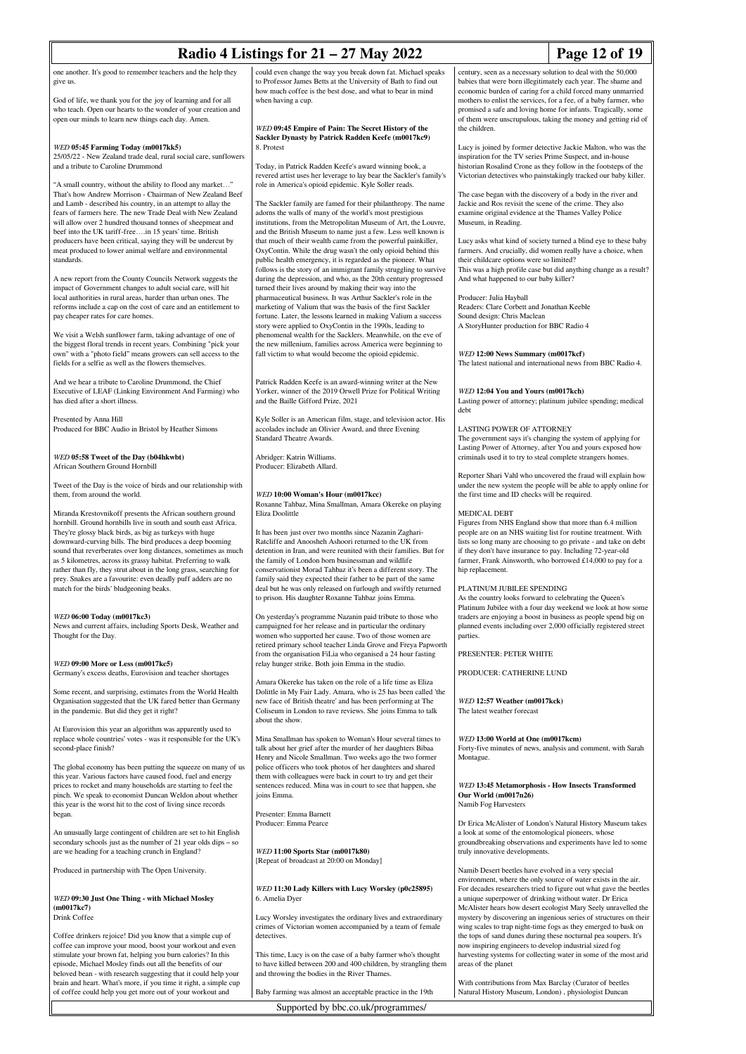one another. It's good to remember teachers and the help they give us.

God of life, we thank you for the joy of learning and for all who teach. Open our hearts to the wonder of your creation and open our minds to learn new things each day. Amen.

### *WED* 05:45 Farming Today (m0017kk5)

25/05/22 - New Zealand trade deal, rural social care, sunflowers and a tribute to Caroline Drummond

"A small country, without the ability to flood any market…" That's how Andrew Morrison - Chairman of New Zealand Beef and Lamb - described his country, in an attempt to allay the fears of farmers here. The new Trade Deal with New Zealand will allow over 2 hundred thousand tonnes of sheepmeat and beef into the UK tariff-free….in 15 years' time. British producers have been critical, saying they will be undercut by meat produced to lower animal welfare and environmental standards.

A new report from the County Councils Network suggests the impact of Government changes to adult social care, will hit local authorities in rural areas, harder than urban ones. The reforms include a cap on the cost of care and an entitlement to pay cheaper rates for care homes.

We visit a Welsh sunflower farm, taking advantage of one of the biggest floral trends in recent years. Combining "pick your own" with a "photo field" means growers can sell access to the fields for a selfie as well as the flowers themselves.

And we hear a tribute to Caroline Drummond, the Chief Executive of LEAF (Linking Environment And Farming) who has died after a short illness.

Presented by Anna Hill
Produced for BBC Audio in Bristol by Heather Simons

### *WED* 05:58 Tweet of the Day (b04hkwbt)

African Southern Ground Hornbill

Tweet of the Day is the voice of birds and our relationship with them, from around the world.

Miranda Krestovnikoff presents the African southern ground hornbill. Ground hornbills live in south and south east Africa. They're glossy black birds, as big as turkeys with huge downward-curving bills. The bird produces a deep booming sound that reverberates over long distances, sometimes as much as 5 kilometres, across its grassy habitat. Preferring to walk rather than fly, they strut about in the long grass, searching for prey. Snakes are a favourite: even deadly puff adders are no match for the birds' bludgeoning beaks.

### *WED* 06:00 Today (m0017kc3)

News and current affairs, including Sports Desk, Weather and Thought for the Day.

### *WED* 09:00 More or Less (m0017kc5)

Germany's excess deaths, Eurovision and teacher shortages

Some recent, and surprising, estimates from the World Health Organisation suggested that the UK fared better than Germany in the pandemic. But did they get it right?

At Eurovision this year an algorithm was apparently used to replace whole countries' votes - was it responsible for the UK's second-place finish?

The global economy has been putting the squeeze on many of us this year. Various factors have caused food, fuel and energy prices to rocket and many households are starting to feel the pinch. We speak to economist Duncan Weldon about whether this year is the worst hit to the cost of living since records began.

An unusually large contingent of children are set to hit English secondary schools just as the number of 21 year olds dips – so are we heading for a teaching crunch in England?

Produced in partnership with The Open University.

### *WED* 09:30 Just One Thing - with Michael Mosley (m0017kc7)

Drink Coffee

Coffee drinkers rejoice! Did you know that a simple cup of coffee can improve your mood, boost your workout and even stimulate your brown fat, helping you burn calories? In this episode, Michael Mosley finds out all the benefits of our beloved bean - with research suggesting that it could help your brain and heart. What's more, if you time it right, a simple cup of coffee could help you get more out of your workout and could even change the way you break down fat. Michael speaks to Professor James Betts at the University of Bath to find out how much coffee is the best dose, and what to bear in mind when having a cup.

### *WED* 09:45 Empire of Pain: The Secret History of the Sackler Dynasty by Patrick Radden Keefe (m0017kc9)

8. Protest

Today, in Patrick Radden Keefe's award winning book, a revered artist uses her leverage to lay bear the Sackler's family's role in America's opioid epidemic. Kyle Soller reads.

The Sackler family are famed for their philanthropy. The name adorns the walls of many of the world's most prestigious institutions, from the Metropolitan Museum of Art, the Louvre, and the British Museum to name just a few. Less well known is that much of their wealth came from the powerful painkiller, OxyContin. While the drug wasn't the only opioid behind this public health emergency, it is regarded as the pioneer. What follows is the story of an immigrant family struggling to survive during the depression, and who, as the 20th century progressed turned their lives around by making their way into the pharmaceutical business. It was Arthur Sackler's role in the marketing of Valium that was the basis of the first Sackler fortune. Later, the lessons learned in making Valium a success story were applied to OxyContin in the 1990s, leading to phenomenal wealth for the Sacklers. Meanwhile, on the eve of the new millenium, families across America were beginning to fall victim to what would become the opioid epidemic.

Patrick Radden Keefe is an award-winning writer at the New Yorker, winner of the 2019 Orwell Prize for Political Writing and the Baille Gifford Prize, 2021

Kyle Soller is an American film, stage, and television actor. His accolades include an Olivier Award, and three Evening Standard Theatre Awards.

Abridger: Katrin Williams.
Producer: Elizabeth Allard.

### *WED* 10:00 Woman's Hour (m0017kcc)

Roxanne Tahbaz, Mina Smallman, Amara Okereke on playing Eliza Doolittle

It has been just over two months since Nazanin Zaghari-Ratcliffe and Anoosheh Ashoori returned to the UK from detention in Iran, and were reunited with their families. But for the family of London born businessman and wildlife conservationist Morad Tahbaz it's been a different story. The family said they expected their father to be part of the same deal but he was only released on furlough and swiftly returned to prison. His daughter Roxanne Tahbaz joins Emma.

On yesterday's programme Nazanin paid tribute to those who campaigned for her release and in particular the ordinary women who supported her cause. Two of those women are retired primary school teacher Linda Grove and Freya Papworth from the organisation FiLia who organised a 24 hour fasting relay hunger strike. Both join Emma in the studio.

Amara Okereke has taken on the role of a life time as Eliza Dolittle in My Fair Lady. Amara, who is 25 has been called 'the new face of British theatre' and has been performing at The Coliseum in London to rave reviews. She joins Emma to talk about the show.

Mina Smallman has spoken to Woman's Hour several times to talk about her grief after the murder of her daughters Bibaa Henry and Nicole Smallman. Two weeks ago the two former police officers who took photos of her daughters and shared them with colleagues were back in court to try and get their sentences reduced. Mina was in court to see that happen, she joins Emma.

Presenter: Emma Barnett
Producer: Emma Pearce

### *WED* 11:00 Sports Star (m0017k80)

[Repeat of broadcast at 20:00 on Monday]

### *WED* 11:30 Lady Killers with Lucy Worsley (p0c25895)

6. Amelia Dyer

Lucy Worsley investigates the ordinary lives and extraordinary crimes of Victorian women accompanied by a team of female detectives.

This time, Lucy is on the case of a baby farmer who's thought to have killed between 200 and 400 children, by strangling them and throwing the bodies in the River Thames.

Baby farming was almost an acceptable practice in the 19th century, seen as a necessary solution to deal with the 50,000 babies that were born illegitimately each year. The shame and economic burden of caring for a child forced many unmarried mothers to enlist the services, for a fee, of a baby farmer, who promised a safe and loving home for infants. Tragically, some of them were unscrupulous, taking the money and getting rid of the children.

Lucy is joined by former detective Jackie Malton, who was the inspiration for the TV series Prime Suspect, and in-house historian Rosalind Crone as they follow in the footsteps of the Victorian detectives who painstakingly tracked our baby killer.

The case began with the discovery of a body in the river and Jackie and Ros revisit the scene of the crime. They also examine original evidence at the Thames Valley Police Museum, in Reading.

Lucy asks what kind of society turned a blind eye to these baby farmers. And crucially, did women really have a choice, when their childcare options were so limited?
This was a high profile case but did anything change as a result? And what happened to our baby killer?

Producer: Julia Hayball
Readers: Clare Corbett and Jonathan Keeble
Sound design: Chris Maclean
A StoryHunter production for BBC Radio 4

### *WED* 12:00 News Summary (m0017kcf)

The latest national and international news from BBC Radio 4.

### *WED* 12:04 You and Yours (m0017kch)

Lasting power of attorney; platinum jubilee spending; medical debt

LASTING POWER OF ATTORNEY
The government says it's changing the system of applying for Lasting Power of Attorney, after You and yours exposed how criminals used it to try to steal complete strangers homes.

Reporter Shari Vahl who uncovered the fraud will explain how under the new system the people will be able to apply online for the first time and ID checks will be required.

MEDICAL DEBT
Figures from NHS England show that more than 6.4 million people are on an NHS waiting list for routine treatment. With lists so long many are choosing to go private - and take on debt if they don't have insurance to pay. Including 72-year-old farmer, Frank Ainsworth, who borrowed £14,000 to pay for a hip replacement.

PLATINUM JUBILEE SPENDING
As the country looks forward to celebrating the Queen's Platinum Jubilee with a four day weekend we look at how some traders are enjoying a boost in business as people spend big on planned events including over 2,000 officially registered street parties.

PRESENTER: PETER WHITE

PRODUCER: CATHERINE LUND

### *WED* 12:57 Weather (m0017kck)

The latest weather forecast

### *WED* 13:00 World at One (m0017kcm)

Forty-five minutes of news, analysis and comment, with Sarah Montague.

### *WED* 13:45 Metamorphosis - How Insects Transformed Our World (m0017n26)

Namib Fog Harvesters

Dr Erica McAlister of London's Natural History Museum takes a look at some of the entomological pioneers, whose groundbreaking observations and experiments have led to some truly innovative developments.

Namib Desert beetles have evolved in a very special environment, where the only source of water exists in the air. For decades researchers tried to figure out what gave the beetles a unique superpower of drinking without water. Dr Erica McAlister hears how desert ecologist Mary Seely unravelled the mystery by discovering an ingenious series of structures on their wing scales to trap night-time fogs as they emerged to bask on the tops of sand dunes during these nocturnal pea soupers. It's now inspiring engineers to develop industrial sized fog harvesting systems for collecting water in some of the most arid areas of the planet

With contributions from Max Barclay (Curator of beetles Natural History Museum, London) , physiologist Duncan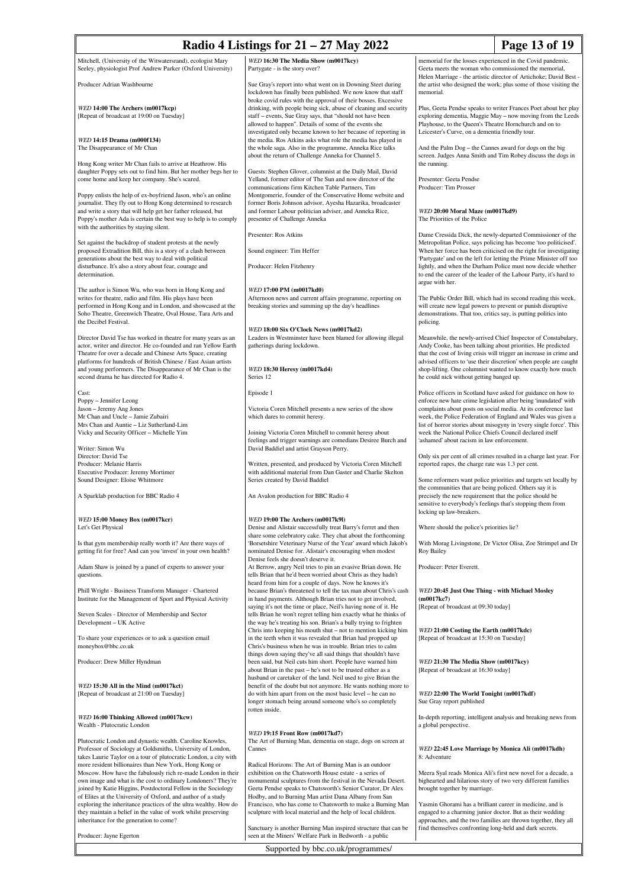Mitchell, (University of the Witwatersrand), ecologist Mary Seeley, physiologist Prof Andrew Parker (Oxford University)

Producer Adrian Washbourne

### *WED* **14:00 The Archers (m0017kcp)**
[Repeat of broadcast at 19:00 on Tuesday]

### *WED* **14:15 Drama (m000f134)**
The Disappearance of Mr Chan

Hong Kong writer Mr Chan fails to arrive at Heathrow. His daughter Poppy sets out to find him. But her mother begs her to come home and keep her company. She's scared.

Poppy enlists the help of ex-boyfriend Jason, who's an online journalist. They fly out to Hong Kong determined to research and write a story that will help get her father released, but Poppy's mother Ada is certain the best way to help is to comply with the authorities by staying silent.

Set against the backdrop of student protests at the newly proposed Extradition Bill, this is a story of a clash between generations about the best way to deal with political disturbance. It's also a story about fear, courage and determination.

The author is Simon Wu, who was born in Hong Kong and writes for theatre, radio and film. His plays have been performed in Hong Kong and in London, and showcased at the Soho Theatre, Greenwich Theatre, Oval House, Tara Arts and the Decibel Festival.

Director David Tse has worked in theatre for many years as an actor, writer and director. He co-founded and ran Yellow Earth Theatre for over a decade and Chinese Arts Space, creating platforms for hundreds of British Chinese / East Asian artists and young performers. The Disappearance of Mr Chan is the second drama he has directed for Radio 4.

Cast:
Poppy – Jennifer Leong
Jason – Jeremy Ang Jones
Mr Chan and Uncle – Jamie Zubairi
Mrs Chan and Auntie – Liz Sutherland-Lim
Vicky and Security Officer – Michelle Yim

Writer: Simon Wu
Director: David Tse
Producer: Melanie Harris
Executive Producer: Jeremy Mortimer
Sound Designer: Eloise Whitmore

A Sparklab production for BBC Radio 4

### *WED* **15:00 Money Box (m0017kcr)**
Let's Get Physical

Is that gym membership really worth it? Are there ways of getting fit for free? And can you 'invest' in your own health?

Adam Shaw is joined by a panel of experts to answer your questions.

Phill Wright - Business Transform Manager - Chartered Institute for the Management of Sport and Physical Activity

Steven Scales - Director of Membership and Sector Development – UK Active

To share your experiences or to ask a question email moneybox@bbc.co.uk

Producer: Drew Miller Hyndman

### *WED* **15:30 All in the Mind (m0017kct)**
[Repeat of broadcast at 21:00 on Tuesday]

### *WED* **16:00 Thinking Allowed (m0017kcw)**
Wealth - Plutocratic London

Plutocratic London and dynastic wealth. Caroline Knowles, Professor of Sociology at Goldsmiths, University of London, takes Laurie Taylor on a tour of plutocratic London, a city with more resident billionaires than New York, Hong Kong or Moscow. How have the fabulously rich re-made London in their own image and what is the cost to ordinary Londoners? They're joined by Katie Higgins, Postdoctoral Fellow in the Sociology of Elites at the University of Oxford, and author of a study exploring the inheritance practices of the ultra wealthy. How do they maintain a belief in the value of work whilst preserving inheritance for the generation to come?

Producer: Jayne Egerton

### *WED* **16:30 The Media Show (m0017kcy)**
Partygate - is the story over?

Sue Gray's report into what went on in Downing Steet during lockdown has finally been published. We now know that staff broke covid rules with the approval of their bosses. Excessive drinking, with people being sick, abuse of cleaning and security staff – events, Sue Gray says, that "should not have been allowed to happen". Details of some of the events she investigated only became known to her because of reporting in the media. Ros Atkins asks what role the media has played in the whole saga. Also in the programme, Anneka Rice talks about the return of Challenge Anneka for Channel 5.

Guests: Stephen Glover, columnist at the Daily Mail, David Yelland, former editor of The Sun and now director of the communications firm Kitchen Table Partners, Tim Montgomerie, founder of the Conservative Home website and former Boris Johnson advisor, Ayesha Hazarika, broadcaster and former Labour politician adviser, and Anneka Rice, presenter of Challenge Anneka

Presenter: Ros Atkins

Sound engineer: Tim Heffer

Producer: Helen Fitzhenry

### *WED* **17:00 PM (m0017kd0)**
Afternoon news and current affairs programme, reporting on breaking stories and summing up the day's headlines

### *WED* **18:00 Six O'Clock News (m0017kd2)**
Leaders in Westminster have been blamed for allowing illegal gatherings during lockdown.

### *WED* **18:30 Heresy (m0017kd4)**
Series 12

Episode 1

Victoria Coren Mitchell presents a new series of the show which dares to commit heresy.

Joining Victoria Coren Mitchell to commit heresy about feelings and trigger warnings are comedians Desiree Burch and David Baddiel and artist Grayson Perry.

Written, presented, and produced by Victoria Coren Mitchell with additional material from Dan Gaster and Charlie Skelton
Series created by David Baddiel

An Avalon production for BBC Radio 4

### *WED* **19:00 The Archers (m0017k9l)**
Denise and Alistair successfully treat Barry's ferret and then share some celebratory cake. They chat about the forthcoming 'Borsetshire Veterinary Nurse of the Year' award which Jakob's nominated Denise for. Alistair's encouraging when modest Denise feels she doesn't deserve it.
At Berrow, angry Neil tries to pin an evasive Brian down. He tells Brian that he'd been worried about Chris as they hadn't heard from him for a couple of days. Now he knows it's because Brian's threatened to tell the tax man about Chris's cash in hand payments. Although Brian tries not to get involved, saying it's not the time or place, Neil's having none of it. He tells Brian he won't regret telling him exactly what he thinks of the way he's treating his son. Brian's a bully trying to frighten Chris into keeping his mouth shut – not to mention kicking him in the teeth when it was revealed that Brian had propped up Chris's business when he was in trouble. Brian tries to calm things down saying they've all said things that shouldn't have been said, but Neil cuts him short. People have warned him about Brian in the past – he's not to be trusted either as a husband or caretaker of the land. Neil used to give Brian the benefit of the doubt but not anymore. He wants nothing more to do with him apart from on the most basic level – he can no longer stomach being around someone who's so completely rotten inside.

### *WED* **19:15 Front Row (m0017kd7)**
The Art of Burning Man, dementia on stage, dogs on screen at Cannes

Radical Horizons: The Art of Burning Man is an outdoor exhibition on the Chatsworth House estate - a series of monumental sculptures from the festival in the Nevada Desert. Geeta Pendse speaks to Chatsworth's Senior Curator, Dr Alex Hodby, and to Burning Man artist Dana Albany from San Francisco, who has come to Chatsworth to make a Burning Man sculpture with local material and the help of local children.

Sanctuary is another Burning Man inspired structure that can be seen at the Miners' Welfare Park in Bedworth - a public memorial for the losses experienced in the Covid pandemic. Geeta meets the woman who commissioned the memorial, Helen Marriage - the artistic director of Artichoke; David Best - the artist who designed the work; plus some of those visiting the memorial.

Plus, Geeta Pendse speaks to writer Frances Poet about her play exploring dementia, Maggie May – now moving from the Leeds Playhouse, to the Queen's Theatre Hornchurch and on to Leicester's Curve, on a dementia friendly tour.

And the Palm Dog – the Cannes award for dogs on the big screen. Judges Anna Smith and Tim Robey discuss the dogs in the running.

Presenter: Geeta Pendse
Producer: Tim Prosser

### *WED* **20:00 Moral Maze (m0017kd9)**
The Priorities of the Police

Dame Cressida Dick, the newly-departed Commissioner of the Metropolitan Police, says policing has become 'too politicised'. When her force has been criticised on the right for investigating 'Partygate' and on the left for letting the Prime Minister off too lightly, and when the Durham Police must now decide whether to end the career of the leader of the Labour Party, it's hard to argue with her.

The Public Order Bill, which had its second reading this week, will create new legal powers to prevent or punish disruptive demonstrations. That too, critics say, is putting politics into policing.

Meanwhile, the newly-arrived Chief Inspector of Constabulary, Andy Cooke, has been talking about priorities. He predicted that the cost of living crisis will trigger an increase in crime and advised officers to 'use their discretion' when people are caught shop-lifting. One columnist wanted to know exactly how much he could nick without getting banged up.

Police officers in Scotland have asked for guidance on how to enforce new hate crime legislation after being 'inundated' with complaints about posts on social media. At its conference last week, the Police Federation of England and Wales was given a list of horror stories about misogyny in 'every single force'. This week the National Police Chiefs Council declared itself 'ashamed' about racism in law enforcement.

Only six per cent of all crimes resulted in a charge last year. For reported rapes, the charge rate was 1.3 per cent.

Some reformers want police priorities and targets set locally by the communities that are being policed. Others say it is precisely the new requirement that the police should be sensitive to everybody's feelings that's stopping them from locking up law-breakers.

Where should the police's priorities lie?

With Morag Livingstone, Dr Victor Olisa, Zoe Strimpel and Dr Roy Bailey

Producer: Peter Everett.

### *WED* **20:45 Just One Thing - with Michael Mosley (m0017kc7)**
[Repeat of broadcast at 09:30 today]

### *WED* **21:00 Costing the Earth (m0017kdc)**
[Repeat of broadcast at 15:30 on Tuesday]

### *WED* **21:30 The Media Show (m0017kcy)**
[Repeat of broadcast at 16:30 today]

### *WED* **22:00 The World Tonight (m0017kdf)**
Sue Gray report published

In-depth reporting, intelligent analysis and breaking news from a global perspective.

### *WED* **22:45 Love Marriage by Monica Ali (m0017kdh)**
8: Adventure

Meera Syal reads Monica Ali's first new novel for a decade, a bighearted and hilarious story of two very different families brought together by marriage.

Yasmin Ghorami has a brilliant career in medicine, and is engaged to a charming junior doctor. But as their wedding approaches, and the two families are thrown together, they all find themselves confronting long-held and dark secrets.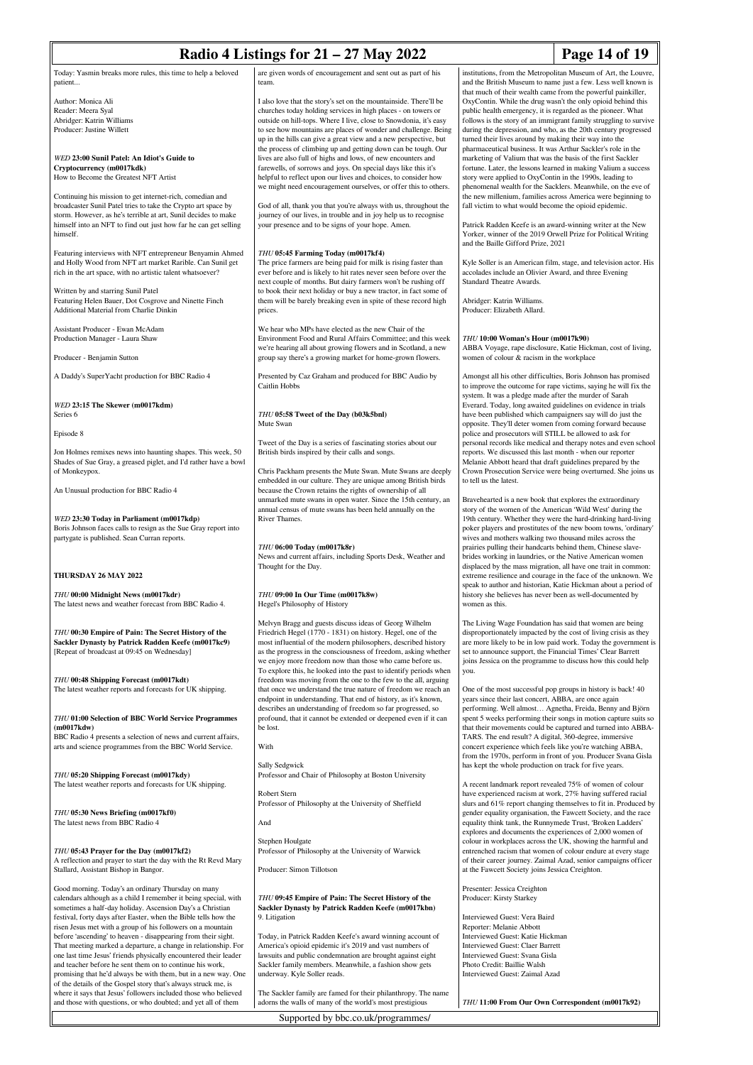Today: Yasmin breaks more rules, this time to help a beloved patient...

Author: Monica Ali
Reader: Meera Syal
Abridger: Katrin Williams
Producer: Justine Willett

### *WED* 23:00 Sunil Patel: An Idiot's Guide to Cryptocurrency (m0017kdk)

How to Become the Greatest NFT Artist

Continuing his mission to get internet-rich, comedian and broadcaster Sunil Patel tries to take the Crypto art space by storm. However, as he's terrible at art, Sunil decides to make himself into an NFT to find out just how far he can get selling himself.

Featuring interviews with NFT entrepreneur Benyamin Ahmed and Holly Wood from NFT art market Rarible. Can Sunil get rich in the art space, with no artistic talent whatsoever?

Written by and starring Sunil Patel
Featuring Helen Bauer, Dot Cosgrove and Ninette Finch
Additional Material from Charlie Dinkin

Assistant Producer - Ewan McAdam
Production Manager - Laura Shaw

Producer - Benjamin Sutton

A Daddy's SuperYacht production for BBC Radio 4

### *WED* 23:15 The Skewer (m0017kdm)

Series 6

Episode 8

Jon Holmes remixes news into haunting shapes. This week, 50 Shades of Sue Gray, a greased piglet, and I'd rather have a bowl of Monkeypox.

An Unusual production for BBC Radio 4

### *WED* 23:30 Today in Parliament (m0017kdp)

Boris Johnson faces calls to resign as the Sue Gray report into partygate is published. Sean Curran reports.

## THURSDAY 26 MAY 2022

### *THU* 00:00 Midnight News (m0017kdr)

The latest news and weather forecast from BBC Radio 4.

### *THU* 00:30 Empire of Pain: The Secret History of the Sackler Dynasty by Patrick Radden Keefe (m0017kc9)

[Repeat of broadcast at 09:45 on Wednesday]

### *THU* 00:48 Shipping Forecast (m0017kdt)

The latest weather reports and forecasts for UK shipping.

### *THU* 01:00 Selection of BBC World Service Programmes (m0017kdw)

BBC Radio 4 presents a selection of news and current affairs, arts and science programmes from the BBC World Service.

### *THU* 05:20 Shipping Forecast (m0017kdy)

The latest weather reports and forecasts for UK shipping.

### *THU* 05:30 News Briefing (m0017kf0)

The latest news from BBC Radio 4

### *THU* 05:43 Prayer for the Day (m0017kf2)

A reflection and prayer to start the day with the Rt Revd Mary Stallard, Assistant Bishop in Bangor.

Good morning. Today's an ordinary Thursday on many calendars although as a child I remember it being special, with sometimes a half-day holiday. Ascension Day's a Christian festival, forty days after Easter, when the Bible tells how the risen Jesus met with a group of his followers on a mountain before 'ascending' to heaven - disappearing from their sight. That meeting marked a departure, a change in relationship. For one last time Jesus' friends physically encountered their leader and teacher before he sent them on to continue his work, promising that he'd always be with them, but in a new way. One of the details of the Gospel story that's always struck me, is where it says that Jesus' followers included those who believed and those with questions, or who doubted; and yet all of them are given words of encouragement and sent out as part of his team.

I also love that the story's set on the mountainside. There'll be churches today holding services in high places - on towers or outside on hill-tops. Where I live, close to Snowdonia, it's easy to see how mountains are places of wonder and challenge. Being up in the hills can give a great view and a new perspective, but the process of climbing up and getting down can be tough. Our lives are also full of highs and lows, of new encounters and farewells, of sorrows and joys. On special days like this it's helpful to reflect upon our lives and choices, to consider how we might need encouragement ourselves, or offer this to others.

God of all, thank you that you're always with us, throughout the journey of our lives, in trouble and in joy help us to recognise your presence and to be signs of your hope. Amen.

### *THU* 05:45 Farming Today (m0017kf4)

The price farmers are being paid for milk is rising faster than ever before and is likely to hit rates never seen before over the next couple of months. But dairy farmers won't be rushing off to book their next holiday or buy a new tractor, in fact some of them will be barely breaking even in spite of these record high prices.

We hear who MPs have elected as the new Chair of the Environment Food and Rural Affairs Committee; and this week we're hearing all about growing flowers and in Scotland, a new group say there's a growing market for home-grown flowers.

Presented by Caz Graham and produced for BBC Audio by Caitlin Hobbs

### *THU* 05:58 Tweet of the Day (b03k5bnl)

Mute Swan

Tweet of the Day is a series of fascinating stories about our British birds inspired by their calls and songs.

Chris Packham presents the Mute Swan. Mute Swans are deeply embedded in our culture. They are unique among British birds because the Crown retains the rights of ownership of all unmarked mute swans in open water. Since the 15th century, an annual census of mute swans has been held annually on the River Thames.

### *THU* 06:00 Today (m0017k8r)

News and current affairs, including Sports Desk, Weather and Thought for the Day.

### *THU* 09:00 In Our Time (m0017k8w)

Hegel's Philosophy of History

Melvyn Bragg and guests discuss ideas of Georg Wilhelm Friedrich Hegel (1770 - 1831) on history. Hegel, one of the most influential of the modern philosophers, described history as the progress in the consciousness of freedom, asking whether we enjoy more freedom now than those who came before us. To explore this, he looked into the past to identify periods when freedom was moving from the one to the few to the all, arguing that once we understand the true nature of freedom we reach an endpoint in understanding. That end of history, as it's known, describes an understanding of freedom so far progressed, so profound, that it cannot be extended or deepened even if it can be lost.

With

Sally Sedgwick
Professor and Chair of Philosophy at Boston University

Robert Stern
Professor of Philosophy at the University of Sheffield

And

Stephen Houlgate
Professor of Philosophy at the University of Warwick

Producer: Simon Tillotson

### *THU* 09:45 Empire of Pain: The Secret History of the Sackler Dynasty by Patrick Radden Keefe (m0017kbn)

9. Litigation

Today, in Patrick Radden Keefe's award winning account of America's opioid epidemic it's 2019 and vast numbers of lawsuits and public condemnation are brought against eight Sackler family members. Meanwhile, a fashion show gets underway. Kyle Soller reads.

The Sackler family are famed for their philanthropy. The name adorns the walls of many of the world's most prestigious institutions, from the Metropolitan Museum of Art, the Louvre, and the British Museum to name just a few. Less well known is that much of their wealth came from the powerful painkiller, OxyContin. While the drug wasn't the only opioid behind this public health emergency, it is regarded as the pioneer. What follows is the story of an immigrant family struggling to survive during the depression, and who, as the 20th century progressed turned their lives around by making their way into the pharmaceutical business. It was Arthur Sackler's role in the marketing of Valium that was the basis of the first Sackler fortune. Later, the lessons learned in making Valium a success story were applied to OxyContin in the 1990s, leading to phenomenal wealth for the Sacklers. Meanwhile, on the eve of the new millenium, families across America were beginning to fall victim to what would become the opioid epidemic.

Patrick Radden Keefe is an award-winning writer at the New Yorker, winner of the 2019 Orwell Prize for Political Writing and the Baille Gifford Prize, 2021

Kyle Soller is an American film, stage, and television actor. His accolades include an Olivier Award, and three Evening Standard Theatre Awards.

Abridger: Katrin Williams.
Producer: Elizabeth Allard.

### *THU* 10:00 Woman's Hour (m0017k90)

ABBA Voyage, rape disclosure, Katie Hickman, cost of living, women of colour & racism in the workplace

Amongst all his other difficulties, Boris Johnson has promised to improve the outcome for rape victims, saying he will fix the system. It was a pledge made after the murder of Sarah Everard. Today, long awaited guidelines on evidence in trials have been published which campaigners say will do just the opposite. They'll deter women from coming forward because police and prosecutors will STILL be allowed to ask for personal records like medical and therapy notes and even school reports. We discussed this last month - when our reporter Melanie Abbott heard that draft guidelines prepared by the Crown Prosecution Service were being overturned. She joins us to tell us the latest.

Bravehearted is a new book that explores the extraordinary story of the women of the American 'Wild West' during the 19th century. Whether they were the hard-drinking hard-living poker players and prostitutes of the new boom towns, 'ordinary' wives and mothers walking two thousand miles across the prairies pulling their handcarts behind them, Chinese slave-brides working in laundries, or the Native American women displaced by the mass migration, all have one trait in common: extreme resilience and courage in the face of the unknown. We speak to author and historian, Katie Hickman about a period of history she believes has never been as well-documented by women as this.

The Living Wage Foundation has said that women are being disproportionately impacted by the cost of living crisis as they are more likely to be in low paid work. Today the government is set to announce support, the Financial Times' Clear Barrett joins Jessica on the programme to discuss how this could help you.

One of the most successful pop groups in history is back! 40 years since their last concert, ABBA, are once again performing. Well almost… Agnetha, Freida, Benny and Björn spent 5 weeks performing their songs in motion capture suits so that their movements could be captured and turned into ABBA-TARS. The end result? A digital, 360-degree, immersive concert experience which feels like you're watching ABBA, from the 1970s, perform in front of you. Producer Svana Gisla has kept the whole production on track for five years.

A recent landmark report revealed 75% of women of colour have experienced racism at work, 27% having suffered racial slurs and 61% report changing themselves to fit in. Produced by gender equality organisation, the Fawcett Society, and the race equality think tank, the Runnymede Trust, 'Broken Ladders' explores and documents the experiences of 2,000 women of colour in workplaces across the UK, showing the harmful and entrenched racism that women of colour endure at every stage of their career journey. Zaimal Azad, senior campaigns officer at the Fawcett Society joins Jessica Creighton.

Presenter: Jessica Creighton
Producer: Kirsty Starkey

Interviewed Guest: Vera Baird
Reporter: Melanie Abbott
Interviewed Guest: Katie Hickman
Interviewed Guest: Claer Barrett
Interviewed Guest: Svana Gisla
Photo Credit: Baillie Walsh
Interviewed Guest: Zaimal Azad

### *THU* 11:00 From Our Own Correspondent (m0017k92)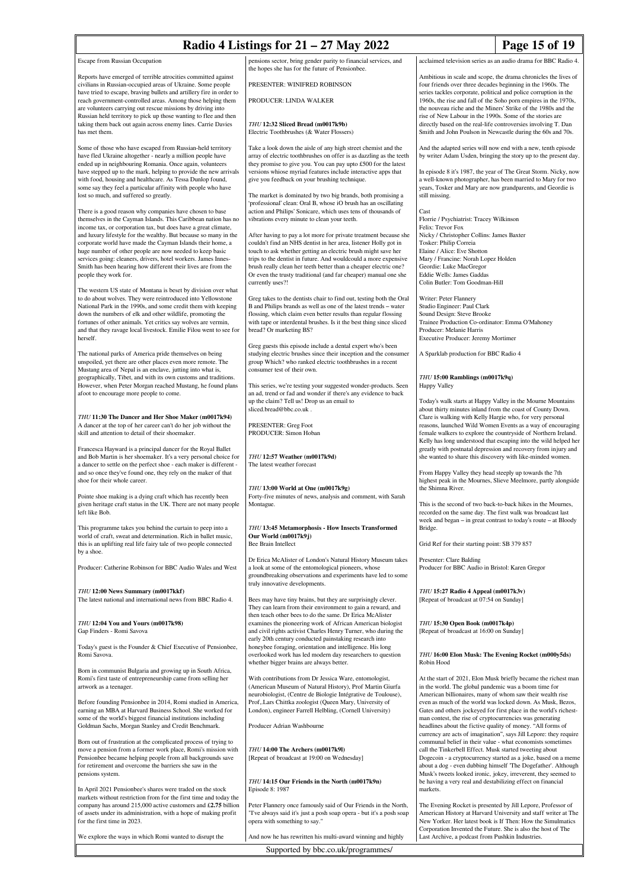Escape from Russian Occupation

Reports have emerged of terrible atrocities committed against civilians in Russian-occupied areas of Ukraine. Some people have tried to escape, braving bullets and artillery fire in order to reach government-controlled areas. Among those helping them are volunteers carrying out rescue missions by driving into Russian held territory to pick up those wanting to flee and then taking them back out again across enemy lines. Carrie Davies has met them.

Some of those who have escaped from Russian-held territory have fled Ukraine altogether - nearly a million people have ended up in neighbouring Romania. Once again, volunteers have stepped up to the mark, helping to provide the new arrivals with food, housing and healthcare. As Tessa Dunlop found, some say they feel a particular affinity with people who have lost so much, and suffered so greatly.

There is a good reason why companies have chosen to base themselves in the Cayman Islands. This Caribbean nation has no income tax, or corporation tax, but does have a great climate, and luxury lifestyle for the wealthy. But because so many in the corporate world have made the Cayman Islands their home, a huge number of other people are now needed to keep basic services going: cleaners, drivers, hotel workers. James Innes-Smith has been hearing how different their lives are from the people they work for.

The western US state of Montana is beset by division over what to do about wolves. They were reintroduced into Yellowstone National Park in the 1990s, and some credit them with keeping down the numbers of elk and other wildlife, promoting the fortunes of other animals. Yet critics say wolves are vermin, and that they ravage local livestock. Emilie Filou went to see for herself.

The national parks of America pride themselves on being unspoiled, yet there are other places even more remote. The Mustang area of Nepal is an enclave, jutting into what is, geographically, Tibet, and with its own customs and traditions. However, when Peter Morgan reached Mustang, he found plans afoot to encourage more people to come.

*THU* **11:30 The Dancer and Her Shoe Maker (m0017k94)**
A dancer at the top of her career can't do her job without the skill and attention to detail of their shoemaker.

Francesca Hayward is a principal dancer for the Royal Ballet and Bob Martin is her shoemaker. It's a very personal choice for a dancer to settle on the perfect shoe - each maker is different - and so once they've found one, they rely on the maker of that shoe for their whole career.

Pointe shoe making is a dying craft which has recently been given heritage craft status in the UK. There are not many people left like Bob.

This programme takes you behind the curtain to peep into a world of craft, sweat and determination. Rich in ballet music, this is an uplifting real life fairy tale of two people connected by a shoe.

Producer: Catherine Robinson for BBC Audio Wales and West

*THU* **12:00 News Summary (m0017kkf)**
The latest national and international news from BBC Radio 4.

*THU* **12:04 You and Yours (m0017k98)**
Gap Finders - Romi Savova

Today's guest is the Founder & Chief Executive of Pensionbee, Romi Savova.

Born in communist Bulgaria and growing up in South Africa, Romi's first taste of entrepreneurship came from selling her artwork as a teenager.

Before founding Pensionbee in 2014, Romi studied in America, earning an MBA at Harvard Business School. She worked for some of the world's biggest financial institutions including Goldman Sachs, Morgan Stanley and Credit Benchmark.

Born out of frustration at the complicated process of trying to move a pension from a former work place, Romi's mission with Pensionbee became helping people from all backgrounds save for retirement and overcome the barriers she saw in the pensions system.

In April 2021 Pensionbee's shares were traded on the stock markets without restriction from for the first time and today the company has around 215,000 active customers and £2.75 billion of assets under its administration, with a hope of making profit for the first time in 2023.

We explore the ways in which Romi wanted to disrupt the pensions sector, bring gender parity to financial services, and the hopes she has for the future of Pensionbee.

PRESENTER: WINIFRED ROBINSON

PRODUCER: LINDA WALKER

*THU* **12:32 Sliced Bread (m0017k9b)**
Electric Toothbrushes (& Water Flossers)

Take a look down the aisle of any high street chemist and the array of electric toothbrushes on offer is as dazzling as the teeth they promise to give you. You can pay upto £500 for the latest versions whose myriad features include interactive apps that give you feedback on your brushing technique.

The market is dominated by two big brands, both promising a 'professional' clean: Oral B, whose iO brush has an oscillating action and Philips' Sonicare, which uses tens of thousands of vibrations every minute to clean your teeth.

After having to pay a lot more for private treatment because she couldn't find an NHS dentist in her area, listener Holly got in touch to ask whether getting an electric brush might save her trips to the dentist in future. And wouldcould a more expensive brush really clean her teeth better than a cheaper electric one? Or even the trusty traditional (and far cheaper) manual one she currently uses?!

Greg takes to the dentists chair to find out, testing both the Oral B and Philips brands as well as one of the latest trends – water flossing, which claim even better results than regular flossing with tape or interdental brushes. Is it the best thing since sliced bread? Or marketing BS?

Greg guests this episode include a dental expert who's been studying electric brushes since their inception and the consumer group Which? who ranked electric toothbrushes in a recent consumer test of their own.

This series, we're testing your suggested wonder-products. Seen an ad, trend or fad and wonder if there's any evidence to back up the claim? Tell us! Drop us an email to sliced.bread@bbc.co.uk .

PRESENTER: Greg Foot
PRODUCER: Simon Hoban

*THU* **12:57 Weather (m0017k9d)**
The latest weather forecast

*THU* **13:00 World at One (m0017k9g)**
Forty-five minutes of news, analysis and comment, with Sarah Montague.

*THU* **13:45 Metamorphosis - How Insects Transformed Our World (m0017k9j)**
Bee Brain Intellect

Dr Erica McAlister of London's Natural History Museum takes a look at some of the entomological pioneers, whose groundbreaking observations and experiments have led to some truly innovative developments.

Bees may have tiny brains, but they are surprisingly clever. They can learn from their environment to gain a reward, and then teach other bees to do the same. Dr Erica McAlister examines the pioneering work of African American biologist and civil rights activist Charles Henry Turner, who during the early 20th century conducted painstaking research into honeybee foraging, orientation and intelligence. His long overlooked work has led modern day researchers to question whether bigger brains are always better.

With contributions from Dr Jessica Ware, entomologist, (American Museum of Natural History), Prof Martin Giurfa neurobiologist, (Centre de Biologie Intégrative de Toulouse), Prof,.Lars Chittka zoologist (Queen Mary, University of London), engineer Farrell Helbling, (Cornell University)

Producer Adrian Washbourne

*THU* **14:00 The Archers (m0017k9l)**
[Repeat of broadcast at 19:00 on Wednesday]

*THU* **14:15 Our Friends in the North (m0017k9n)**
Episode 8: 1987

Peter Flannery once famously said of Our Friends in the North, "I've always said it's just a posh soap opera - but it's a posh soap opera with something to say."

And now he has rewritten his multi-award winning and highly acclaimed television series as an audio drama for BBC Radio 4.

Ambitious in scale and scope, the drama chronicles the lives of four friends over three decades beginning in the 1960s. The series tackles corporate, political and police corruption in the 1960s, the rise and fall of the Soho porn empires in the 1970s, the nouveau riche and the Miners' Strike of the 1980s and the rise of New Labour in the 1990s. Some of the stories are directly based on the real-life controversies involving T. Dan Smith and John Poulson in Newcastle during the 60s and 70s.

And the adapted series will now end with a new, tenth episode by writer Adam Usden, bringing the story up to the present day.

In episode 8 it's 1987, the year of The Great Storm. Nicky, now a well-known photographer, has been married to Mary for two years, Tosker and Mary are now grandparents, and Geordie is still missing.

Cast
Florrie / Psychiatrist: Tracey Wilkinson
Felix: Trevor Fox
Nicky / Christopher Collins: James Baxter
Tosker: Philip Correia
Elaine / Alice: Eve Shotton
Mary / Francine: Norah Lopez Holden
Geordie: Luke MacGregor
Eddie Wells: James Gaddas
Colin Butler: Tom Goodman-Hill

Writer: Peter Flannery
Studio Engineer: Paul Clark
Sound Design: Steve Brooke
Trainee Production Co-ordinator: Emma O'Mahoney
Producer: Melanie Harris
Executive Producer: Jeremy Mortimer

A Sparklab production for BBC Radio 4

*THU* **15:00 Ramblings (m0017k9q)**
Happy Valley

Today's walk starts at Happy Valley in the Mourne Mountains about thirty minutes inland from the coast of County Down. Clare is walking with Kelly Hargie who, for very personal reasons, launched Wild Women Events as a way of encouraging female walkers to explore the countryside of Northern Ireland. Kelly has long understood that escaping into the wild helped her greatly with postnatal depression and recovery from injury and she wanted to share this discovery with like-minded women.

From Happy Valley they head steeply up towards the 7th highest peak in the Mournes, Slieve Meelmore, partly alongside the Shimna River.

This is the second of two back-to-back hikes in the Mournes, recorded on the same day. The first walk was broadcast last week and began – in great contrast to today's route – at Bloody Bridge.

Grid Ref for their starting point: SB 379 857

Presenter: Clare Balding
Producer for BBC Audio in Bristol: Karen Gregor

*THU* **15:27 Radio 4 Appeal (m0017k3v)**
[Repeat of broadcast at 07:54 on Sunday]

*THU* **15:30 Open Book (m0017k4p)**
[Repeat of broadcast at 16:00 on Sunday]

*THU* **16:00 Elon Musk: The Evening Rocket (m000y5ds)**
Robin Hood

At the start of 2021, Elon Musk briefly became the richest man in the world. The global pandemic was a boom time for American billionaires, many of whom saw their wealth rise even as much of the world was locked down. As Musk, Bezos, Gates and others jockeyed for first place in the world's richest-man contest, the rise of cryptocurrencies was generating headlines about the fictive quality of money. "All forms of currency are acts of imagination", says Jill Lepore: they require communal belief in their value - what economists sometimes call the Tinkerbell Effect. Musk started tweeting about Dogecoin - a cryptocurrency started as a joke, based on a meme about a dog - even dubbing himself 'The Dogefather'. Although Musk's tweets looked ironic, jokey, irreverent, they seemed to be having a very real and destabilizing effect on financial markets.

The Evening Rocket is presented by Jill Lepore, Professor of American History at Harvard University and staff writer at The New Yorker. Her latest book is If Then: How the Simulmatics Corporation Invented the Future. She is also the host of The Last Archive, a podcast from Pushkin Industries.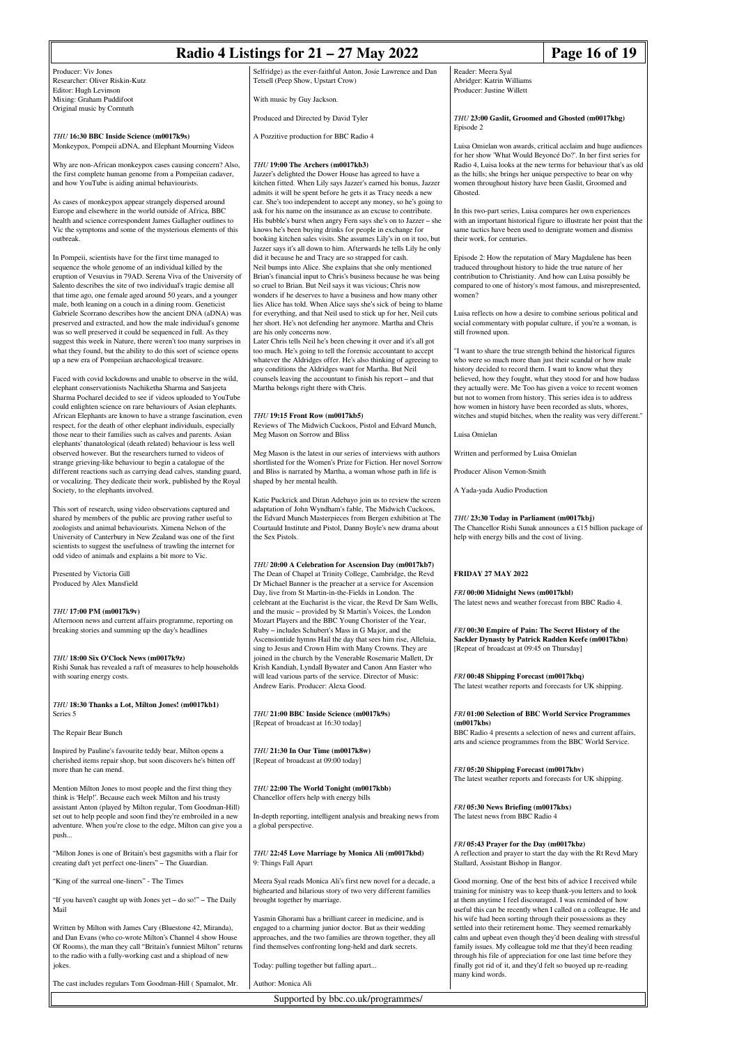Producer: Viv Jones
Researcher: Oliver Riskin-Kutz
Editor: Hugh Levinson
Mixing: Graham Puddifoot
Original music by Corntuth

*THU* **16:30 BBC Inside Science (m0017k9s)**
Monkeypox, Pompeii aDNA, and Elephant Mourning Videos

Why are non-African monkeypox cases causing concern? Also, the first complete human genome from a Pompeiian cadaver, and how YouTube is aiding animal behaviourists.

As cases of monkeypox appear strangely dispersed around Europe and elsewhere in the world outside of Africa, BBC health and science correspondent James Gallagher outlines to Vic the symptoms and some of the mysterious elements of this outbreak.

In Pompeii, scientists have for the first time managed to sequence the whole genome of an individual killed by the eruption of Vesuvius in 79AD. Serena Viva of the University of Salento describes the site of two individual's tragic demise all that time ago, one female aged around 50 years, and a younger male, both leaning on a couch in a dining room. Geneticist Gabriele Scorrano describes how the ancient DNA (aDNA) was preserved and extracted, and how the male individual's genome was so well preserved it could be sequenced in full. As they suggest this week in Nature, there weren't too many surprises in what they found, but the ability to do this sort of science opens up a new era of Pompeiian archaeological treasure.

Faced with covid lockdowns and unable to observe in the wild, elephant conservationists Nachiketha Sharma and Sanjeeta Sharma Pocharel decided to see if videos uploaded to YouTube could enlighten science on rare behaviours of Asian elephants. African Elephants are known to have a strange fascination, even respect, for the death of other elephant individuals, especially those near to their families such as calves and parents. Asian elephants' thanatological (death related) behaviour is less well observed however. But the researchers turned to videos of strange grieving-like behaviour to begin a catalogue of the different reactions such as carrying dead calves, standing guard, or vocalizing. They dedicate their work, published by the Royal Society, to the elephants involved.

This sort of research, using video observations captured and shared by members of the public are proving rather useful to zoologists and animal behaviourists. Ximena Nelson of the University of Canterbury in New Zealand was one of the first scientists to suggest the usefulness of trawling the internet for odd video of animals and explains a bit more to Vic.

Presented by Victoria Gill
Produced by Alex Mansfield

*THU* **17:00 PM (m0017k9v)**
Afternoon news and current affairs programme, reporting on breaking stories and summing up the day's headlines

*THU* **18:00 Six O'Clock News (m0017k9z)**
Rishi Sunak has revealed a raft of measures to help households with soaring energy costs.

*THU* **18:30 Thanks a Lot, Milton Jones! (m0017kb1)**
Series 5

The Repair Bear Bunch

Inspired by Pauline's favourite teddy bear, Milton opens a cherished items repair shop, but soon discovers he's bitten off more than he can mend.

Mention Milton Jones to most people and the first thing they think is 'Help!'. Because each week Milton and his trusty assistant Anton (played by Milton regular, Tom Goodman-Hill) set out to help people and soon find they're embroiled in a new adventure. When you're close to the edge, Milton can give you a push...

"Milton Jones is one of Britain's best gagsmiths with a flair for creating daft yet perfect one-liners" – The Guardian.

"King of the surreal one-liners" - The Times

"If you haven't caught up with Jones yet – do so!" – The Daily Mail

Written by Milton with James Cary (Bluestone 42, Miranda), and Dan Evans (who co-wrote Milton's Channel 4 show House Of Rooms), the man they call "Britain's funniest Milton" returns to the radio with a fully-working cast and a shipload of new jokes.

The cast includes regulars Tom Goodman-Hill ( Spamalot, Mr. Selfridge) as the ever-faithful Anton, Josie Lawrence and Dan Tetsell (Peep Show, Upstart Crow)

With music by Guy Jackson.

Produced and Directed by David Tyler

A Pozzitive production for BBC Radio 4

*THU* **19:00 The Archers (m0017kb3)**
Jazzer's delighted the Dower House has agreed to have a kitchen fitted. When Lily says Jazzer's earned his bonus, Jazzer admits it will be spent before he gets it as Tracy needs a new car. She's too independent to accept any money, so he's going to ask for his name on the insurance as an excuse to contribute. His bubble's burst when angry Fern says she's on to Jazzer – she knows he's been buying drinks for people in exchange for booking kitchen sales visits. She assumes Lily's in on it too, but Jazzer says it's all down to him. Afterwards he tells Lily he only did it because he and Tracy are so strapped for cash.
Neil bumps into Alice. She explains that she only mentioned Brian's financial input to Chris's business because he was being so cruel to Brian. But Neil says it was vicious; Chris now wonders if he deserves to have a business and how many other lies Alice has told. When Alice says she's sick of being to blame for everything, and that Neil used to stick up for her, Neil cuts her short. He's not defending her anymore. Martha and Chris are his only concerns now.
Later Chris tells Neil he's been chewing it over and it's all got too much. He's going to tell the forensic accountant to accept whatever the Aldridges offer. He's also thinking of agreeing to any conditions the Aldridges want for Martha. But Neil counsels leaving the accountant to finish his report – and that Martha belongs right there with Chris.

*THU* **19:15 Front Row (m0017kb5)**
Reviews of The Midwich Cuckoos, Pistol and Edvard Munch, Meg Mason on Sorrow and Bliss

Meg Mason is the latest in our series of interviews with authors shortlisted for the Women's Prize for Fiction. Her novel Sorrow and Bliss is narrated by Martha, a woman whose path in life is shaped by her mental health.

Katie Puckrick and Diran Adebayo join us to review the screen adaptation of John Wyndham's fable, The Midwich Cuckoos, the Edvard Munch Masterpieces from Bergen exhibition at The Courtauld Institute and Pistol, Danny Boyle's new drama about the Sex Pistols.

*THU* **20:00 A Celebration for Ascension Day (m0017kb7)**
The Dean of Chapel at Trinity College, Cambridge, the Revd Dr Michael Banner is the preacher at a service for Ascension Day, live from St Martin-in-the-Fields in London. The celebrant at the Eucharist is the vicar, the Revd Dr Sam Wells, and the music – provided by St Martin's Voices, the London Mozart Players and the BBC Young Chorister of the Year, Ruby – includes Schubert's Mass in G Major, and the Ascensiontide hymns Hail the day that sees him rise, Alleluia, sing to Jesus and Crown Him with Many Crowns. They are joined in the church by the Venerable Rosemarie Mallett, Dr Krish Kandiah, Lyndall Bywater and Canon Ann Easter who will lead various parts of the service. Director of Music: Andrew Earis. Producer: Alexa Good.

*THU* **21:00 BBC Inside Science (m0017k9s)**
[Repeat of broadcast at 16:30 today]

*THU* **21:30 In Our Time (m0017k8w)**
[Repeat of broadcast at 09:00 today]

*THU* **22:00 The World Tonight (m0017kbb)**
Chancellor offers help with energy bills

In-depth reporting, intelligent analysis and breaking news from a global perspective.

*THU* **22:45 Love Marriage by Monica Ali (m0017kbd)**
9: Things Fall Apart

Meera Syal reads Monica Ali's first new novel for a decade, a bighearted and hilarious story of two very different families brought together by marriage.

Yasmin Ghorami has a brilliant career in medicine, and is engaged to a charming junior doctor. But as their wedding approaches, and the two families are thrown together, they all find themselves confronting long-held and dark secrets.

Today: pulling together but falling apart...

Author: Monica Ali
Reader: Meera Syal
Abridger: Katrin Williams
Producer: Justine Willett

*THU* **23:00 Gaslit, Groomed and Ghosted (m0017kbg)**
Episode 2

Luisa Omielan won awards, critical acclaim and huge audiences for her show 'What Would Beyoncé Do?'. In her first series for Radio 4, Luisa looks at the new terms for behaviour that's as old as the hills; she brings her unique perspective to bear on why women throughout history have been Gaslit, Groomed and Ghosted.

In this two-part series, Luisa compares her own experiences with an important historical figure to illustrate her point that the same tactics have been used to denigrate women and dismiss their work, for centuries.

Episode 2: How the reputation of Mary Magdalene has been traduced throughout history to hide the true nature of her contribution to Christianity. And how can Luisa possibly be compared to one of history's most famous, and misrepresented, women?

Luisa reflects on how a desire to combine serious political and social commentary with popular culture, if you're a woman, is still frowned upon.

"I want to share the true strength behind the historical figures who were so much more than just their scandal or how male history decided to record them. I want to know what they believed, how they fought, what they stood for and how badass they actually were. Me Too has given a voice to recent women but not to women from history. This series idea is to address how women in history have been recorded as sluts, whores, witches and stupid bitches, when the reality was very different."

Luisa Omielan

Written and performed by Luisa Omielan

Producer Alison Vernon-Smith

A Yada-yada Audio Production

*THU* **23:30 Today in Parliament (m0017kbj)**
The Chancellor Rishi Sunak announces a £15 billion package of help with energy bills and the cost of living.

## FRIDAY 27 MAY 2022

*FRI* **00:00 Midnight News (m0017kbl)**
The latest news and weather forecast from BBC Radio 4.

*FRI* **00:30 Empire of Pain: The Secret History of the Sackler Dynasty by Patrick Radden Keefe (m0017kbn)**
[Repeat of broadcast at 09:45 on Thursday]

*FRI* **00:48 Shipping Forecast (m0017kbq)**
The latest weather reports and forecasts for UK shipping.

*FRI* **01:00 Selection of BBC World Service Programmes (m0017kbs)**
BBC Radio 4 presents a selection of news and current affairs, arts and science programmes from the BBC World Service.

*FRI* **05:20 Shipping Forecast (m0017kbv)**
The latest weather reports and forecasts for UK shipping.

*FRI* **05:30 News Briefing (m0017kbx)**
The latest news from BBC Radio 4

*FRI* **05:43 Prayer for the Day (m0017kbz)**
A reflection and prayer to start the day with the Rt Revd Mary Stallard, Assistant Bishop in Bangor.

Good morning. One of the best bits of advice I received while training for ministry was to keep thank-you letters and to look at them anytime I feel discouraged. I was reminded of how useful this can be recently when I called on a colleague. He and his wife had been sorting through their possessions as they settled into their retirement home. They seemed remarkably calm and upbeat even though they'd been dealing with stressful family issues. My colleague told me that they'd been reading through his file of appreciation for one last time before they finally got rid of it, and they'd felt so buoyed up re-reading many kind words.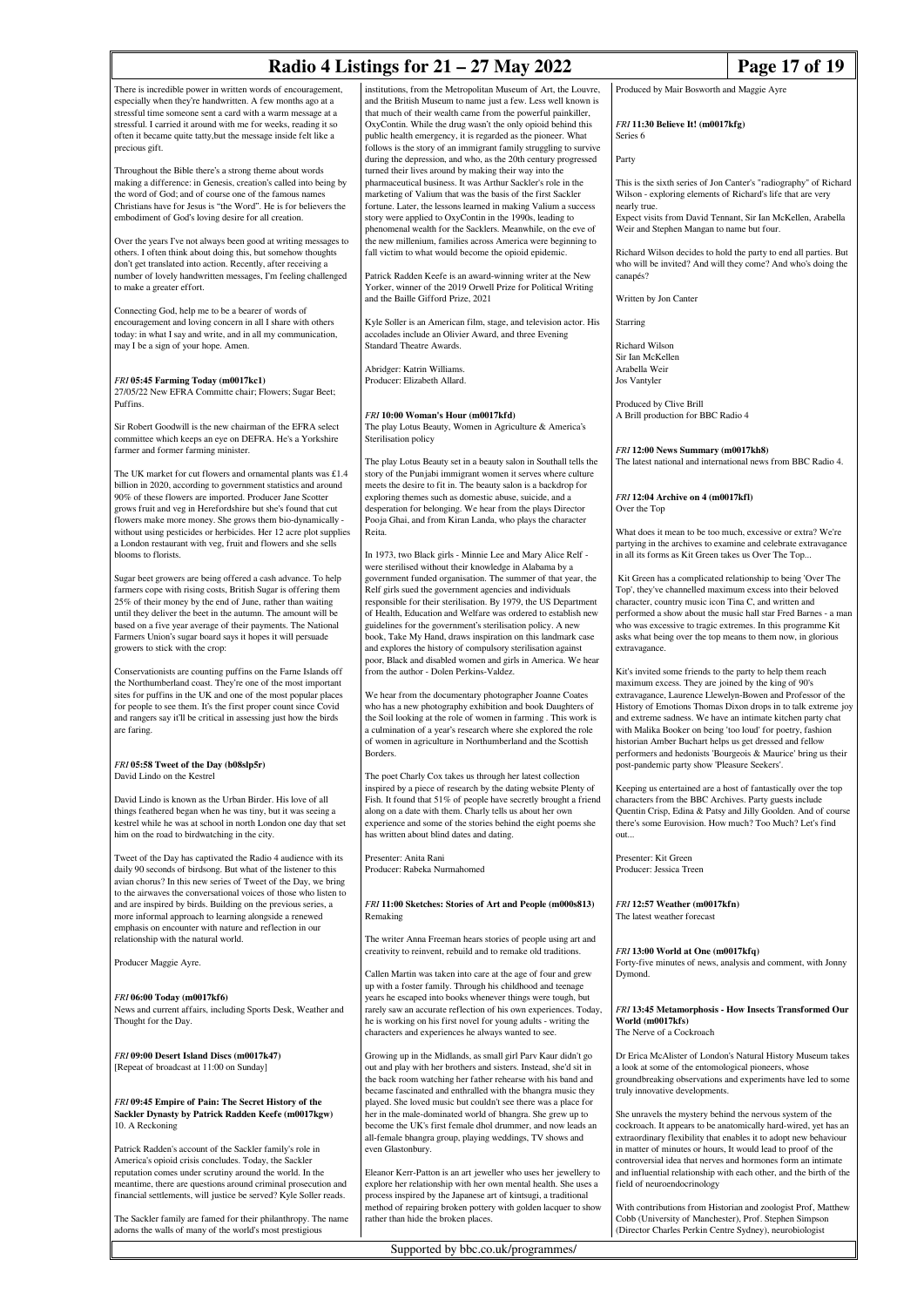There is incredible power in written words of encouragement, especially when they're handwritten. A few months ago at a stressful time someone sent a card with a warm message at a stressful. I carried it around with me for weeks, reading it so often it became quite tatty,but the message inside felt like a precious gift.

Throughout the Bible there's a strong theme about words making a difference: in Genesis, creation's called into being by the word of God; and of course one of the famous names Christians have for Jesus is "the Word". He is for believers the embodiment of God's loving desire for all creation.

Over the years I've not always been good at writing messages to others. I often think about doing this, but somehow thoughts don't get translated into action. Recently, after receiving a number of lovely handwritten messages, I'm feeling challenged to make a greater effort.

Connecting God, help me to be a bearer of words of encouragement and loving concern in all I share with others today: in what I say and write, and in all my communication, may I be a sign of your hope. Amen.

### *FRI* 05:45 Farming Today (m0017kc1)

27/05/22 New EFRA Committe chair; Flowers; Sugar Beet; Puffins.

Sir Robert Goodwill is the new chairman of the EFRA select committee which keeps an eye on DEFRA. He's a Yorkshire farmer and former farming minister.

The UK market for cut flowers and ornamental plants was £1.4 billion in 2020, according to government statistics and around 90% of these flowers are imported. Producer Jane Scotter grows fruit and veg in Herefordshire but she's found that cut flowers make more money. She grows them bio-dynamically - without using pesticides or herbicides. Her 12 acre plot supplies a London restaurant with veg, fruit and flowers and she sells blooms to florists.

Sugar beet growers are being offered a cash advance. To help farmers cope with rising costs, British Sugar is offering them 25% of their money by the end of June, rather than waiting until they deliver the beet in the autumn. The amount will be based on a five year average of their payments. The National Farmers Union's sugar board says it hopes it will persuade growers to stick with the crop:

Conservationists are counting puffins on the Farne Islands off the Northumberland coast. They're one of the most important sites for puffins in the UK and one of the most popular places for people to see them. It's the first proper count since Covid and rangers say it'll be critical in assessing just how the birds are faring.

### *FRI* 05:58 Tweet of the Day (b08slp5r)

David Lindo on the Kestrel

David Lindo is known as the Urban Birder. His love of all things feathered began when he was tiny, but it was seeing a kestrel while he was at school in north London one day that set him on the road to birdwatching in the city.

Tweet of the Day has captivated the Radio 4 audience with its daily 90 seconds of birdsong. But what of the listener to this avian chorus? In this new series of Tweet of the Day, we bring to the airwaves the conversational voices of those who listen to and are inspired by birds. Building on the previous series, a more informal approach to learning alongside a renewed emphasis on encounter with nature and reflection in our relationship with the natural world.

Producer Maggie Ayre.

### *FRI* 06:00 Today (m0017kf6)

News and current affairs, including Sports Desk, Weather and Thought for the Day.

### *FRI* 09:00 Desert Island Discs (m0017k47)

[Repeat of broadcast at 11:00 on Sunday]

### *FRI* 09:45 Empire of Pain: The Secret History of the Sackler Dynasty by Patrick Radden Keefe (m0017kgw)

10. A Reckoning

Patrick Radden's account of the Sackler family's role in America's opioid crisis concludes. Today, the Sackler reputation comes under scrutiny around the world. In the meantime, there are questions around criminal prosecution and financial settlements, will justice be served? Kyle Soller reads.

The Sackler family are famed for their philanthropy. The name adorns the walls of many of the world's most prestigious institutions, from the Metropolitan Museum of Art, the Louvre, and the British Museum to name just a few. Less well known is that much of their wealth came from the powerful painkiller, OxyContin. While the drug wasn't the only opioid behind this public health emergency, it is regarded as the pioneer. What follows is the story of an immigrant family struggling to survive during the depression, and who, as the 20th century progressed turned their lives around by making their way into the pharmaceutical business. It was Arthur Sackler's role in the marketing of Valium that was the basis of the first Sackler fortune. Later, the lessons learned in making Valium a success story were applied to OxyContin in the 1990s, leading to phenomenal wealth for the Sacklers. Meanwhile, on the eve of the new millenium, families across America were beginning to fall victim to what would become the opioid epidemic.

Patrick Radden Keefe is an award-winning writer at the New Yorker, winner of the 2019 Orwell Prize for Political Writing and the Baille Gifford Prize, 2021

Kyle Soller is an American film, stage, and television actor. His accolades include an Olivier Award, and three Evening Standard Theatre Awards.

Abridger: Katrin Williams.
Producer: Elizabeth Allard.

### *FRI* 10:00 Woman's Hour (m0017kfd)

The play Lotus Beauty, Women in Agriculture & America's Sterilisation policy

The play Lotus Beauty set in a beauty salon in Southall tells the story of the Punjabi immigrant women it serves where culture meets the desire to fit in. The beauty salon is a backdrop for exploring themes such as domestic abuse, suicide, and a desperation for belonging. We hear from the plays Director Pooja Ghai, and from Kiran Landa, who plays the character Reita.

In 1973, two Black girls - Minnie Lee and Mary Alice Relf - were sterilised without their knowledge in Alabama by a government funded organisation. The summer of that year, the Relf girls sued the government agencies and individuals responsible for their sterilisation. By 1979, the US Department of Health, Education and Welfare was ordered to establish new guidelines for the government's sterilisation policy. A new book, Take My Hand, draws inspiration on this landmark case and explores the history of compulsory sterilisation against poor, Black and disabled women and girls in America. We hear from the author - Dolen Perkins-Valdez.

We hear from the documentary photographer Joanne Coates who has a new photography exhibition and book Daughters of the Soil looking at the role of women in farming . This work is a culmination of a year's research where she explored the role of women in agriculture in Northumberland and the Scottish Borders.

The poet Charly Cox takes us through her latest collection inspired by a piece of research by the dating website Plenty of Fish. It found that 51% of people have secretly brought a friend along on a date with them. Charly tells us about her own experience and some of the stories behind the eight poems she has written about blind dates and dating.

Presenter: Anita Rani
Producer: Rabeka Nurmahomed

### *FRI* 11:00 Sketches: Stories of Art and People (m000s813)

Remaking

The writer Anna Freeman hears stories of people using art and creativity to reinvent, rebuild and to remake old traditions.

Callen Martin was taken into care at the age of four and grew up with a foster family. Through his childhood and teenage years he escaped into books whenever things were tough, but rarely saw an accurate reflection of his own experiences. Today, he is working on his first novel for young adults - writing the characters and experiences he always wanted to see.

Growing up in the Midlands, as small girl Parv Kaur didn't go out and play with her brothers and sisters. Instead, she'd sit in the back room watching her father rehearse with his band and became fascinated and enthralled with the bhangra music they played. She loved music but couldn't see there was a place for her in the male-dominated world of bhangra. She grew up to become the UK's first female dhol drummer, and now leads an all-female bhangra group, playing weddings, TV shows and even Glastonbury.

Eleanor Kerr-Patton is an art jeweller who uses her jewellery to explore her relationship with her own mental health. She uses a process inspired by the Japanese art of kintsugi, a traditional method of repairing broken pottery with golden lacquer to show rather than hide the broken places.

Produced by Mair Bosworth and Maggie Ayre

### *FRI* 11:30 Believe It! (m0017kfg)

Series 6

Party

This is the sixth series of Jon Canter's "radiography" of Richard Wilson - exploring elements of Richard's life that are very nearly true.
Expect visits from David Tennant, Sir Ian McKellen, Arabella Weir and Stephen Mangan to name but four.

Richard Wilson decides to hold the party to end all parties. But who will be invited? And will they come? And who's doing the canapés?

Written by Jon Canter

Starring

Richard Wilson
Sir Ian McKellen
Arabella Weir
Jos Vantyler

Produced by Clive Brill
A Brill production for BBC Radio 4

### *FRI* 12:00 News Summary (m0017kh8)

The latest national and international news from BBC Radio 4.

### *FRI* 12:04 Archive on 4 (m0017kfl)

Over the Top

What does it mean to be too much, excessive or extra? We're partying in the archives to examine and celebrate extravagance in all its forms as Kit Green takes us Over The Top...

Kit Green has a complicated relationship to being 'Over The Top', they've channelled maximum excess into their beloved character, country music icon Tina C, and written and performed a show about the music hall star Fred Barnes - a man who was excessive to tragic extremes. In this programme Kit asks what being over the top means to them now, in glorious extravagance.

Kit's invited some friends to the party to help them reach maximum excess. They are joined by the king of 90's extravagance, Laurence Llewelyn-Bowen and Professor of the History of Emotions Thomas Dixon drops in to talk extreme joy and extreme sadness. We have an intimate kitchen party chat with Malika Booker on being 'too loud' for poetry, fashion historian Amber Buchart helps us get dressed and fellow performers and hedonists 'Bourgeois & Maurice' bring us their post-pandemic party show 'Pleasure Seekers'.

Keeping us entertained are a host of fantastically over the top characters from the BBC Archives. Party guests include Quentin Crisp, Edina & Patsy and Jilly Goolden. And of course there's some Eurovision. How much? Too Much? Let's find out...

Presenter: Kit Green
Producer: Jessica Treen

### *FRI* 12:57 Weather (m0017kfn)

The latest weather forecast

### *FRI* 13:00 World at One (m0017kfq)

Forty-five minutes of news, analysis and comment, with Jonny Dymond.

### *FRI* 13:45 Metamorphosis - How Insects Transformed Our World (m0017kfs)

The Nerve of a Cockroach

Dr Erica McAlister of London's Natural History Museum takes a look at some of the entomological pioneers, whose groundbreaking observations and experiments have led to some truly innovative developments.

She unravels the mystery behind the nervous system of the cockroach. It appears to be anatomically hard-wired, yet has an extraordinary flexibility that enables it to adopt new behaviour in matter of minutes or hours, It would lead to proof of the controversial idea that nerves and hormones form an intimate and influential relationship with each other, and the birth of the field of neuroendocrinology

With contributions from Historian and zoologist Prof, Matthew Cobb (University of Manchester), Prof. Stephen Simpson (Director Charles Perkin Centre Sydney), neurobiologist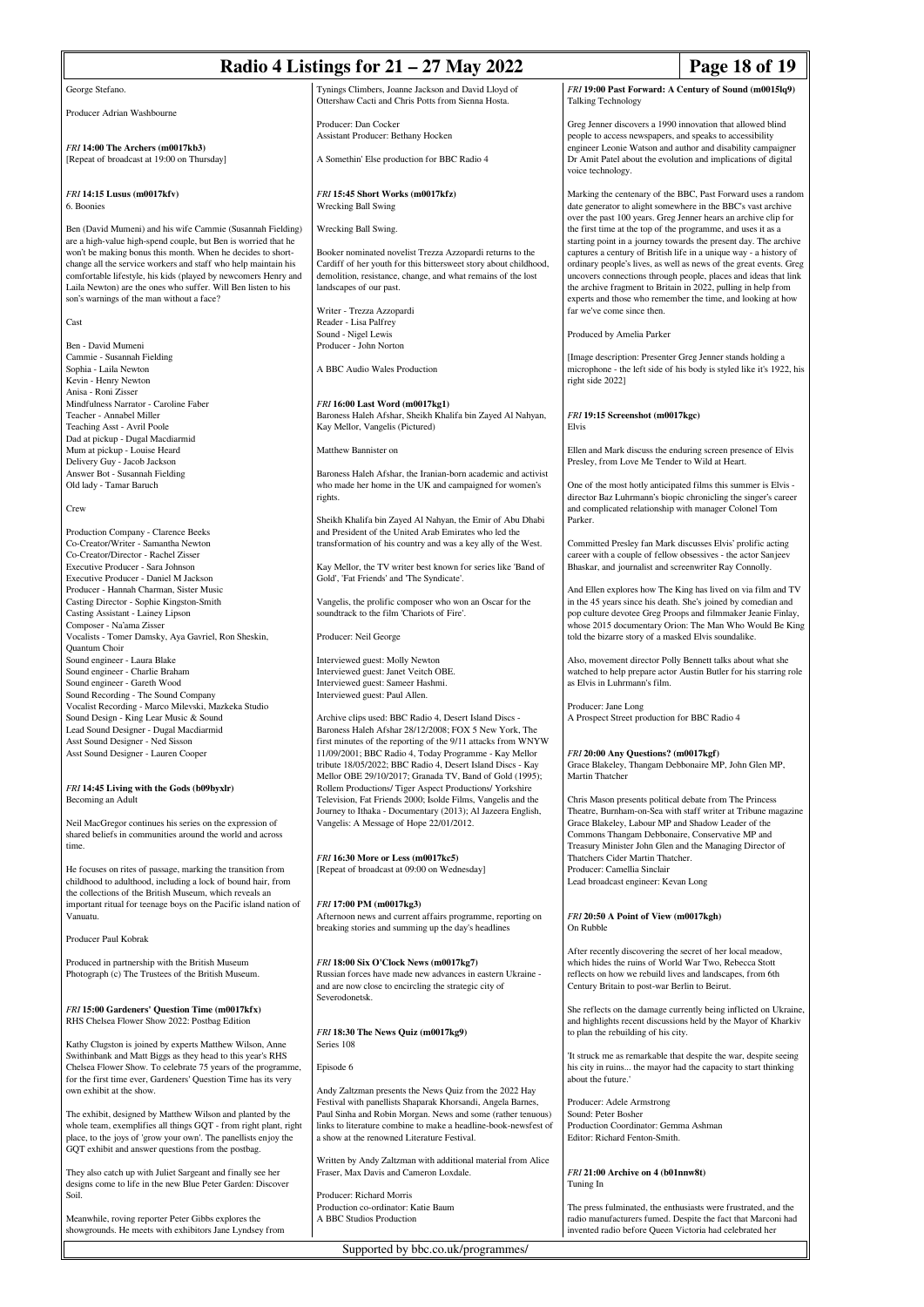George Stefano.

Producer Adrian Washbourne

*FRI* **14:00 The Archers (m0017kb3)**
[Repeat of broadcast at 19:00 on Thursday]

*FRI* **14:15 Lusus (m0017kfv)**
6. Boonies

Ben (David Mumeni) and his wife Cammie (Susannah Fielding) are a high-value high-spend couple, but Ben is worried that he won't be making bonus this month. When he decides to short-change all the service workers and staff who help maintain his comfortable lifestyle, his kids (played by newcomers Henry and Laila Newton) are the ones who suffer. Will Ben listen to his son's warnings of the man without a face?

Cast

Ben - David Mumeni
Cammie - Susannah Fielding
Sophia - Laila Newton
Kevin - Henry Newton
Anisa - Roni Zisser
Mindfulness Narrator - Caroline Faber
Teacher - Annabel Miller
Teaching Asst - Avril Poole
Dad at pickup - Dugal Macdiarmid
Mum at pickup - Louise Heard
Delivery Guy - Jacob Jackson
Answer Bot - Susannah Fielding
Old lady - Tamar Baruch

Crew

Production Company - Clarence Beeks
Co-Creator/Writer - Samantha Newton
Co-Creator/Director - Rachel Zisser
Executive Producer - Sara Johnson
Executive Producer - Daniel M Jackson
Producer - Hannah Charman, Sister Music
Casting Director - Sophie Kingston-Smith
Casting Assistant - Lainey Lipson
Composer - Na'ama Zisser
Vocalists - Tomer Damsky, Aya Gavriel, Ron Sheskin, Quantum Choir
Sound engineer - Laura Blake
Sound engineer - Charlie Braham
Sound engineer - Gareth Wood
Sound Recording - The Sound Company
Vocalist Recording - Marco Milevski, Mazkeka Studio
Sound Design - King Lear Music & Sound
Lead Sound Designer - Dugal Macdiarmid
Asst Sound Designer - Ned Sisson
Asst Sound Designer - Lauren Cooper

*FRI* **14:45 Living with the Gods (b09byxlr)**
Becoming an Adult

Neil MacGregor continues his series on the expression of shared beliefs in communities around the world and across time.

He focuses on rites of passage, marking the transition from childhood to adulthood, including a lock of bound hair, from the collections of the British Museum, which reveals an important ritual for teenage boys on the Pacific island nation of Vanuatu.

Producer Paul Kobrak

Produced in partnership with the British Museum
Photograph (c) The Trustees of the British Museum.

*FRI* **15:00 Gardeners' Question Time (m0017kfx)**
RHS Chelsea Flower Show 2022: Postbag Edition

Kathy Clugston is joined by experts Matthew Wilson, Anne Swithinbank and Matt Biggs as they head to this year's RHS Chelsea Flower Show. To celebrate 75 years of the programme, for the first time ever, Gardeners' Question Time has its very own exhibit at the show.

The exhibit, designed by Matthew Wilson and planted by the whole team, exemplifies all things GQT - from right plant, right place, to the joys of 'grow your own'. The panellists enjoy the GQT exhibit and answer questions from the postbag.

They also catch up with Juliet Sargeant and finally see her designs come to life in the new Blue Peter Garden: Discover Soil.

Meanwhile, roving reporter Peter Gibbs explores the showgrounds. He meets with exhibitors Jane Lyndsey from Tynings Climbers, Joanne Jackson and David Lloyd of Ottershaw Cacti and Chris Potts from Sienna Hosta.

Producer: Dan Cocker
Assistant Producer: Bethany Hocken

A Somethin' Else production for BBC Radio 4

*FRI* **15:45 Short Works (m0017kfz)**
Wrecking Ball Swing

Wrecking Ball Swing.

Booker nominated novelist Trezza Azzopardi returns to the Cardiff of her youth for this bittersweet story about childhood, demolition, resistance, change, and what remains of the lost landscapes of our past.

Writer - Trezza Azzopardi
Reader - Lisa Palfrey
Sound - Nigel Lewis
Producer - John Norton

A BBC Audio Wales Production

*FRI* **16:00 Last Word (m0017kg1)**
Baroness Haleh Afshar, Sheikh Khalifa bin Zayed Al Nahyan, Kay Mellor, Vangelis (Pictured)

Matthew Bannister on

Baroness Haleh Afshar, the Iranian-born academic and activist who made her home in the UK and campaigned for women's rights.

Sheikh Khalifa bin Zayed Al Nahyan, the Emir of Abu Dhabi and President of the United Arab Emirates who led the transformation of his country and was a key ally of the West.

Kay Mellor, the TV writer best known for series like 'Band of Gold', 'Fat Friends' and 'The Syndicate'.

Vangelis, the prolific composer who won an Oscar for the soundtrack to the film 'Chariots of Fire'.

Producer: Neil George

Interviewed guest: Molly Newton
Interviewed guest: Janet Veitch OBE.
Interviewed guest: Sameer Hashmi.
Interviewed guest: Paul Allen.

Archive clips used: BBC Radio 4, Desert Island Discs - Baroness Haleh Afshar 28/12/2008; FOX 5 New York, The first minutes of the reporting of the 9/11 attacks from WNYW 11/09/2001; BBC Radio 4, Today Programme - Kay Mellor tribute 18/05/2022; BBC Radio 4, Desert Island Discs - Kay Mellor OBE 29/10/2017; Granada TV, Band of Gold (1995); Rollem Productions/ Tiger Aspect Productions/ Yorkshire Television, Fat Friends 2000; Isolde Films, Vangelis and the Journey to Ithaka - Documentary (2013); Al Jazeera English, Vangelis: A Message of Hope 22/01/2012.

*FRI* **16:30 More or Less (m0017kc5)**
[Repeat of broadcast at 09:00 on Wednesday]

*FRI* **17:00 PM (m0017kg3)**
Afternoon news and current affairs programme, reporting on breaking stories and summing up the day's headlines

*FRI* **18:00 Six O'Clock News (m0017kg7)**
Russian forces have made new advances in eastern Ukraine - and are now close to encircling the strategic city of Severodonetsk.

*FRI* **18:30 The News Quiz (m0017kg9)**
Series 108

Episode 6

Andy Zaltzman presents the News Quiz from the 2022 Hay Festival with panellists Shaparak Khorsandi, Angela Barnes, Paul Sinha and Robin Morgan. News and some (rather tenuous) links to literature combine to make a headline-book-newsfest of a show at the renowned Literature Festival.

Written by Andy Zaltzman with additional material from Alice Fraser, Max Davis and Cameron Loxdale.

Producer: Richard Morris
Production co-ordinator: Katie Baum
A BBC Studios Production

*FRI* **19:00 Past Forward: A Century of Sound (m0015lq9)**
Talking Technology

Greg Jenner discovers a 1990 innovation that allowed blind people to access newspapers, and speaks to accessibility engineer Leonie Watson and author and disability campaigner Dr Amit Patel about the evolution and implications of digital voice technology.

Marking the centenary of the BBC, Past Forward uses a random date generator to alight somewhere in the BBC's vast archive over the past 100 years. Greg Jenner hears an archive clip for the first time at the top of the programme, and uses it as a starting point in a journey towards the present day. The archive captures a century of British life in a unique way - a history of ordinary people's lives, as well as news of the great events. Greg uncovers connections through people, places and ideas that link the archive fragment to Britain in 2022, pulling in help from experts and those who remember the time, and looking at how far we've come since then.

Produced by Amelia Parker

[Image description: Presenter Greg Jenner stands holding a microphone - the left side of his body is styled like it's 1922, his right side 2022]

*FRI* **19:15 Screenshot (m0017kgc)**
Elvis

Ellen and Mark discuss the enduring screen presence of Elvis Presley, from Love Me Tender to Wild at Heart.

One of the most hotly anticipated films this summer is Elvis - director Baz Luhrmann's biopic chronicling the singer's career and complicated relationship with manager Colonel Tom Parker.

Committed Presley fan Mark discusses Elvis' prolific acting career with a couple of fellow obsessives - the actor Sanjeev Bhaskar, and journalist and screenwriter Ray Connolly.

And Ellen explores how The King has lived on via film and TV in the 45 years since his death. She's joined by comedian and pop culture devotee Greg Proops and filmmaker Jeanie Finlay, whose 2015 documentary Orion: The Man Who Would Be King told the bizarre story of a masked Elvis soundalike.

Also, movement director Polly Bennett talks about what she watched to help prepare actor Austin Butler for his starring role as Elvis in Luhrmann's film.

Producer: Jane Long
A Prospect Street production for BBC Radio 4

*FRI* **20:00 Any Questions? (m0017kgf)**
Grace Blakeley, Thangam Debbonaire MP, John Glen MP, Martin Thatcher

Chris Mason presents political debate from The Princess Theatre, Burnham-on-Sea with staff writer at Tribune magazine Grace Blakeley, Labour MP and Shadow Leader of the Commons Thangam Debbonaire, Conservative MP and Treasury Minister John Glen and the Managing Director of Thatchers Cider Martin Thatcher.
Producer: Camellia Sinclair
Lead broadcast engineer: Kevan Long

*FRI* **20:50 A Point of View (m0017kgh)**
On Rubble

After recently discovering the secret of her local meadow, which hides the ruins of World War Two, Rebecca Stott reflects on how we rebuild lives and landscapes, from 6th Century Britain to post-war Berlin to Beirut.

She reflects on the damage currently being inflicted on Ukraine, and highlights recent discussions held by the Mayor of Kharkiv to plan the rebuilding of his city.

'It struck me as remarkable that despite the war, despite seeing his city in ruins... the mayor had the capacity to start thinking about the future.'

Producer: Adele Armstrong
Sound: Peter Bosher
Production Coordinator: Gemma Ashman
Editor: Richard Fenton-Smith.

*FRI* **21:00 Archive on 4 (b01nnw8t)**
Tuning In

The press fulminated, the enthusiasts were frustrated, and the radio manufacturers fumed. Despite the fact that Marconi had invented radio before Queen Victoria had celebrated her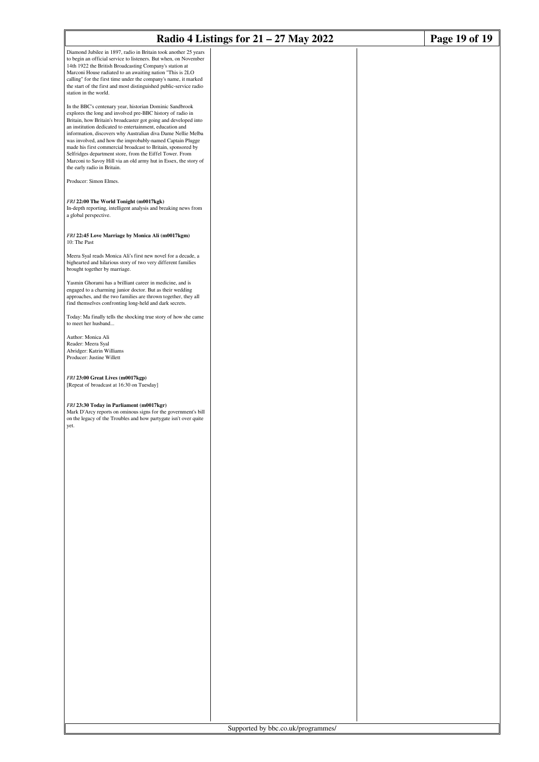Diamond Jubilee in 1897, radio in Britain took another 25 years to begin an official service to listeners. But when, on November 14th 1922 the British Broadcasting Company's station at Marconi House radiated to an awaiting nation "This is 2LO calling" for the first time under the company's name, it marked the start of the first and most distinguished public-service radio station in the world.

In the BBC's centenary year, historian Dominic Sandbrook explores the long and involved pre-BBC history of radio in Britain, how Britain's broadcaster got going and developed into an institution dedicated to entertainment, education and information, discovers why Australian diva Dame Nellie Melba was involved, and how the improbably-named Captain Plugge made his first commercial broadcast to Britain, sponsored by Selfridges department store, from the Eiffel Tower. From Marconi to Savoy Hill via an old army hut in Essex, the story of the early radio in Britain.

Producer: Simon Elmes.

*FRI* **22:00 The World Tonight (m0017kgk)**
In-depth reporting, intelligent analysis and breaking news from a global perspective.

*FRI* **22:45 Love Marriage by Monica Ali (m0017kgm)**
10: The Past

Meera Syal reads Monica Ali's first new novel for a decade, a bighearted and hilarious story of two very different families brought together by marriage.

Yasmin Ghorami has a brilliant career in medicine, and is engaged to a charming junior doctor. But as their wedding approaches, and the two families are thrown together, they all find themselves confronting long-held and dark secrets.

Today: Ma finally tells the shocking true story of how she came to meet her husband...

Author: Monica Ali
Reader: Meera Syal
Abridger: Katrin Williams
Producer: Justine Willett

*FRI* **23:00 Great Lives (m0017kgp)**
[Repeat of broadcast at 16:30 on Tuesday]

*FRI* **23:30 Today in Parliament (m0017kgr)**
Mark D'Arcy reports on ominous signs for the government's bill on the legacy of the Troubles and how partygate isn't over quite yet.